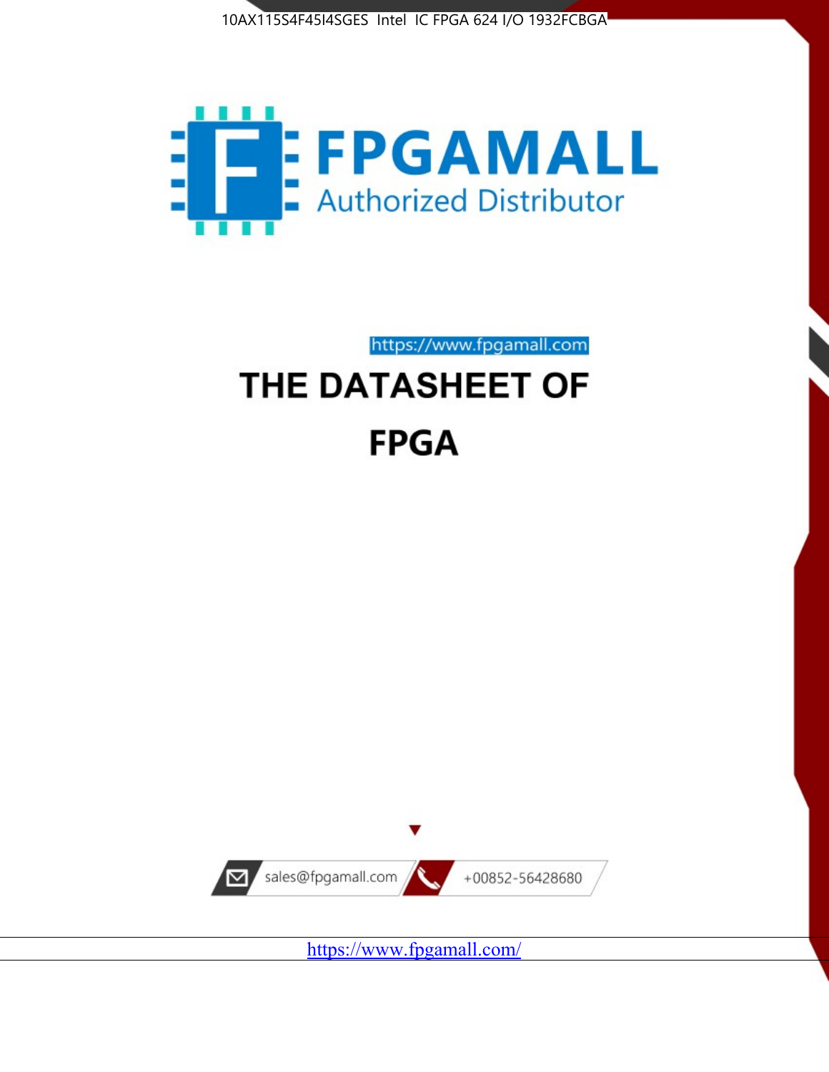10AX115S4F45I4SGES Intel IC FPGA 624 I/O 1932FCBGA

FPGAMALL

Authorized Distributor

https://www.fpgamall.com

# THE DATASHEET OF

# FPGA

sales@fpgamall.com

+00852-56428680

https://www.fpgamall.com/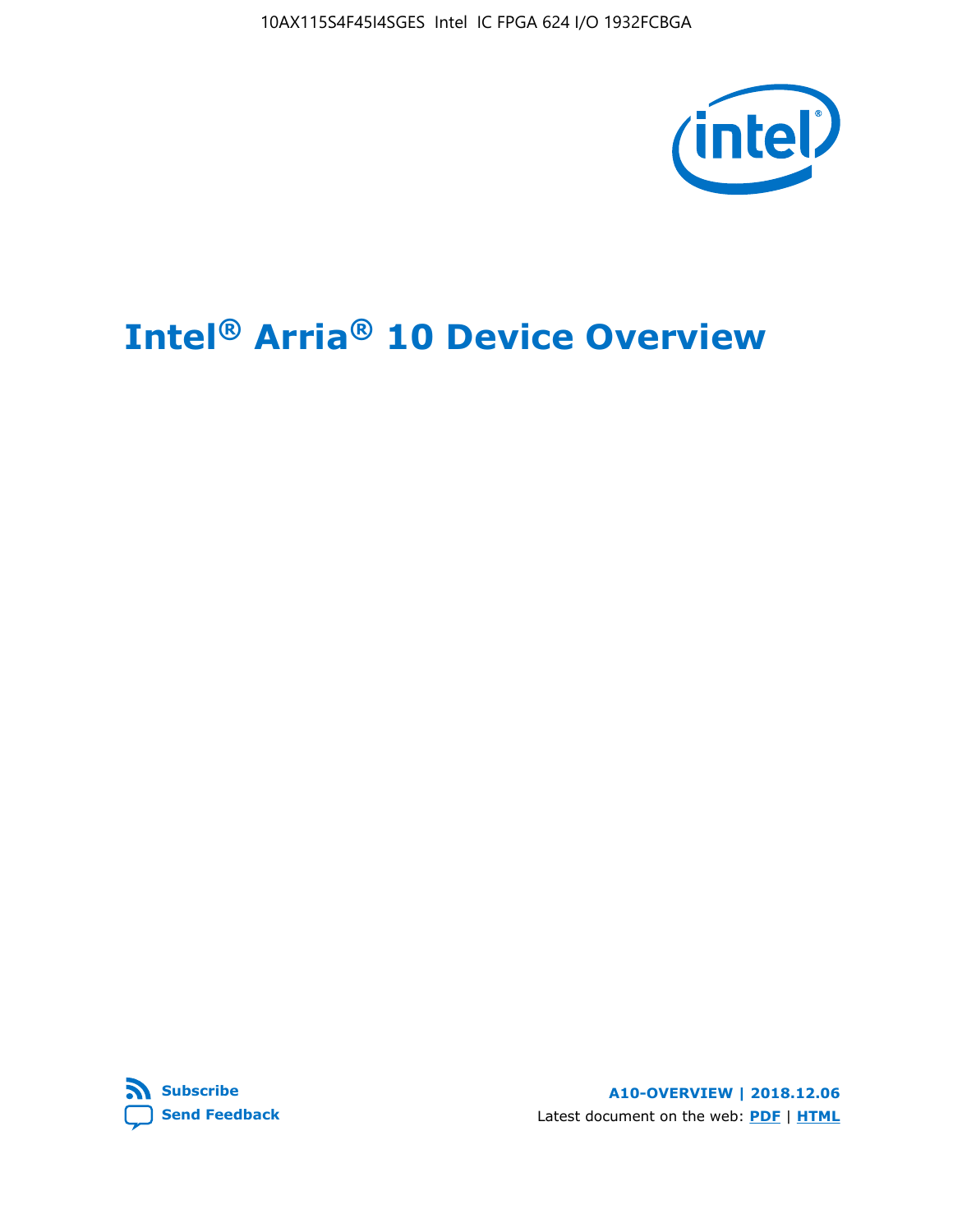10AX115S4F45I4SGES Intel IC FPGA 624 I/O 1932FCBGA

# Intel® Arria® 10 Device Overview

Subscribe

Send Feedback

A10-OVERVIEW | 2018.12.06

Latest document on the web: PDF | HTML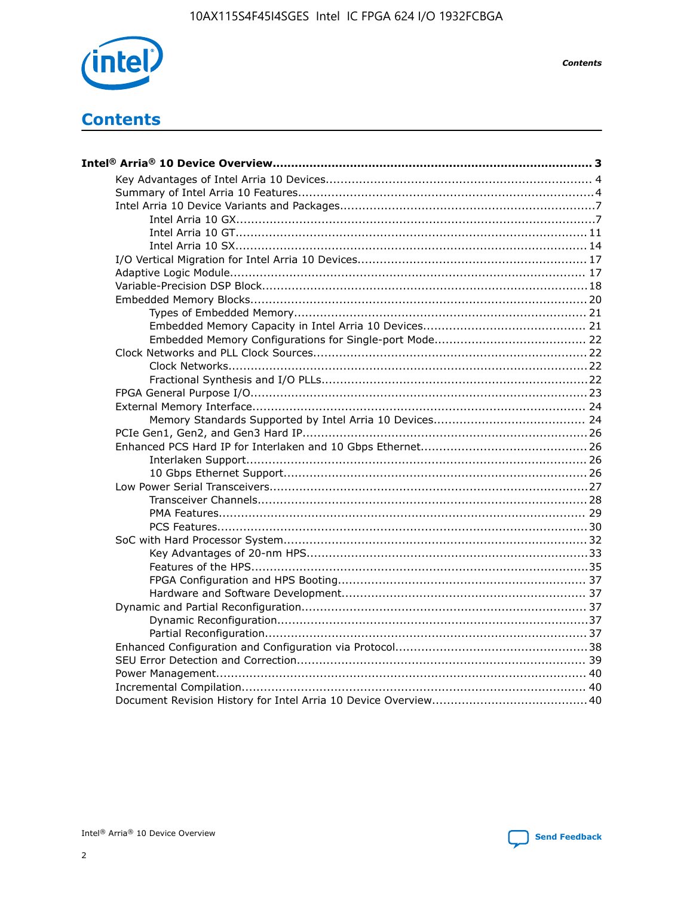# Contents

**Intel® Arria® 10 Device Overview....................................................................................... 3**

- Key Advantages of Intel Arria 10 Devices........................................................................ 4
- Summary of Intel Arria 10 Features................................................................................4
- Intel Arria 10 Device Variants and Packages.....................................................................7
  - Intel Arria 10 GX.................................................................................................7
  - Intel Arria 10 GT............................................................................................... 11
  - Intel Arria 10 SX............................................................................................... 14
- I/O Vertical Migration for Intel Arria 10 Devices.............................................................. 17
- Adaptive Logic Module................................................................................................ 17
- Variable-Precision DSP Block........................................................................................18
- Embedded Memory Blocks........................................................................................... 20
  - Types of Embedded Memory............................................................................... 21
  - Embedded Memory Capacity in Intel Arria 10 Devices............................................ 21
  - Embedded Memory Configurations for Single-port Mode......................................... 22
- Clock Networks and PLL Clock Sources.......................................................................... 22
  - Clock Networks.................................................................................................22
  - Fractional Synthesis and I/O PLLs........................................................................22
- FPGA General Purpose I/O.......................................................................................... 23
- External Memory Interface.......................................................................................... 24
  - Memory Standards Supported by Intel Arria 10 Devices......................................... 24
- PCIe Gen1, Gen2, and Gen3 Hard IP.............................................................................26
- Enhanced PCS Hard IP for Interlaken and 10 Gbps Ethernet.............................................26
  - Interlaken Support............................................................................................ 26
  - 10 Gbps Ethernet Support.................................................................................. 26
- Low Power Serial Transceivers.....................................................................................27
  - Transceiver Channels.........................................................................................28
  - PMA Features................................................................................................... 29
  - PCS Features....................................................................................................30
- SoC with Hard Processor System..................................................................................32
  - Key Advantages of 20-nm HPS............................................................................33
  - Features of the HPS...........................................................................................35
  - FPGA Configuration and HPS Booting................................................................... 37
  - Hardware and Software Development.................................................................. 37
- Dynamic and Partial Reconfiguration.............................................................................37
  - Dynamic Reconfiguration....................................................................................37
  - Partial Reconfiguration.......................................................................................37
- Enhanced Configuration and Configuration via Protocol....................................................38
- SEU Error Detection and Correction.............................................................................. 39
- Power Management.................................................................................................... 40
- Incremental Compilation............................................................................................. 40
- Document Revision History for Intel Arria 10 Device Overview.......................................... 40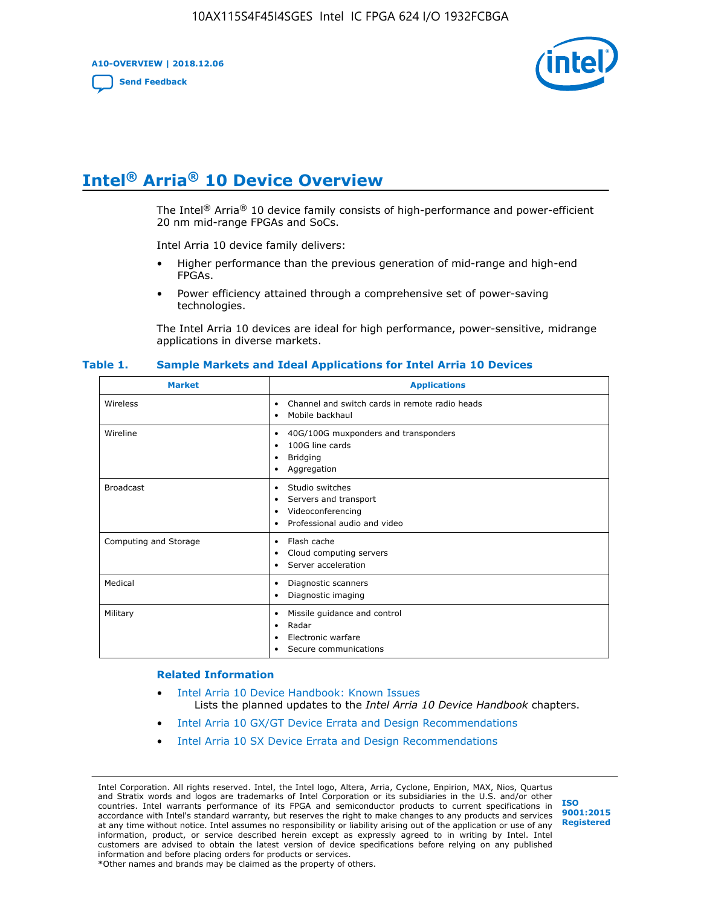# Intel® Arria® 10 Device Overview

The Intel® Arria® 10 device family consists of high-performance and power-efficient 20 nm mid-range FPGAs and SoCs.

Intel Arria 10 device family delivers:

- Higher performance than the previous generation of mid-range and high-end FPGAs.
- Power efficiency attained through a comprehensive set of power-saving technologies.

The Intel Arria 10 devices are ideal for high performance, power-sensitive, midrange applications in diverse markets.

**Table 1. Sample Markets and Ideal Applications for Intel Arria 10 Devices**

| Market | Applications |
|---|---|
| Wireless | • Channel and switch cards in remote radio heads<br>• Mobile backhaul |
| Wireline | • 40G/100G muxponders and transponders<br>• 100G line cards<br>• Bridging<br>• Aggregation |
| Broadcast | • Studio switches<br>• Servers and transport<br>• Videoconferencing<br>• Professional audio and video |
| Computing and Storage | • Flash cache<br>• Cloud computing servers<br>• Server acceleration |
| Medical | • Diagnostic scanners<br>• Diagnostic imaging |
| Military | • Missile guidance and control<br>• Radar<br>• Electronic warfare<br>• Secure communications |

### Related Information

- Intel Arria 10 Device Handbook: Known Issues
  Lists the planned updates to the *Intel Arria 10 Device Handbook* chapters.
- Intel Arria 10 GX/GT Device Errata and Design Recommendations
- Intel Arria 10 SX Device Errata and Design Recommendations

Intel Corporation. All rights reserved. Intel, the Intel logo, Altera, Arria, Cyclone, Enpirion, MAX, Nios, Quartus and Stratix words and logos are trademarks of Intel Corporation or its subsidiaries in the U.S. and/or other countries. Intel warrants performance of its FPGA and semiconductor products to current specifications in accordance with Intel's standard warranty, but reserves the right to make changes to any products and services at any time without notice. Intel assumes no responsibility or liability arising out of the application or use of any information, product, or service described herein except as expressly agreed to in writing by Intel. Intel customers are advised to obtain the latest version of device specifications before relying on any published information and before placing orders for products or services.
*Other names and brands may be claimed as the property of others.

ISO 9001:2015 Registered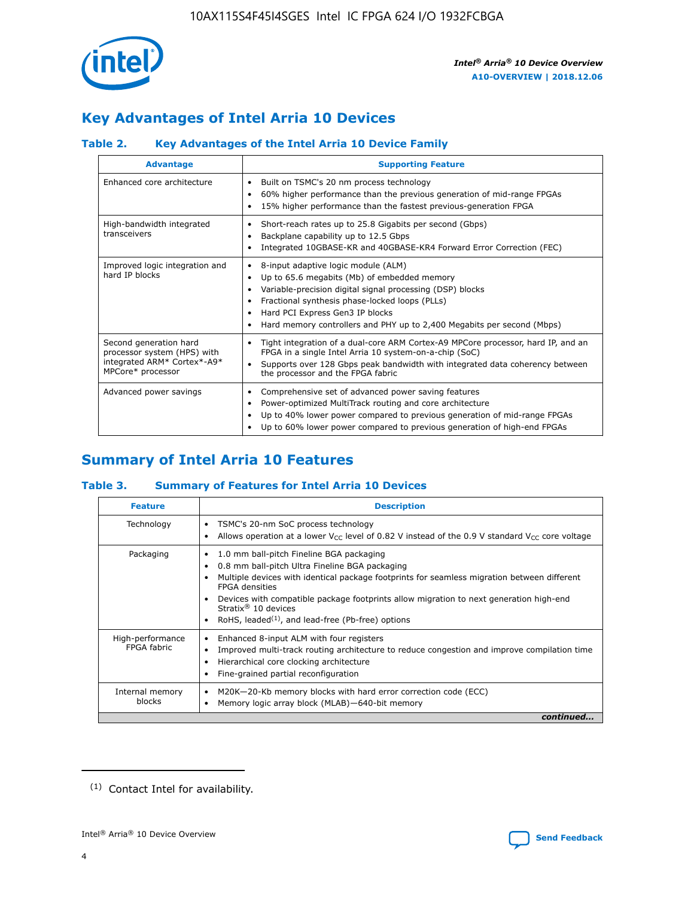## Key Advantages of Intel Arria 10 Devices

### Table 2. Key Advantages of the Intel Arria 10 Device Family

| Advantage | Supporting Feature |
|---|---|
| Enhanced core architecture | • Built on TSMC's 20 nm process technology<br>• 60% higher performance than the previous generation of mid-range FPGAs<br>• 15% higher performance than the fastest previous-generation FPGA |
| High-bandwidth integrated transceivers | • Short-reach rates up to 25.8 Gigabits per second (Gbps)<br>• Backplane capability up to 12.5 Gbps<br>• Integrated 10GBASE-KR and 40GBASE-KR4 Forward Error Correction (FEC) |
| Improved logic integration and hard IP blocks | • 8-input adaptive logic module (ALM)<br>• Up to 65.6 megabits (Mb) of embedded memory<br>• Variable-precision digital signal processing (DSP) blocks<br>• Fractional synthesis phase-locked loops (PLLs)<br>• Hard PCI Express Gen3 IP blocks<br>• Hard memory controllers and PHY up to 2,400 Megabits per second (Mbps) |
| Second generation hard processor system (HPS) with integrated ARM* Cortex*-A9* MPCore* processor | • Tight integration of a dual-core ARM Cortex-A9 MPCore processor, hard IP, and an FPGA in a single Intel Arria 10 system-on-a-chip (SoC)<br>• Supports over 128 Gbps peak bandwidth with integrated data coherency between the processor and the FPGA fabric |
| Advanced power savings | • Comprehensive set of advanced power saving features<br>• Power-optimized MultiTrack routing and core architecture<br>• Up to 40% lower power compared to previous generation of mid-range FPGAs<br>• Up to 60% lower power compared to previous generation of high-end FPGAs |

## Summary of Intel Arria 10 Features

### Table 3. Summary of Features for Intel Arria 10 Devices

| Feature | Description |
|---|---|
| Technology | • TSMC's 20-nm SoC process technology<br>• Allows operation at a lower $V_{CC}$ level of 0.82 V instead of the 0.9 V standard $V_{CC}$ core voltage |
| Packaging | • 1.0 mm ball-pitch Fineline BGA packaging<br>• 0.8 mm ball-pitch Ultra Fineline BGA packaging<br>• Multiple devices with identical package footprints for seamless migration between different FPGA densities<br>• Devices with compatible package footprints allow migration to next generation high-end Stratix® 10 devices<br>• RoHS, leaded[(1)], and lead-free (Pb-free) options |
| High-performance FPGA fabric | • Enhanced 8-input ALM with four registers<br>• Improved multi-track routing architecture to reduce congestion and improve compilation time<br>• Hierarchical core clocking architecture<br>• Fine-grained partial reconfiguration |
| Internal memory blocks | • M20K—20-Kb memory blocks with hard error correction code (ECC)<br>• Memory logic array block (MLAB)—640-bit memory |

*continued...*

(1) Contact Intel for availability.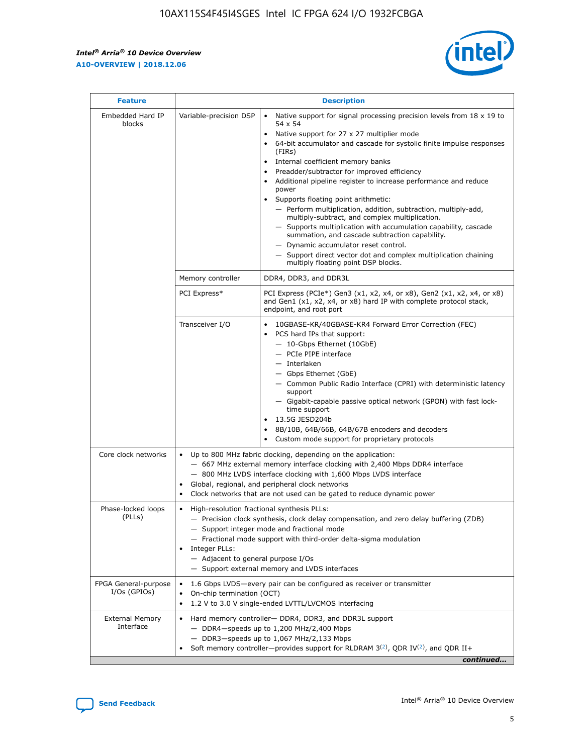| Feature | Description | |
|---|---|---|
| Embedded Hard IP blocks | Variable-precision DSP | • Native support for signal processing precision levels from 18 x 19 to 54 x 54<br>• Native support for 27 x 27 multiplier mode<br>• 64-bit accumulator and cascade for systolic finite impulse responses (FIRs)<br>• Internal coefficient memory banks<br>• Preadder/subtractor for improved efficiency<br>• Additional pipeline register to increase performance and reduce power<br>• Supports floating point arithmetic:<br>— Perform multiplication, addition, subtraction, multiply-add, multiply-subtract, and complex multiplication.<br>— Supports multiplication with accumulation capability, cascade summation, and cascade subtraction capability.<br>— Dynamic accumulator reset control.<br>— Support direct vector dot and complex multiplication chaining multiply floating point DSP blocks. |
| | Memory controller | DDR4, DDR3, and DDR3L |
| | PCI Express* | PCI Express (PCIe*) Gen3 (x1, x2, x4, or x8), Gen2 (x1, x2, x4, or x8) and Gen1 (x1, x2, x4, or x8) hard IP with complete protocol stack, endpoint, and root port |
| | Transceiver I/O | • 10GBASE-KR/40GBASE-KR4 Forward Error Correction (FEC)<br>• PCS hard IPs that support:<br>— 10-Gbps Ethernet (10GbE)<br>— PCIe PIPE interface<br>— Interlaken<br>— Gbps Ethernet (GbE)<br>— Common Public Radio Interface (CPRI) with deterministic latency support<br>— Gigabit-capable passive optical network (GPON) with fast lock-time support<br>• 13.5G JESD204b<br>• 8B/10B, 64B/66B, 64B/67B encoders and decoders<br>• Custom mode support for proprietary protocols |
| Core clock networks | • Up to 800 MHz fabric clocking, depending on the application:<br>— 667 MHz external memory interface clocking with 2,400 Mbps DDR4 interface<br>— 800 MHz LVDS interface clocking with 1,600 Mbps LVDS interface<br>• Global, regional, and peripheral clock networks<br>• Clock networks that are not used can be gated to reduce dynamic power | |
| Phase-locked loops (PLLs) | • High-resolution fractional synthesis PLLs:<br>— Precision clock synthesis, clock delay compensation, and zero delay buffering (ZDB)<br>— Support integer mode and fractional mode<br>— Fractional mode support with third-order delta-sigma modulation<br>• Integer PLLs:<br>— Adjacent to general purpose I/Os<br>— Support external memory and LVDS interfaces | |
| FPGA General-purpose I/Os (GPIOs) | • 1.6 Gbps LVDS—every pair can be configured as receiver or transmitter<br>• On-chip termination (OCT)<br>• 1.2 V to 3.0 V single-ended LVTTL/LVCMOS interfacing | |
| External Memory Interface | • Hard memory controller— DDR4, DDR3, and DDR3L support<br>— DDR4—speeds up to 1,200 MHz/2,400 Mbps<br>— DDR3—speeds up to 1,067 MHz/2,133 Mbps<br>• Soft memory controller—provides support for RLDRAM 3[(2)], QDR IV[(2)], and QDR II+ | |

*continued...*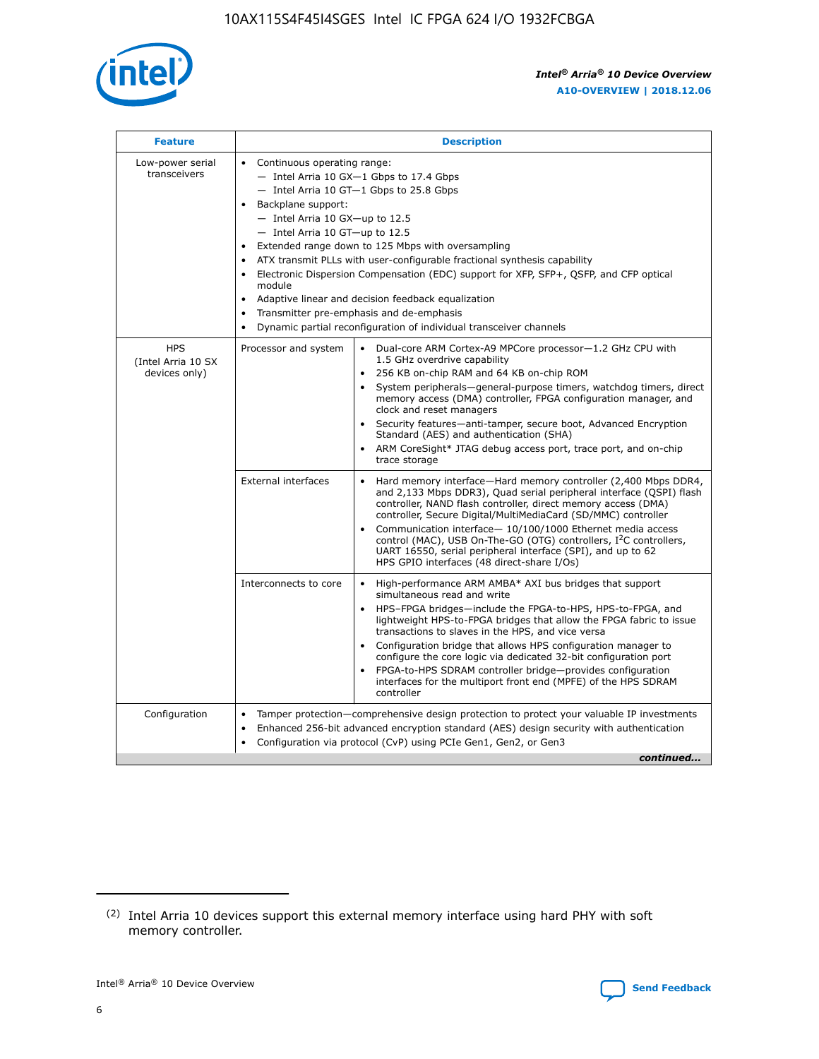| Feature | Description | |
|---|---|---|
| Low-power serial transceivers | • Continuous operating range:<br>— Intel Arria 10 GX—1 Gbps to 17.4 Gbps<br>— Intel Arria 10 GT—1 Gbps to 25.8 Gbps<br>• Backplane support:<br>— Intel Arria 10 GX—up to 12.5<br>— Intel Arria 10 GT—up to 12.5<br>• Extended range down to 125 Mbps with oversampling<br>• ATX transmit PLLs with user-configurable fractional synthesis capability<br>• Electronic Dispersion Compensation (EDC) support for XFP, SFP+, QSFP, and CFP optical module<br>• Adaptive linear and decision feedback equalization<br>• Transmitter pre-emphasis and de-emphasis<br>• Dynamic partial reconfiguration of individual transceiver channels | |
| HPS (Intel Arria 10 SX devices only) | Processor and system | • Dual-core ARM Cortex-A9 MPCore processor—1.2 GHz CPU with 1.5 GHz overdrive capability<br>• 256 KB on-chip RAM and 64 KB on-chip ROM<br>• System peripherals—general-purpose timers, watchdog timers, direct memory access (DMA) controller, FPGA configuration manager, and clock and reset managers<br>• Security features—anti-tamper, secure boot, Advanced Encryption Standard (AES) and authentication (SHA)<br>• ARM CoreSight* JTAG debug access port, trace port, and on-chip trace storage |
| | External interfaces | • Hard memory interface—Hard memory controller (2,400 Mbps DDR4, and 2,133 Mbps DDR3), Quad serial peripheral interface (QSPI) flash controller, NAND flash controller, direct memory access (DMA) controller, Secure Digital/MultiMediaCard (SD/MMC) controller<br>• Communication interface— 10/100/1000 Ethernet media access control (MAC), USB On-The-GO (OTG) controllers, I²C controllers, UART 16550, serial peripheral interface (SPI), and up to 62 HPS GPIO interfaces (48 direct-share I/Os) |
| | Interconnects to core | • High-performance ARM AMBA* AXI bus bridges that support simultaneous read and write<br>• HPS–FPGA bridges—include the FPGA-to-HPS, HPS-to-FPGA, and lightweight HPS-to-FPGA bridges that allow the FPGA fabric to issue transactions to slaves in the HPS, and vice versa<br>• Configuration bridge that allows HPS configuration manager to configure the core logic via dedicated 32-bit configuration port<br>• FPGA-to-HPS SDRAM controller bridge—provides configuration interfaces for the multiport front end (MPFE) of the HPS SDRAM controller |
| Configuration | • Tamper protection—comprehensive design protection to protect your valuable IP investments<br>• Enhanced 256-bit advanced encryption standard (AES) design security with authentication<br>• Configuration via protocol (CvP) using PCIe Gen1, Gen2, or Gen3 | |

*continued...*

(2) Intel Arria 10 devices support this external memory interface using hard PHY with soft memory controller.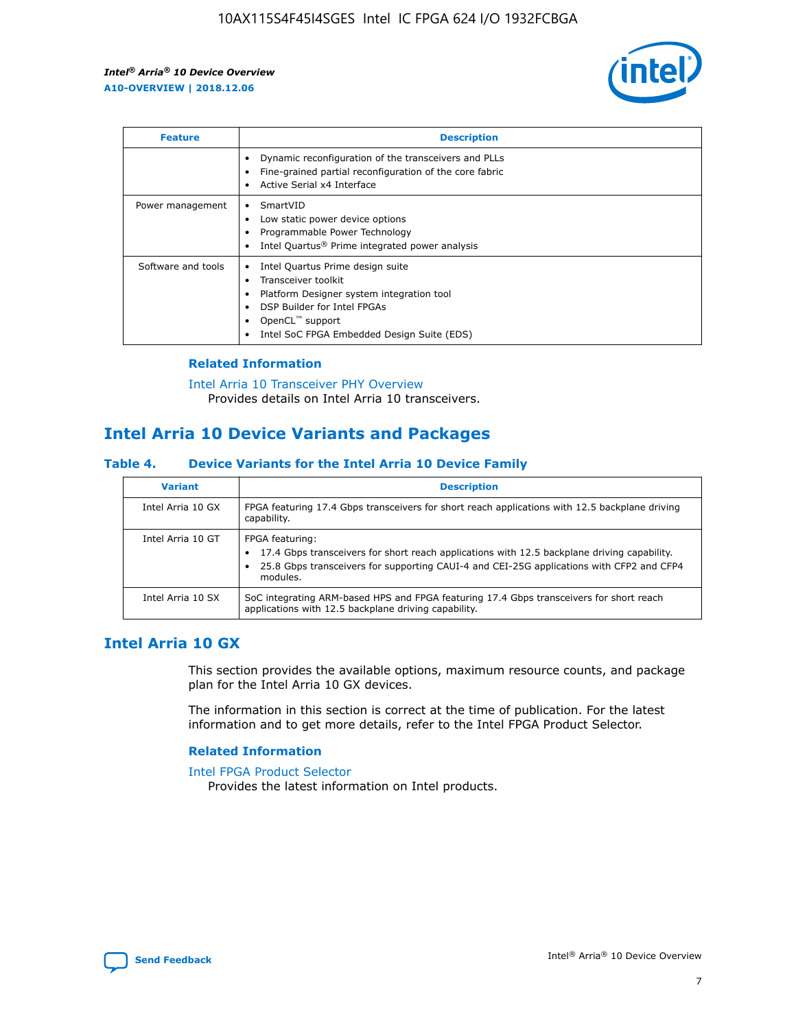| Feature | Description |
| --- | --- |
| | • Dynamic reconfiguration of the transceivers and PLLs<br>• Fine-grained partial reconfiguration of the core fabric<br>• Active Serial x4 Interface |
| Power management | • SmartVID<br>• Low static power device options<br>• Programmable Power Technology<br>• Intel Quartus® Prime integrated power analysis |
| Software and tools | • Intel Quartus Prime design suite<br>• Transceiver toolkit<br>• Platform Designer system integration tool<br>• DSP Builder for Intel FPGAs<br>• OpenCL™ support<br>• Intel SoC FPGA Embedded Design Suite (EDS) |

### Related Information

Intel Arria 10 Transceiver PHY Overview
Provides details on Intel Arria 10 transceivers.

## Intel Arria 10 Device Variants and Packages

### Table 4. Device Variants for the Intel Arria 10 Device Family

| Variant | Description |
| --- | --- |
| Intel Arria 10 GX | FPGA featuring 17.4 Gbps transceivers for short reach applications with 12.5 backplane driving capability. |
| Intel Arria 10 GT | FPGA featuring:<br>• 17.4 Gbps transceivers for short reach applications with 12.5 backplane driving capability.<br>• 25.8 Gbps transceivers for supporting CAUI-4 and CEI-25G applications with CFP2 and CFP4 modules. |
| Intel Arria 10 SX | SoC integrating ARM-based HPS and FPGA featuring 17.4 Gbps transceivers for short reach applications with 12.5 backplane driving capability. |

## Intel Arria 10 GX

This section provides the available options, maximum resource counts, and package plan for the Intel Arria 10 GX devices.

The information in this section is correct at the time of publication. For the latest information and to get more details, refer to the Intel FPGA Product Selector.

### Related Information

Intel FPGA Product Selector
Provides the latest information on Intel products.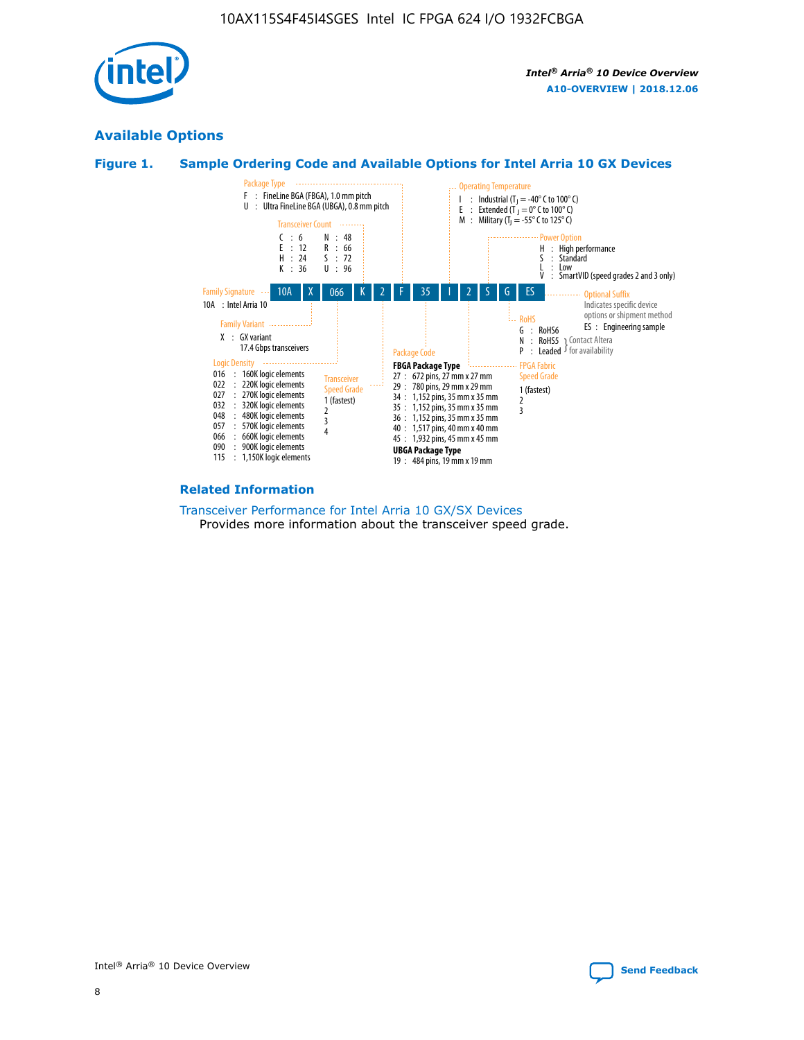## Available Options

### Figure 1. Sample Ordering Code and Available Options for Intel Arria 10 GX Devices

Sample ordering code: 10A X 066 K 2 F 35 I 2 S G ES

**Family Signature**
- 10A : Intel Arria 10

**Family Variant**
- X : GX variant 17.4 Gbps transceivers

**Logic Density**
- 016 : 160K logic elements
- 022 : 220K logic elements
- 027 : 270K logic elements
- 032 : 320K logic elements
- 048 : 480K logic elements
- 057 : 570K logic elements
- 066 : 660K logic elements
- 090 : 900K logic elements
- 115 : 1,150K logic elements

**Transceiver Count**
- C : 6
- E : 12
- H : 24
- K : 36
- N : 48
- R : 66
- S : 72
- U : 96

**Transceiver Speed Grade**
- 1 (fastest)
- 2
- 3
- 4

**Package Type**
- F : FineLine BGA (FBGA), 1.0 mm pitch
- U : Ultra FineLine BGA (UBGA), 0.8 mm pitch

**Package Code**

FBGA Package Type
- 27 : 672 pins, 27 mm x 27 mm
- 29 : 780 pins, 29 mm x 29 mm
- 34 : 1,152 pins, 35 mm x 35 mm
- 35 : 1,152 pins, 35 mm x 35 mm
- 36 : 1,152 pins, 35 mm x 35 mm
- 40 : 1,517 pins, 40 mm x 40 mm
- 45 : 1,932 pins, 45 mm x 45 mm

UBGA Package Type
- 19 : 484 pins, 19 mm x 19 mm

**Operating Temperature**
- I : Industrial ($T_J$ = -40° C to 100° C)
- E : Extended ($T_J$ = 0° C to 100° C)
- M : Military ($T_J$ = -55° C to 125° C)

**FPGA Fabric Speed Grade**
- 1 (fastest)
- 2
- 3

**Power Option**
- H : High performance
- S : Standard
- L : Low
- V : SmartVID (speed grades 2 and 3 only)

**RoHS**
- G : RoHS6
- N : RoHS5 (Contact Altera for availability)
- P : Leaded (Contact Altera for availability)

**Optional Suffix**

Indicates specific device options or shipment method
- ES : Engineering sample

### Related Information

Transceiver Performance for Intel Arria 10 GX/SX Devices
Provides more information about the transceiver speed grade.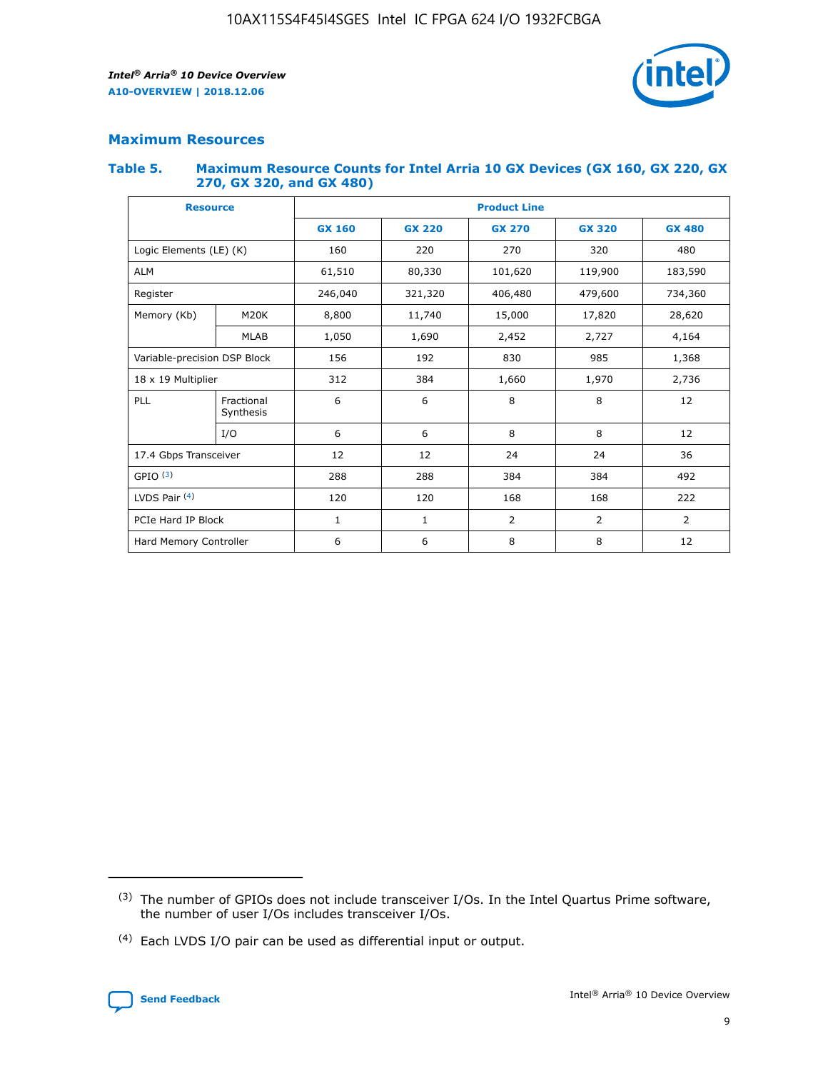## Maximum Resources

### Table 5. Maximum Resource Counts for Intel Arria 10 GX Devices (GX 160, GX 220, GX 270, GX 320, and GX 480)

| Resource | | Product Line | | | | |
|---|---|---|---|---|---|---|
| | | GX 160 | GX 220 | GX 270 | GX 320 | GX 480 |
| Logic Elements (LE) (K) | | 160 | 220 | 270 | 320 | 480 |
| ALM | | 61,510 | 80,330 | 101,620 | 119,900 | 183,590 |
| Register | | 246,040 | 321,320 | 406,480 | 479,600 | 734,360 |
| Memory (Kb) | M20K | 8,800 | 11,740 | 15,000 | 17,820 | 28,620 |
| | MLAB | 1,050 | 1,690 | 2,452 | 2,727 | 4,164 |
| Variable-precision DSP Block | | 156 | 192 | 830 | 985 | 1,368 |
| 18 x 19 Multiplier | | 312 | 384 | 1,660 | 1,970 | 2,736 |
| PLL | Fractional Synthesis | 6 | 6 | 8 | 8 | 12 |
| | I/O | 6 | 6 | 8 | 8 | 12 |
| 17.4 Gbps Transceiver | | 12 | 12 | 24 | 24 | 36 |
| GPIO [3] | | 288 | 288 | 384 | 384 | 492 |
| LVDS Pair [4] | | 120 | 120 | 168 | 168 | 222 |
| PCIe Hard IP Block | | 1 | 1 | 2 | 2 | 2 |
| Hard Memory Controller | | 6 | 6 | 8 | 8 | 12 |

(3) The number of GPIOs does not include transceiver I/Os. In the Intel Quartus Prime software, the number of user I/Os includes transceiver I/Os.

(4) Each LVDS I/O pair can be used as differential input or output.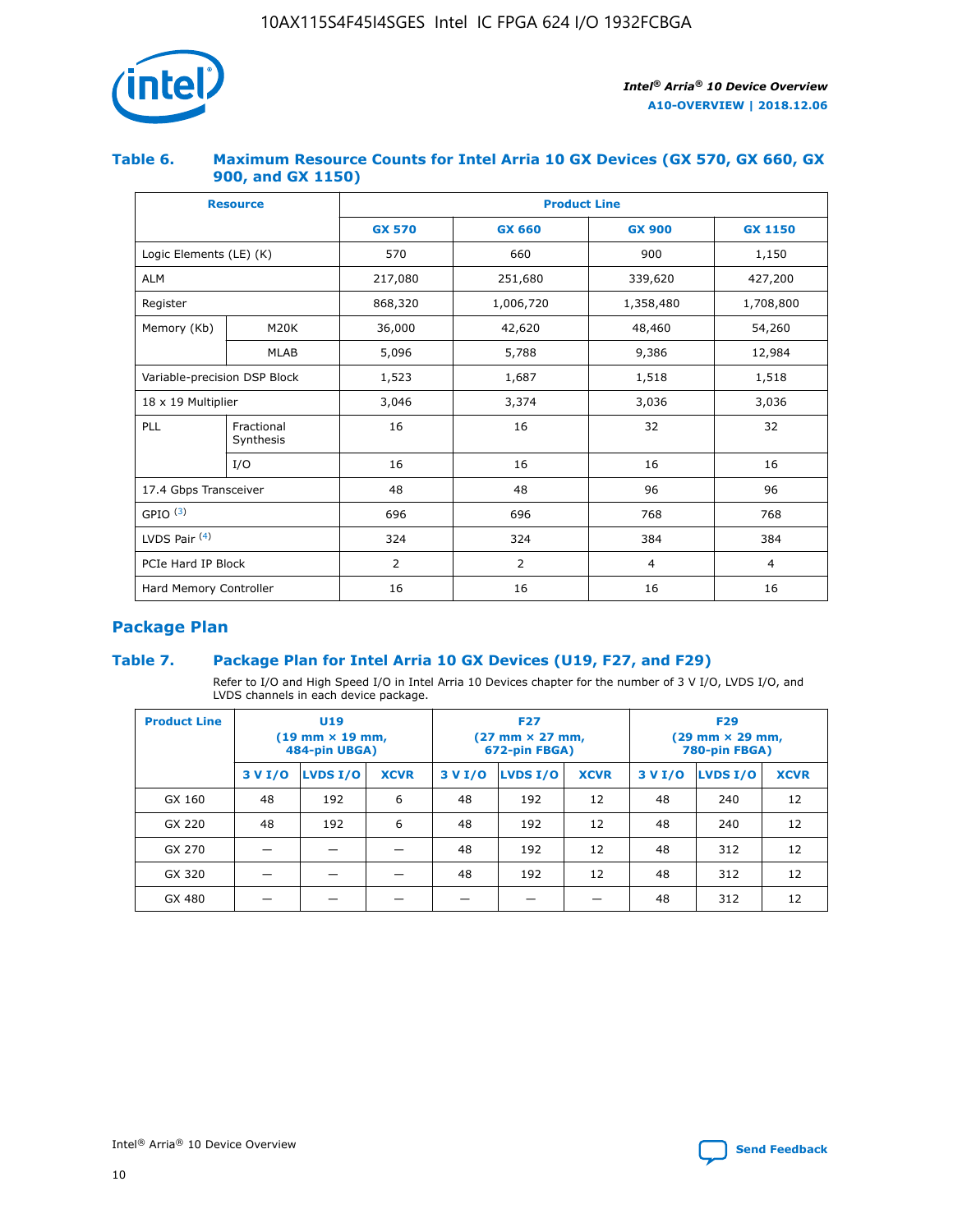### Table 6. Maximum Resource Counts for Intel Arria 10 GX Devices (GX 570, GX 660, GX 900, and GX 1150)

| Resource | | Product Line | | | |
|---|---|---|---|---|---|
| | | GX 570 | GX 660 | GX 900 | GX 1150 |
| Logic Elements (LE) (K) | | 570 | 660 | 900 | 1,150 |
| ALM | | 217,080 | 251,680 | 339,620 | 427,200 |
| Register | | 868,320 | 1,006,720 | 1,358,480 | 1,708,800 |
| Memory (Kb) | M20K | 36,000 | 42,620 | 48,460 | 54,260 |
| | MLAB | 5,096 | 5,788 | 9,386 | 12,984 |
| Variable-precision DSP Block | | 1,523 | 1,687 | 1,518 | 1,518 |
| 18 x 19 Multiplier | | 3,046 | 3,374 | 3,036 | 3,036 |
| PLL | Fractional Synthesis | 16 | 16 | 32 | 32 |
| | I/O | 16 | 16 | 16 | 16 |
| 17.4 Gbps Transceiver | | 48 | 48 | 96 | 96 |
| GPIO [(3)] | | 696 | 696 | 768 | 768 |
| LVDS Pair [(4)] | | 324 | 324 | 384 | 384 |
| PCIe Hard IP Block | | 2 | 2 | 4 | 4 |
| Hard Memory Controller | | 16 | 16 | 16 | 16 |

## Package Plan

### Table 7. Package Plan for Intel Arria 10 GX Devices (U19, F27, and F29)

Refer to I/O and High Speed I/O in Intel Arria 10 Devices chapter for the number of 3 V I/O, LVDS I/O, and LVDS channels in each device package.

| Product Line | U19 (19 mm × 19 mm, 484-pin UBGA) | | | F27 (27 mm × 27 mm, 672-pin FBGA) | | | F29 (29 mm × 29 mm, 780-pin FBGA) | | |
|---|---|---|---|---|---|---|---|---|---|
| | 3 V I/O | LVDS I/O | XCVR | 3 V I/O | LVDS I/O | XCVR | 3 V I/O | LVDS I/O | XCVR |
| GX 160 | 48 | 192 | 6 | 48 | 192 | 12 | 48 | 240 | 12 |
| GX 220 | 48 | 192 | 6 | 48 | 192 | 12 | 48 | 240 | 12 |
| GX 270 | — | — | — | 48 | 192 | 12 | 48 | 312 | 12 |
| GX 320 | — | — | — | 48 | 192 | 12 | 48 | 312 | 12 |
| GX 480 | — | — | — | — | — | — | 48 | 312 | 12 |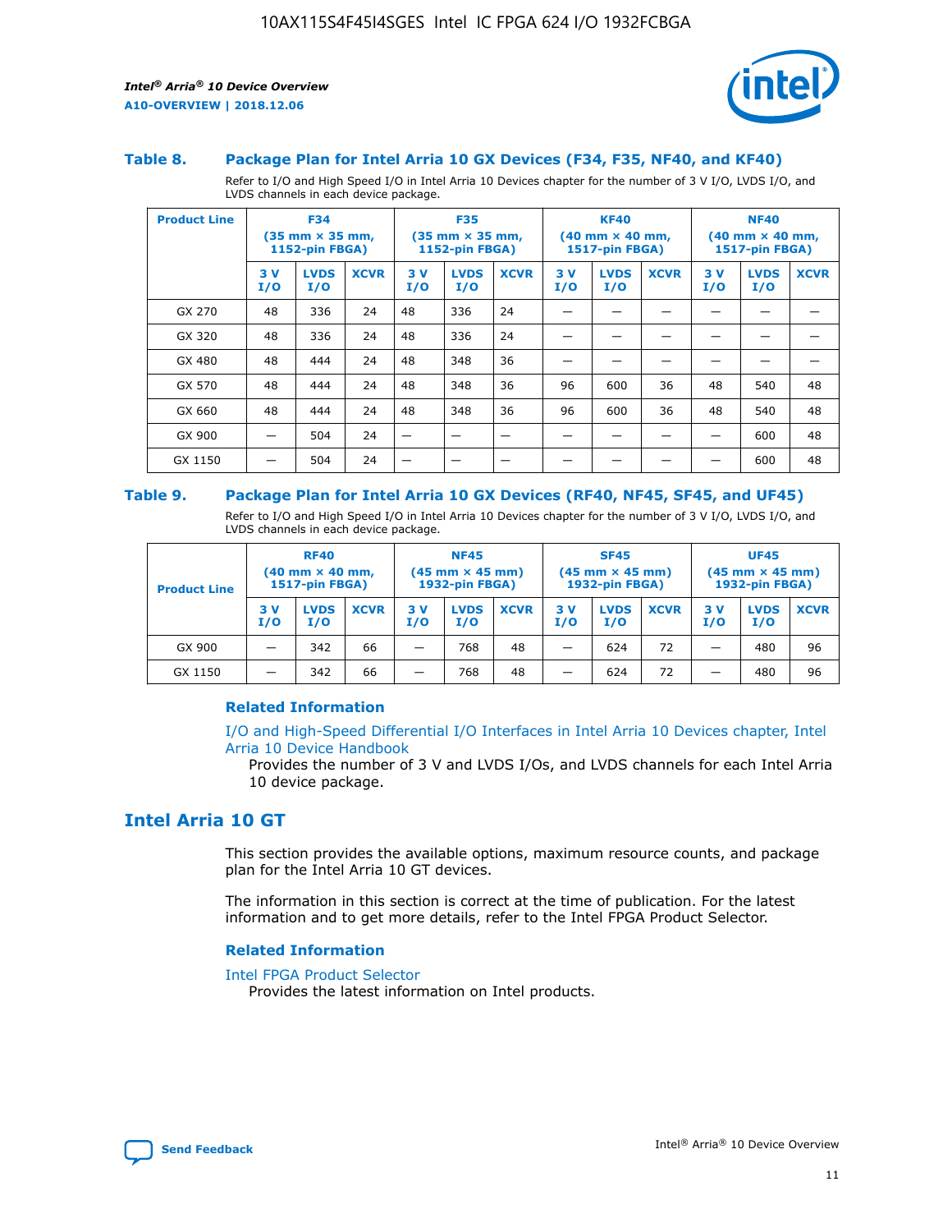### Table 8. Package Plan for Intel Arria 10 GX Devices (F34, F35, NF40, and KF40)

Refer to I/O and High Speed I/O in Intel Arria 10 Devices chapter for the number of 3 V I/O, LVDS I/O, and LVDS channels in each device package.

| Product Line | F34 (35 mm × 35 mm, 1152-pin FBGA) | | | F35 (35 mm × 35 mm, 1152-pin FBGA) | | | KF40 (40 mm × 40 mm, 1517-pin FBGA) | | | NF40 (40 mm × 40 mm, 1517-pin FBGA) | | |
|---|---|---|---|---|---|---|---|---|---|---|---|---|
| | 3 V I/O | LVDS I/O | XCVR | 3 V I/O | LVDS I/O | XCVR | 3 V I/O | LVDS I/O | XCVR | 3 V I/O | LVDS I/O | XCVR |
| GX 270 | 48 | 336 | 24 | 48 | 336 | 24 | — | — | — | — | — | — |
| GX 320 | 48 | 336 | 24 | 48 | 336 | 24 | — | — | — | — | — | — |
| GX 480 | 48 | 444 | 24 | 48 | 348 | 36 | — | — | — | — | — | — |
| GX 570 | 48 | 444 | 24 | 48 | 348 | 36 | 96 | 600 | 36 | 48 | 540 | 48 |
| GX 660 | 48 | 444 | 24 | 48 | 348 | 36 | 96 | 600 | 36 | 48 | 540 | 48 |
| GX 900 | — | 504 | 24 | — | — | — | — | — | — | — | 600 | 48 |
| GX 1150 | — | 504 | 24 | — | — | — | — | — | — | — | 600 | 48 |

### Table 9. Package Plan for Intel Arria 10 GX Devices (RF40, NF45, SF45, and UF45)

Refer to I/O and High Speed I/O in Intel Arria 10 Devices chapter for the number of 3 V I/O, LVDS I/O, and LVDS channels in each device package.

| Product Line | RF40 (40 mm × 40 mm, 1517-pin FBGA) | | | NF45 (45 mm × 45 mm) 1932-pin FBGA) | | | SF45 (45 mm × 45 mm) 1932-pin FBGA) | | | UF45 (45 mm × 45 mm) 1932-pin FBGA) | | |
|---|---|---|---|---|---|---|---|---|---|---|---|---|
| | 3 V I/O | LVDS I/O | XCVR | 3 V I/O | LVDS I/O | XCVR | 3 V I/O | LVDS I/O | XCVR | 3 V I/O | LVDS I/O | XCVR |
| GX 900 | — | 342 | 66 | — | 768 | 48 | — | 624 | 72 | — | 480 | 96 |
| GX 1150 | — | 342 | 66 | — | 768 | 48 | — | 624 | 72 | — | 480 | 96 |

#### Related Information

I/O and High-Speed Differential I/O Interfaces in Intel Arria 10 Devices chapter, Intel Arria 10 Device Handbook

Provides the number of 3 V and LVDS I/Os, and LVDS channels for each Intel Arria 10 device package.

## Intel Arria 10 GT

This section provides the available options, maximum resource counts, and package plan for the Intel Arria 10 GT devices.

The information in this section is correct at the time of publication. For the latest information and to get more details, refer to the Intel FPGA Product Selector.

#### Related Information

Intel FPGA Product Selector

Provides the latest information on Intel products.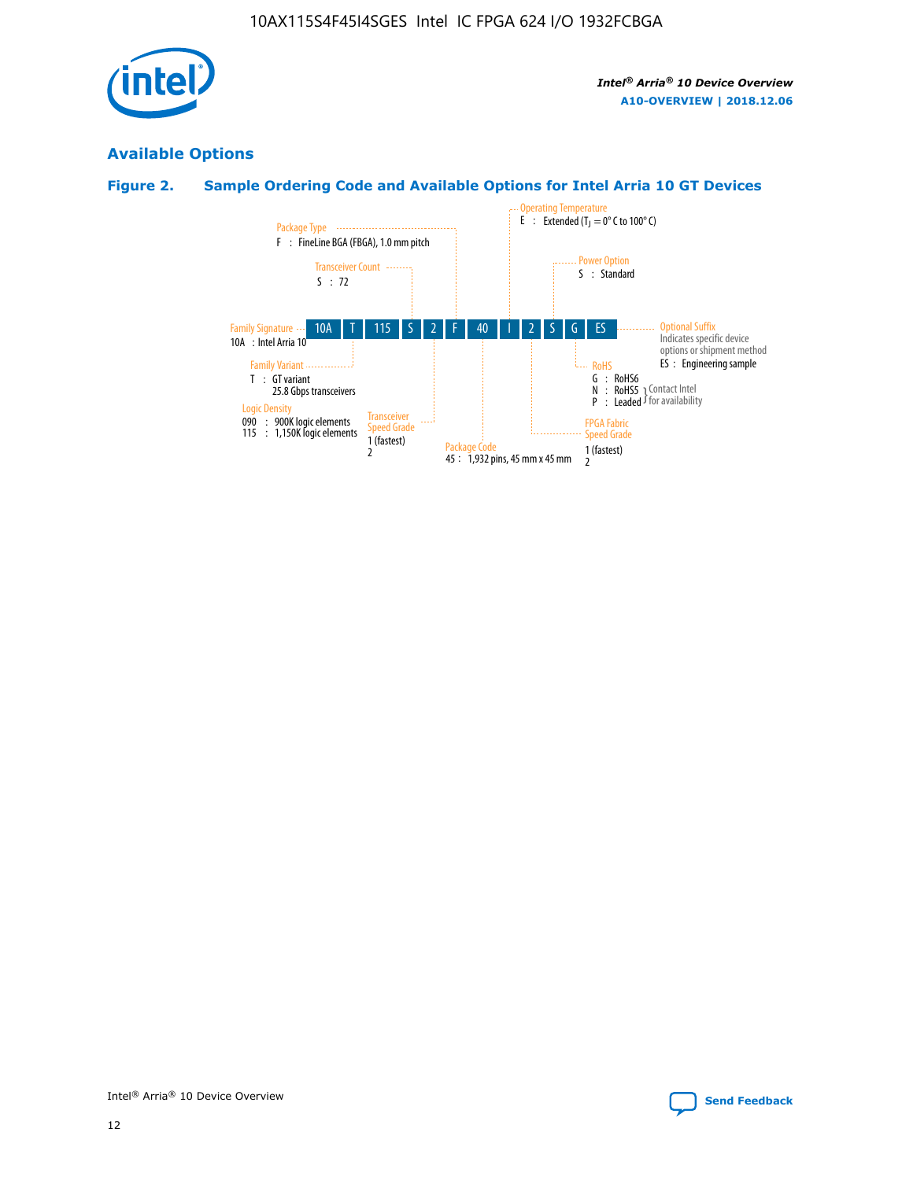## Available Options

**Figure 2. Sample Ordering Code and Available Options for Intel Arria 10 GT Devices**

| 10A | T | 115 | S | 2 | F | 40 | I | 2 | S | G | ES |
|---|---|---|---|---|---|---|---|---|---|---|---|

**Family Signature**
10A : Intel Arria 10

**Family Variant**
T : GT variant
25.8 Gbps transceivers

**Logic Density**
090 : 900K logic elements
115 : 1,150K logic elements

**Transceiver Count**
S : 72

**Transceiver Speed Grade**
1 (fastest)
2

**Package Type**
F : FineLine BGA (FBGA), 1.0 mm pitch

**Package Code**
45 : 1,932 pins, 45 mm x 45 mm

**Operating Temperature**
E : Extended ($T_J$ = 0° C to 100° C)

**FPGA Fabric Speed Grade**
1 (fastest)
2

**Power Option**
S : Standard

**RoHS**
G : RoHS6
N : RoHS5 (Contact Intel for availability)
P : Leaded (Contact Intel for availability)

**Optional Suffix**
Indicates specific device options or shipment method
ES : Engineering sample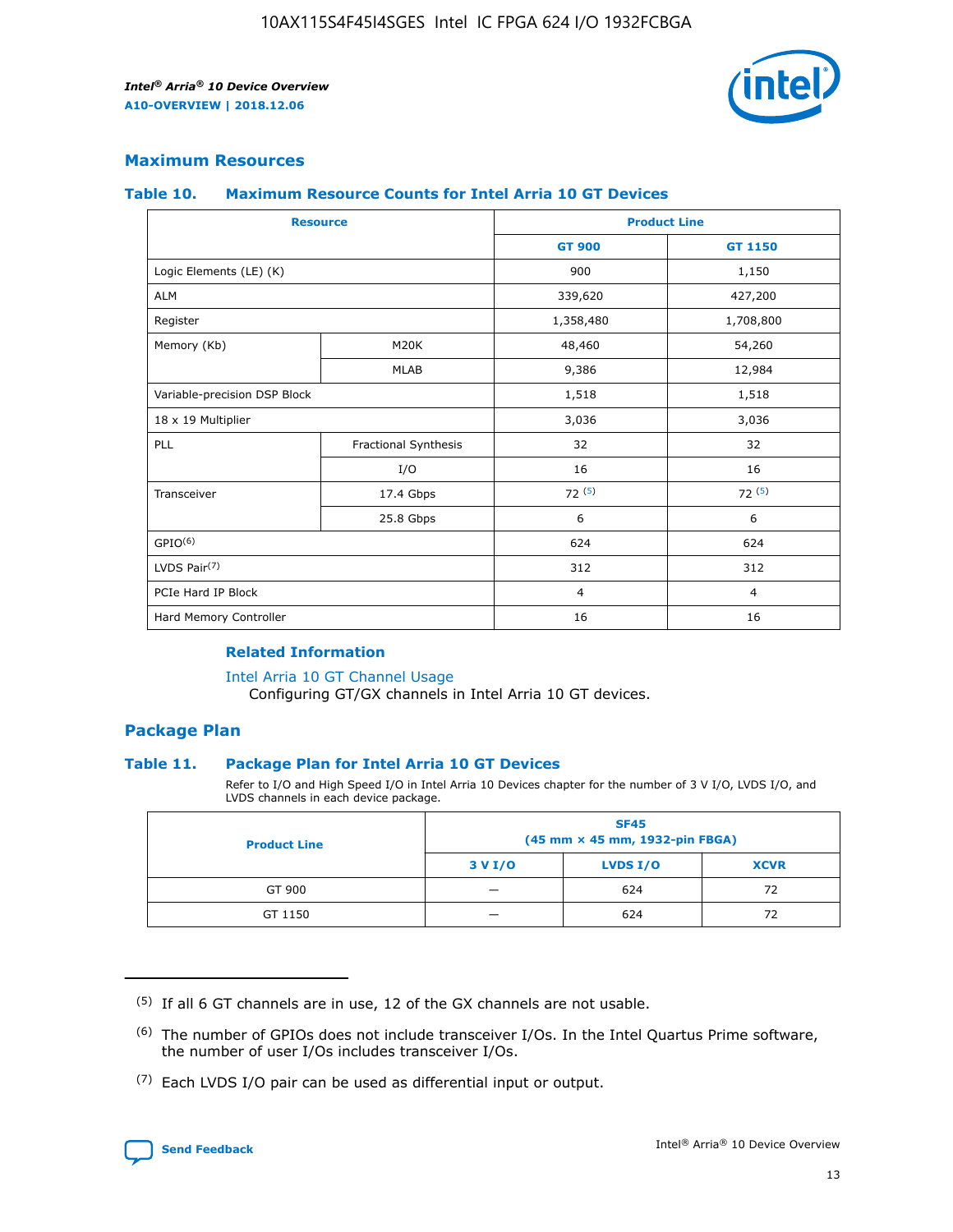## Maximum Resources

### Table 10. Maximum Resource Counts for Intel Arria 10 GT Devices

| Resource | | Product Line | |
|---|---|---|---|
| | | GT 900 | GT 1150 |
| Logic Elements (LE) (K) | | 900 | 1,150 |
| ALM | | 339,620 | 427,200 |
| Register | | 1,358,480 | 1,708,800 |
| Memory (Kb) | M20K | 48,460 | 54,260 |
| | MLAB | 9,386 | 12,984 |
| Variable-precision DSP Block | | 1,518 | 1,518 |
| 18 x 19 Multiplier | | 3,036 | 3,036 |
| PLL | Fractional Synthesis | 32 | 32 |
| | I/O | 16 | 16 |
| Transceiver | 17.4 Gbps | 72 (5) | 72 (5) |
| | 25.8 Gbps | 6 | 6 |
| GPIO(6) | | 624 | 624 |
| LVDS Pair(7) | | 312 | 312 |
| PCIe Hard IP Block | | 4 | 4 |
| Hard Memory Controller | | 16 | 16 |

#### Related Information

Intel Arria 10 GT Channel Usage
Configuring GT/GX channels in Intel Arria 10 GT devices.

## Package Plan

### Table 11. Package Plan for Intel Arria 10 GT Devices

Refer to I/O and High Speed I/O in Intel Arria 10 Devices chapter for the number of 3 V I/O, LVDS I/O, and LVDS channels in each device package.

| Product Line | SF45 (45 mm × 45 mm, 1932-pin FBGA) | | |
|---|---|---|---|
| | 3 V I/O | LVDS I/O | XCVR |
| GT 900 | — | 624 | 72 |
| GT 1150 | — | 624 | 72 |

(5) If all 6 GT channels are in use, 12 of the GX channels are not usable.

(6) The number of GPIOs does not include transceiver I/Os. In the Intel Quartus Prime software, the number of user I/Os includes transceiver I/Os.

(7) Each LVDS I/O pair can be used as differential input or output.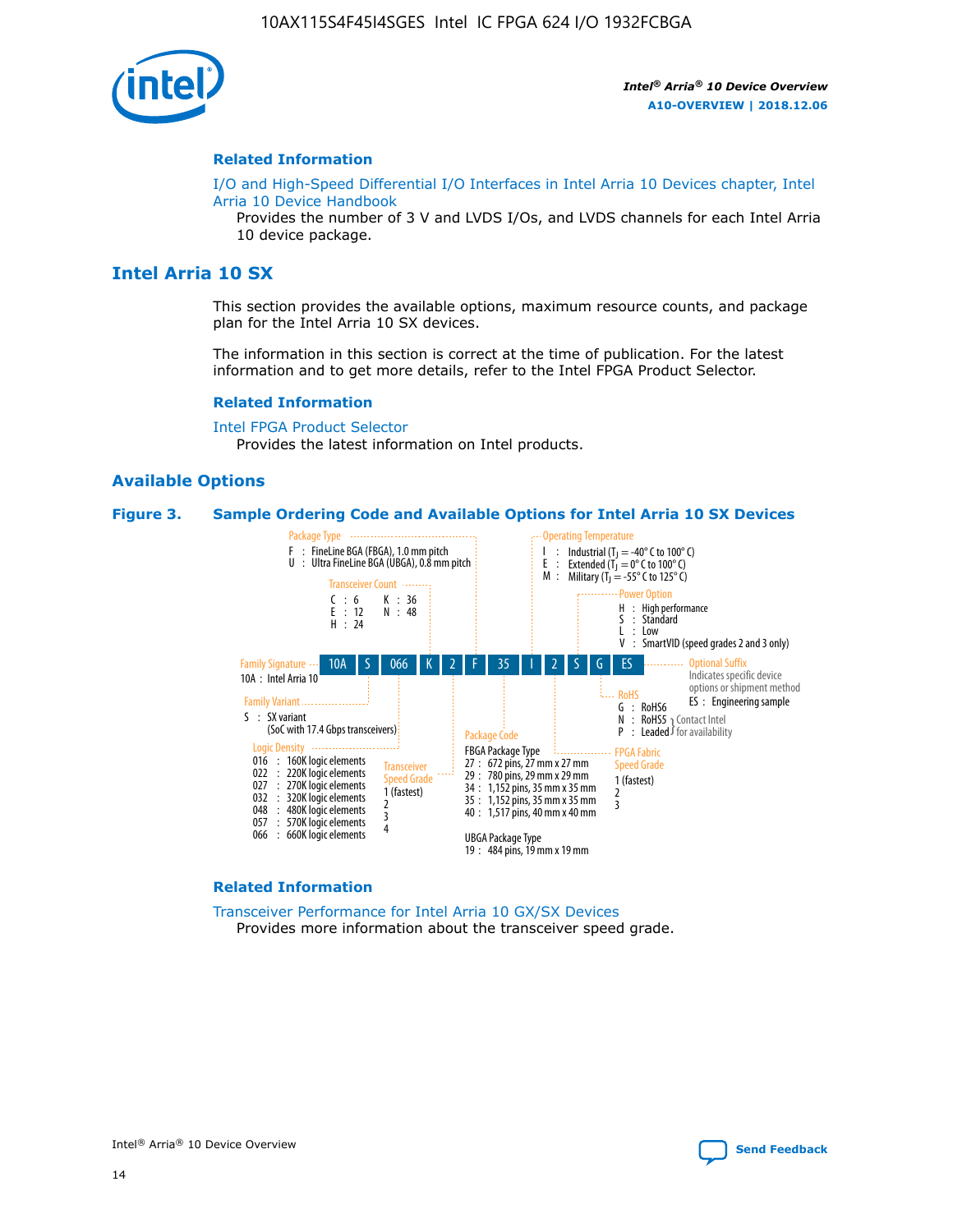## Related Information

I/O and High-Speed Differential I/O Interfaces in Intel Arria 10 Devices chapter, Intel Arria 10 Device Handbook

Provides the number of 3 V and LVDS I/Os, and LVDS channels for each Intel Arria 10 device package.

# Intel Arria 10 SX

This section provides the available options, maximum resource counts, and package plan for the Intel Arria 10 SX devices.

The information in this section is correct at the time of publication. For the latest information and to get more details, refer to the Intel FPGA Product Selector.

## Related Information

Intel FPGA Product Selector

Provides the latest information on Intel products.

## Available Options

**Figure 3. Sample Ordering Code and Available Options for Intel Arria 10 SX Devices**

Sample ordering code: 10A S 066 K 2 F 35 I 2 S G ES

- **Family Signature**
  - 10A : Intel Arria 10
- **Family Variant**
  - S : SX variant (SoC with 17.4 Gbps transceivers)
- **Logic Density**
  - 016 : 160K logic elements
  - 022 : 220K logic elements
  - 027 : 270K logic elements
  - 032 : 320K logic elements
  - 048 : 480K logic elements
  - 057 : 570K logic elements
  - 066 : 660K logic elements
- **Transceiver Count**
  - C : 6
  - E : 12
  - H : 24
  - K : 36
  - N : 48
- **Transceiver Speed Grade**
  - 1 (fastest)
  - 2
  - 3
  - 4
- **Package Type**
  - F : FineLine BGA (FBGA), 1.0 mm pitch
  - U : Ultra FineLine BGA (UBGA), 0.8 mm pitch
- **Package Code**
  - FBGA Package Type
    - 27 : 672 pins, 27 mm x 27 mm
    - 29 : 780 pins, 29 mm x 29 mm
    - 34 : 1,152 pins, 35 mm x 35 mm
    - 35 : 1,152 pins, 35 mm x 35 mm
    - 40 : 1,517 pins, 40 mm x 40 mm
  - UBGA Package Type
    - 19 : 484 pins, 19 mm x 19 mm
- **Operating Temperature**
  - I : Industrial ($T_J$ = -40° C to 100° C)
  - E : Extended ($T_J$ = 0° C to 100° C)
  - M : Military ($T_J$ = -55° C to 125° C)
- **FPGA Fabric Speed Grade**
  - 1 (fastest)
  - 2
  - 3
- **Power Option**
  - H : High performance
  - S : Standard
  - L : Low
  - V : SmartVID (speed grades 2 and 3 only)
- **RoHS**
  - G : RoHS6
  - N : RoHS5 (Contact Intel for availability)
  - P : Leaded (Contact Intel for availability)
- **Optional Suffix**
  - Indicates specific device options or shipment method
  - ES : Engineering sample

## Related Information

Transceiver Performance for Intel Arria 10 GX/SX Devices

Provides more information about the transceiver speed grade.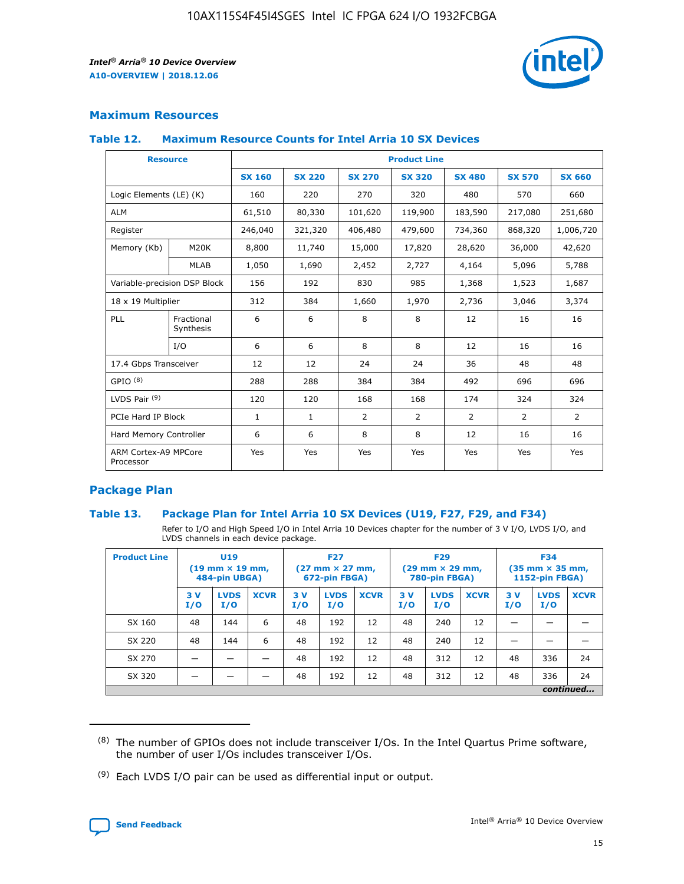## Maximum Resources

### Table 12. Maximum Resource Counts for Intel Arria 10 SX Devices

| Resource | | Product Line | | | | | | |
|---|---|---|---|---|---|---|---|---|
| | | SX 160 | SX 220 | SX 270 | SX 320 | SX 480 | SX 570 | SX 660 |
| Logic Elements (LE) (K) | | 160 | 220 | 270 | 320 | 480 | 570 | 660 |
| ALM | | 61,510 | 80,330 | 101,620 | 119,900 | 183,590 | 217,080 | 251,680 |
| Register | | 246,040 | 321,320 | 406,480 | 479,600 | 734,360 | 868,320 | 1,006,720 |
| Memory (Kb) | M20K | 8,800 | 11,740 | 15,000 | 17,820 | 28,620 | 36,000 | 42,620 |
| | MLAB | 1,050 | 1,690 | 2,452 | 2,727 | 4,164 | 5,096 | 5,788 |
| Variable-precision DSP Block | | 156 | 192 | 830 | 985 | 1,368 | 1,523 | 1,687 |
| 18 x 19 Multiplier | | 312 | 384 | 1,660 | 1,970 | 2,736 | 3,046 | 3,374 |
| PLL | Fractional Synthesis | 6 | 6 | 8 | 8 | 12 | 16 | 16 |
| | I/O | 6 | 6 | 8 | 8 | 12 | 16 | 16 |
| 17.4 Gbps Transceiver | | 12 | 12 | 24 | 24 | 36 | 48 | 48 |
| GPIO [8] | | 288 | 288 | 384 | 384 | 492 | 696 | 696 |
| LVDS Pair [9] | | 120 | 120 | 168 | 168 | 174 | 324 | 324 |
| PCIe Hard IP Block | | 1 | 1 | 2 | 2 | 2 | 2 | 2 |
| Hard Memory Controller | | 6 | 6 | 8 | 8 | 12 | 16 | 16 |
| ARM Cortex-A9 MPCore Processor | | Yes | Yes | Yes | Yes | Yes | Yes | Yes |

## Package Plan

### Table 13. Package Plan for Intel Arria 10 SX Devices (U19, F27, F29, and F34)

Refer to I/O and High Speed I/O in Intel Arria 10 Devices chapter for the number of 3 V I/O, LVDS I/O, and LVDS channels in each device package.

| Product Line | U19 (19 mm × 19 mm, 484-pin UBGA) | | | F27 (27 mm × 27 mm, 672-pin FBGA) | | | F29 (29 mm × 29 mm, 780-pin FBGA) | | | F34 (35 mm × 35 mm, 1152-pin FBGA) | | |
|---|---|---|---|---|---|---|---|---|---|---|---|---|
| | 3 V I/O | LVDS I/O | XCVR | 3 V I/O | LVDS I/O | XCVR | 3 V I/O | LVDS I/O | XCVR | 3 V I/O | LVDS I/O | XCVR |
| SX 160 | 48 | 144 | 6 | 48 | 192 | 12 | 48 | 240 | 12 | — | — | — |
| SX 220 | 48 | 144 | 6 | 48 | 192 | 12 | 48 | 240 | 12 | — | — | — |
| SX 270 | — | — | — | 48 | 192 | 12 | 48 | 312 | 12 | 48 | 336 | 24 |
| SX 320 | — | — | — | 48 | 192 | 12 | 48 | 312 | 12 | 48 | 336 | 24 |

*continued...*

(8) The number of GPIOs does not include transceiver I/Os. In the Intel Quartus Prime software, the number of user I/Os includes transceiver I/Os.

(9) Each LVDS I/O pair can be used as differential input or output.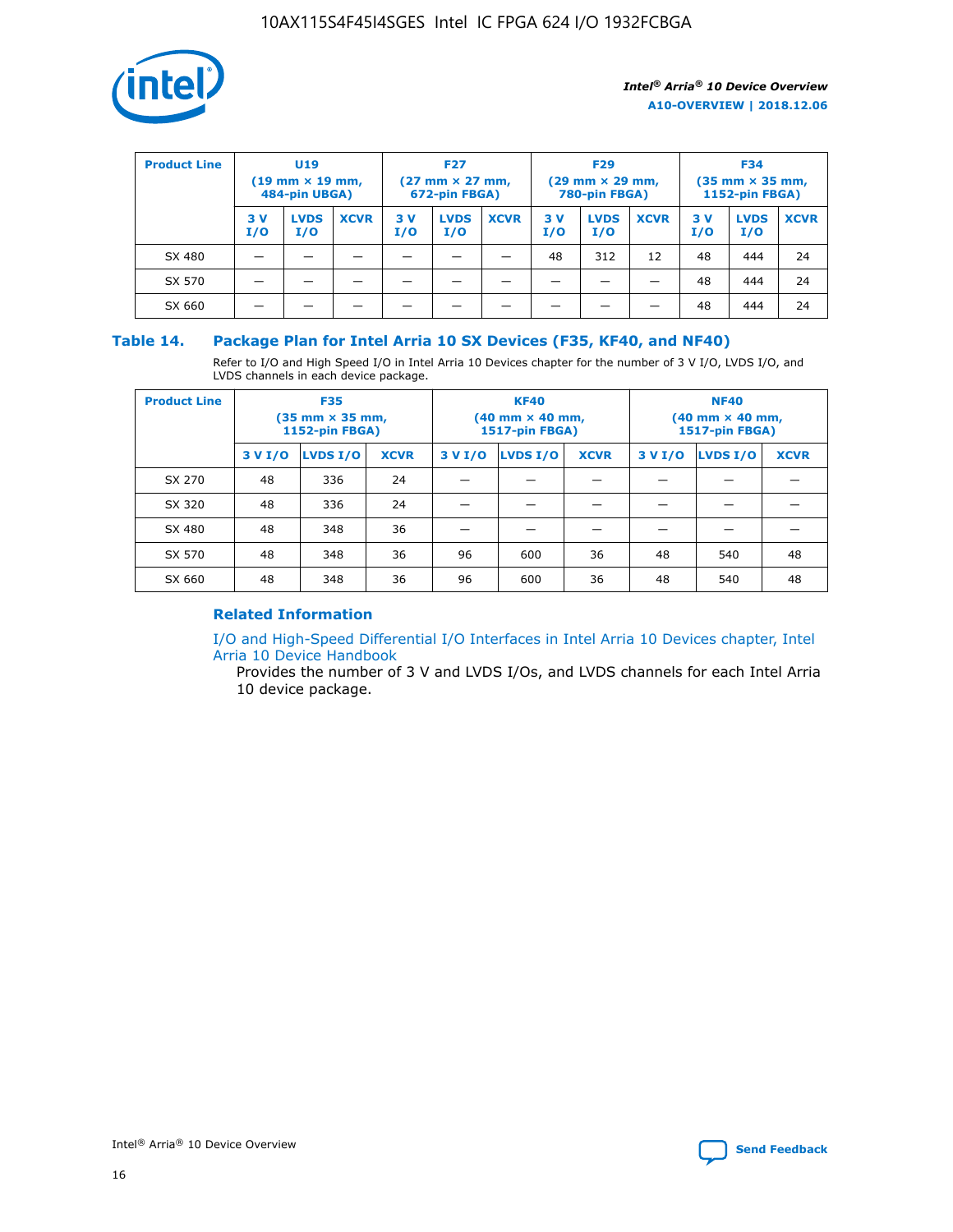| Product Line | U19 (19 mm × 19 mm, 484-pin UBGA) | | | F27 (27 mm × 27 mm, 672-pin FBGA) | | | F29 (29 mm × 29 mm, 780-pin FBGA) | | | F34 (35 mm × 35 mm, 1152-pin FBGA) | | |
|---|---|---|---|---|---|---|---|---|---|---|---|---|
| | 3 V I/O | LVDS I/O | XCVR | 3 V I/O | LVDS I/O | XCVR | 3 V I/O | LVDS I/O | XCVR | 3 V I/O | LVDS I/O | XCVR |
| SX 480 | — | — | — | — | — | — | 48 | 312 | 12 | 48 | 444 | 24 |
| SX 570 | — | — | — | — | — | — | — | — | — | 48 | 444 | 24 |
| SX 660 | — | — | — | — | — | — | — | — | — | 48 | 444 | 24 |

## Table 14. Package Plan for Intel Arria 10 SX Devices (F35, KF40, and NF40)

Refer to I/O and High Speed I/O in Intel Arria 10 Devices chapter for the number of 3 V I/O, LVDS I/O, and LVDS channels in each device package.

| Product Line | F35 (35 mm × 35 mm, 1152-pin FBGA) | | | KF40 (40 mm × 40 mm, 1517-pin FBGA) | | | NF40 (40 mm × 40 mm, 1517-pin FBGA) | | |
|---|---|---|---|---|---|---|---|---|---|
| | 3 V I/O | LVDS I/O | XCVR | 3 V I/O | LVDS I/O | XCVR | 3 V I/O | LVDS I/O | XCVR |
| SX 270 | 48 | 336 | 24 | — | — | — | — | — | — |
| SX 320 | 48 | 336 | 24 | — | — | — | — | — | — |
| SX 480 | 48 | 348 | 36 | — | — | — | — | — | — |
| SX 570 | 48 | 348 | 36 | 96 | 600 | 36 | 48 | 540 | 48 |
| SX 660 | 48 | 348 | 36 | 96 | 600 | 36 | 48 | 540 | 48 |

### Related Information

I/O and High-Speed Differential I/O Interfaces in Intel Arria 10 Devices chapter, Intel Arria 10 Device Handbook

Provides the number of 3 V and LVDS I/Os, and LVDS channels for each Intel Arria 10 device package.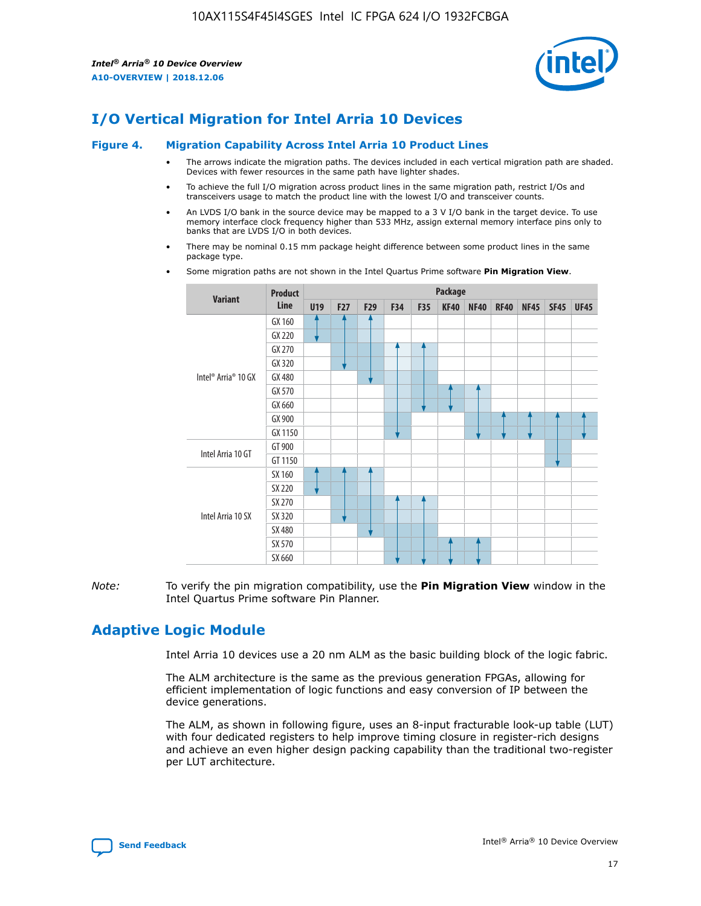# I/O Vertical Migration for Intel Arria 10 Devices

**Figure 4. Migration Capability Across Intel Arria 10 Product Lines**

- The arrows indicate the migration paths. The devices included in each vertical migration path are shaded. Devices with fewer resources in the same path have lighter shades.
- To achieve the full I/O migration across product lines in the same migration path, restrict I/Os and transceivers usage to match the product line with the lowest I/O and transceiver counts.
- An LVDS I/O bank in the source device may be mapped to a 3 V I/O bank in the target device. To use memory interface clock frequency higher than 533 MHz, assign external memory interface pins only to banks that are LVDS I/O in both devices.
- There may be nominal 0.15 mm package height difference between some product lines in the same package type.
- Some migration paths are not shown in the Intel Quartus Prime software **Pin Migration View**.

| Variant | Product Line | U19 | F27 | F29 | F34 | F35 | KF40 | NF40 | RF40 | NF45 | SF45 | UF45 |
|---|---|---|---|---|---|---|---|---|---|---|---|---|
| Intel® Arria® 10 GX | GX 160 | ✓ | ✓ | ✓ | | | | | | | | |
| | GX 220 | ✓ | ✓ | ✓ | | | | | | | | |
| | GX 270 | | ✓ | ✓ | ✓ | ✓ | | | | | | |
| | GX 320 | | ✓ | ✓ | ✓ | ✓ | | | | | | |
| | GX 480 | | | ✓ | ✓ | ✓ | | | | | | |
| | GX 570 | | | | ✓ | ✓ | ✓ | ✓ | | | | |
| | GX 660 | | | | ✓ | ✓ | ✓ | ✓ | | | | |
| | GX 900 | | | | ✓ | | | ✓ | ✓ | ✓ | ✓ | ✓ |
| | GX 1150 | | | | ✓ | | | ✓ | ✓ | ✓ | ✓ | ✓ |
| Intel Arria 10 GT | GT 900 | | | | | | | | | | ✓ | |
| | GT 1150 | | | | | | | | | | ✓ | |
| Intel Arria 10 SX | SX 160 | ✓ | ✓ | ✓ | | | | | | | | |
| | SX 220 | ✓ | ✓ | ✓ | | | | | | | | |
| | SX 270 | | ✓ | ✓ | ✓ | ✓ | | | | | | |
| | SX 320 | | ✓ | ✓ | ✓ | ✓ | | | | | | |
| | SX 480 | | | ✓ | ✓ | ✓ | | | | | | |
| | SX 570 | | | | ✓ | ✓ | ✓ | ✓ | | | | |
| | SX 660 | | | | ✓ | ✓ | ✓ | ✓ | | | | |

*Note:* To verify the pin migration compatibility, use the **Pin Migration View** window in the Intel Quartus Prime software Pin Planner.

# Adaptive Logic Module

Intel Arria 10 devices use a 20 nm ALM as the basic building block of the logic fabric.

The ALM architecture is the same as the previous generation FPGAs, allowing for efficient implementation of logic functions and easy conversion of IP between the device generations.

The ALM, as shown in following figure, uses an 8-input fracturable look-up table (LUT) with four dedicated registers to help improve timing closure in register-rich designs and achieve an even higher design packing capability than the traditional two-register per LUT architecture.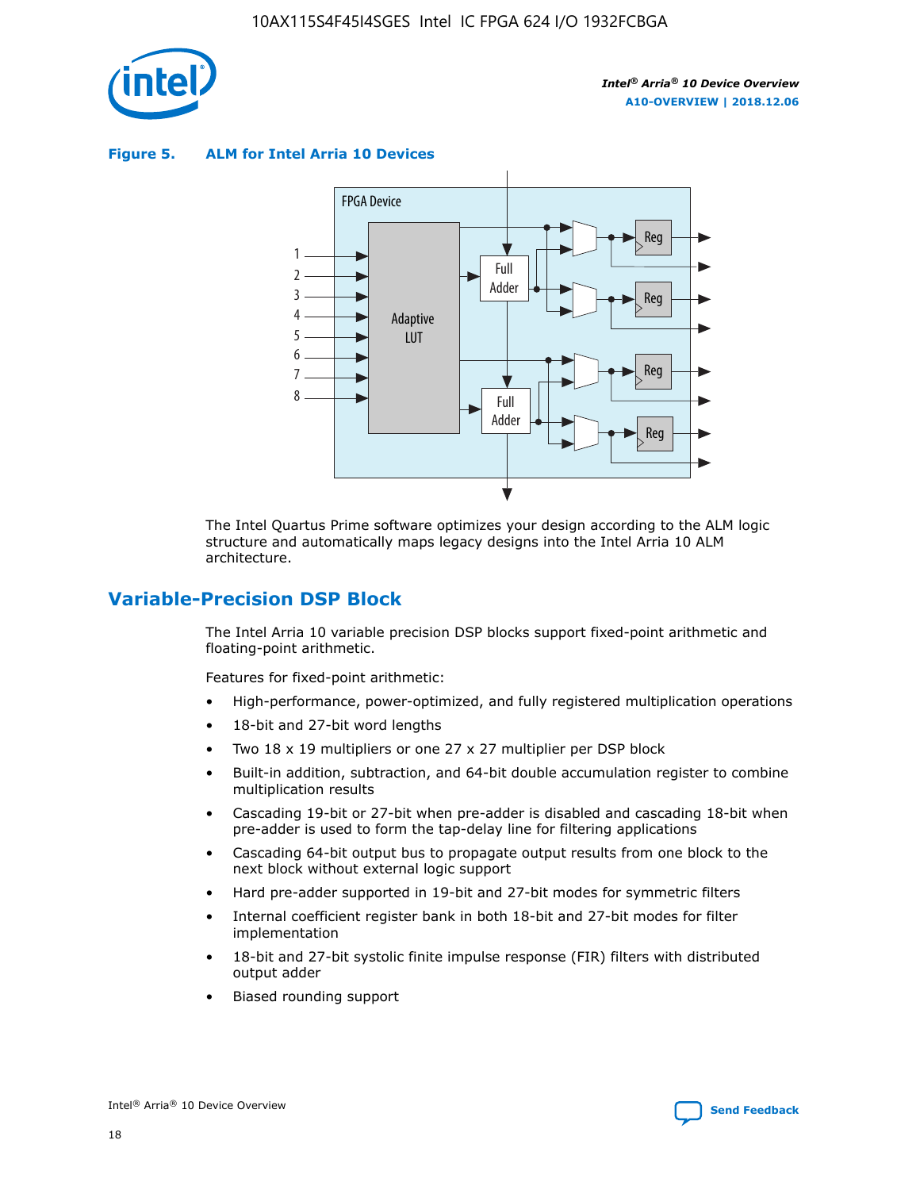**Figure 5. ALM for Intel Arria 10 Devices**

The Intel Quartus Prime software optimizes your design according to the ALM logic structure and automatically maps legacy designs into the Intel Arria 10 ALM architecture.

## Variable-Precision DSP Block

The Intel Arria 10 variable precision DSP blocks support fixed-point arithmetic and floating-point arithmetic.

Features for fixed-point arithmetic:

- High-performance, power-optimized, and fully registered multiplication operations
- 18-bit and 27-bit word lengths
- Two 18 x 19 multipliers or one 27 x 27 multiplier per DSP block
- Built-in addition, subtraction, and 64-bit double accumulation register to combine multiplication results
- Cascading 19-bit or 27-bit when pre-adder is disabled and cascading 18-bit when pre-adder is used to form the tap-delay line for filtering applications
- Cascading 64-bit output bus to propagate output results from one block to the next block without external logic support
- Hard pre-adder supported in 19-bit and 27-bit modes for symmetric filters
- Internal coefficient register bank in both 18-bit and 27-bit modes for filter implementation
- 18-bit and 27-bit systolic finite impulse response (FIR) filters with distributed output adder
- Biased rounding support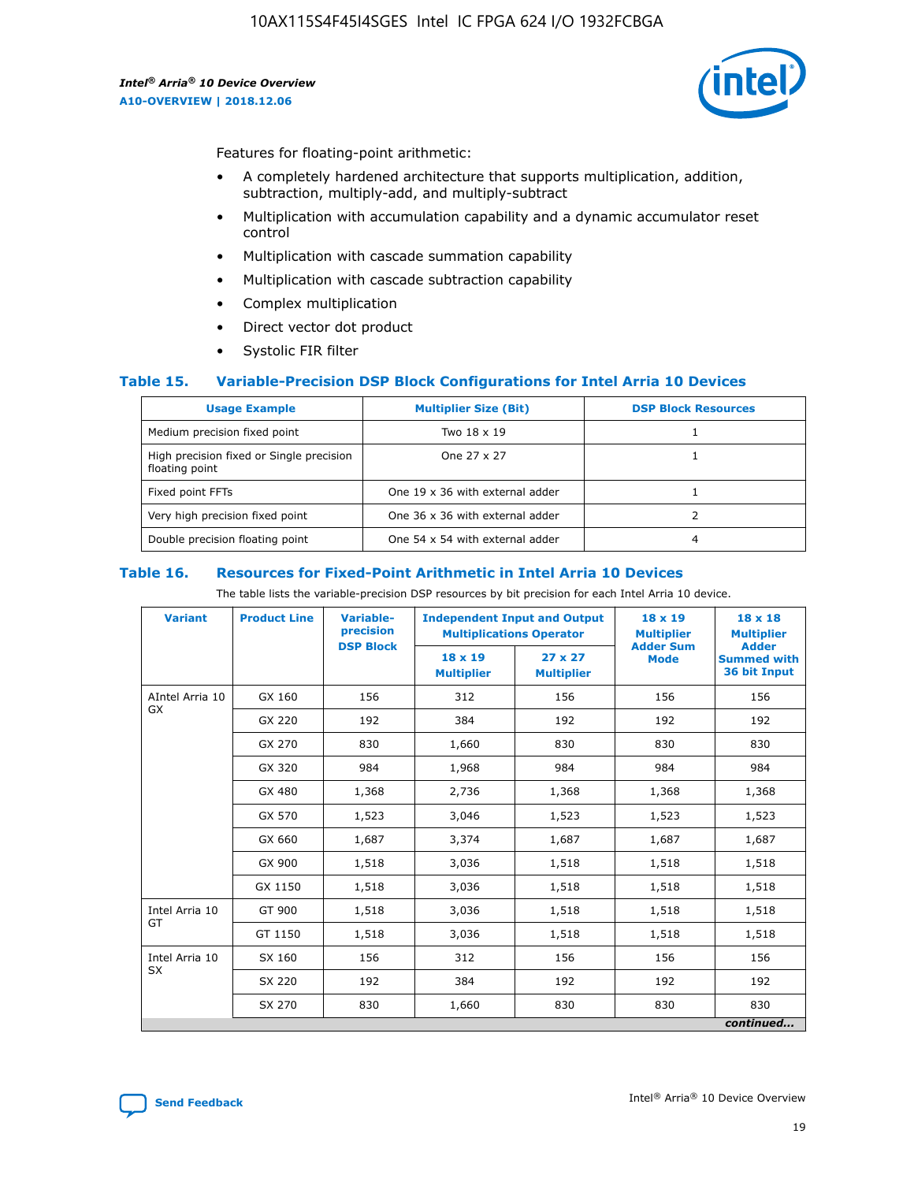Features for floating-point arithmetic:

- A completely hardened architecture that supports multiplication, addition, subtraction, multiply-add, and multiply-subtract
- Multiplication with accumulation capability and a dynamic accumulator reset control
- Multiplication with cascade summation capability
- Multiplication with cascade subtraction capability
- Complex multiplication
- Direct vector dot product
- Systolic FIR filter

### Table 15. Variable-Precision DSP Block Configurations for Intel Arria 10 Devices

| Usage Example | Multiplier Size (Bit) | DSP Block Resources |
|---|---|---|
| Medium precision fixed point | Two 18 x 19 | 1 |
| High precision fixed or Single precision floating point | One 27 x 27 | 1 |
| Fixed point FFTs | One 19 x 36 with external adder | 1 |
| Very high precision fixed point | One 36 x 36 with external adder | 2 |
| Double precision floating point | One 54 x 54 with external adder | 4 |

### Table 16. Resources for Fixed-Point Arithmetic in Intel Arria 10 Devices

The table lists the variable-precision DSP resources by bit precision for each Intel Arria 10 device.

| Variant | Product Line | Variable-precision DSP Block | Independent Input and Output Multiplications Operator | | 18 x 19 Multiplier Adder Sum Mode | 18 x 18 Multiplier Adder Summed with 36 bit Input |
|---|---|---|---|---|---|---|
| | | | 18 x 19 Multiplier | 27 x 27 Multiplier | | |
| AIntel Arria 10 GX | GX 160 | 156 | 312 | 156 | 156 | 156 |
| | GX 220 | 192 | 384 | 192 | 192 | 192 |
| | GX 270 | 830 | 1,660 | 830 | 830 | 830 |
| | GX 320 | 984 | 1,968 | 984 | 984 | 984 |
| | GX 480 | 1,368 | 2,736 | 1,368 | 1,368 | 1,368 |
| | GX 570 | 1,523 | 3,046 | 1,523 | 1,523 | 1,523 |
| | GX 660 | 1,687 | 3,374 | 1,687 | 1,687 | 1,687 |
| | GX 900 | 1,518 | 3,036 | 1,518 | 1,518 | 1,518 |
| | GX 1150 | 1,518 | 3,036 | 1,518 | 1,518 | 1,518 |
| Intel Arria 10 GT | GT 900 | 1,518 | 3,036 | 1,518 | 1,518 | 1,518 |
| | GT 1150 | 1,518 | 3,036 | 1,518 | 1,518 | 1,518 |
| Intel Arria 10 SX | SX 160 | 156 | 312 | 156 | 156 | 156 |
| | SX 220 | 192 | 384 | 192 | 192 | 192 |
| | SX 270 | 830 | 1,660 | 830 | 830 | 830 |

*continued...*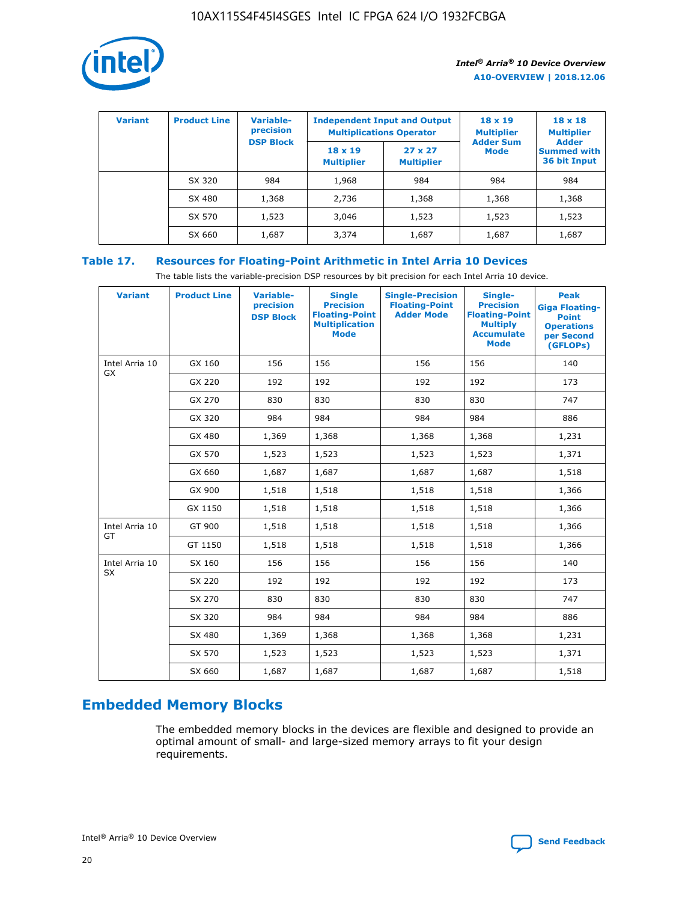| Variant | Product Line | Variable-precision DSP Block | Independent Input and Output Multiplications Operator | | 18 x 19 Multiplier Adder Sum Mode | 18 x 18 Multiplier Adder Summed with 36 bit Input |
|---|---|---|---|---|---|---|
| | | | 18 x 19 Multiplier | 27 x 27 Multiplier | | |
| | SX 320 | 984 | 1,968 | 984 | 984 | 984 |
| | SX 480 | 1,368 | 2,736 | 1,368 | 1,368 | 1,368 |
| | SX 570 | 1,523 | 3,046 | 1,523 | 1,523 | 1,523 |
| | SX 660 | 1,687 | 3,374 | 1,687 | 1,687 | 1,687 |

**Table 17. Resources for Floating-Point Arithmetic in Intel Arria 10 Devices**

The table lists the variable-precision DSP resources by bit precision for each Intel Arria 10 device.

| Variant | Product Line | Variable-precision DSP Block | Single Precision Floating-Point Multiplication Mode | Single-Precision Floating-Point Adder Mode | Single-Precision Floating-Point Multiply Accumulate Mode | Peak Giga Floating-Point Operations per Second (GFLOPs) |
|---|---|---|---|---|---|---|
| Intel Arria 10 GX | GX 160 | 156 | 156 | 156 | 156 | 140 |
| | GX 220 | 192 | 192 | 192 | 192 | 173 |
| | GX 270 | 830 | 830 | 830 | 830 | 747 |
| | GX 320 | 984 | 984 | 984 | 984 | 886 |
| | GX 480 | 1,369 | 1,368 | 1,368 | 1,368 | 1,231 |
| | GX 570 | 1,523 | 1,523 | 1,523 | 1,523 | 1,371 |
| | GX 660 | 1,687 | 1,687 | 1,687 | 1,687 | 1,518 |
| | GX 900 | 1,518 | 1,518 | 1,518 | 1,518 | 1,366 |
| | GX 1150 | 1,518 | 1,518 | 1,518 | 1,518 | 1,366 |
| Intel Arria 10 GT | GT 900 | 1,518 | 1,518 | 1,518 | 1,518 | 1,366 |
| | GT 1150 | 1,518 | 1,518 | 1,518 | 1,518 | 1,366 |
| Intel Arria 10 SX | SX 160 | 156 | 156 | 156 | 156 | 140 |
| | SX 220 | 192 | 192 | 192 | 192 | 173 |
| | SX 270 | 830 | 830 | 830 | 830 | 747 |
| | SX 320 | 984 | 984 | 984 | 984 | 886 |
| | SX 480 | 1,369 | 1,368 | 1,368 | 1,368 | 1,231 |
| | SX 570 | 1,523 | 1,523 | 1,523 | 1,523 | 1,371 |
| | SX 660 | 1,687 | 1,687 | 1,687 | 1,687 | 1,518 |

## Embedded Memory Blocks

The embedded memory blocks in the devices are flexible and designed to provide an optimal amount of small- and large-sized memory arrays to fit your design requirements.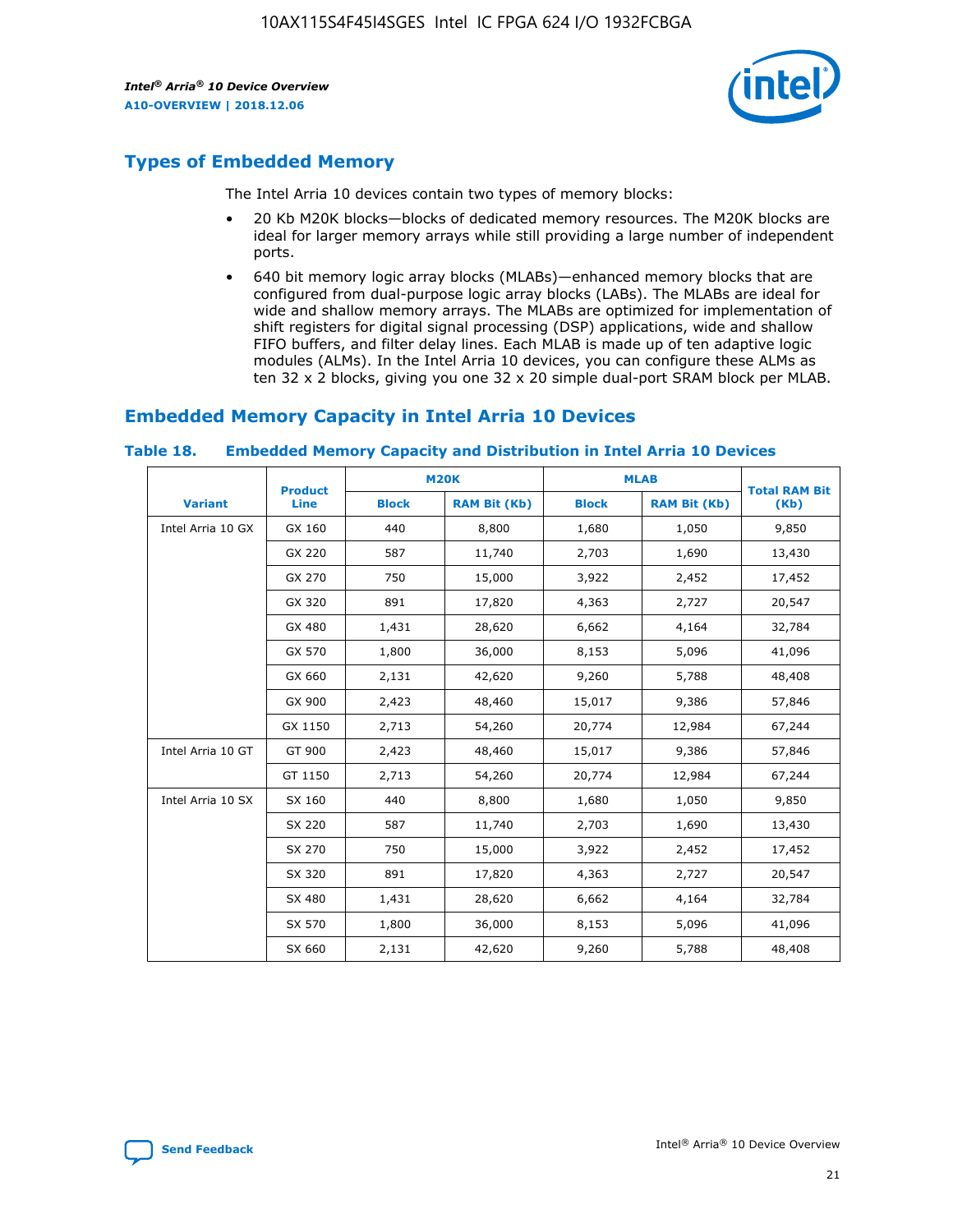## Types of Embedded Memory

The Intel Arria 10 devices contain two types of memory blocks:

- 20 Kb M20K blocks—blocks of dedicated memory resources. The M20K blocks are ideal for larger memory arrays while still providing a large number of independent ports.
- 640 bit memory logic array blocks (MLABs)—enhanced memory blocks that are configured from dual-purpose logic array blocks (LABs). The MLABs are ideal for wide and shallow memory arrays. The MLABs are optimized for implementation of shift registers for digital signal processing (DSP) applications, wide and shallow FIFO buffers, and filter delay lines. Each MLAB is made up of ten adaptive logic modules (ALMs). In the Intel Arria 10 devices, you can configure these ALMs as ten 32 x 2 blocks, giving you one 32 x 20 simple dual-port SRAM block per MLAB.

## Embedded Memory Capacity in Intel Arria 10 Devices

### Table 18. Embedded Memory Capacity and Distribution in Intel Arria 10 Devices

| Variant | Product Line | M20K | | MLAB | | Total RAM Bit (Kb) |
|---|---|---|---|---|---|---|
| | | Block | RAM Bit (Kb) | Block | RAM Bit (Kb) | |
| Intel Arria 10 GX | GX 160 | 440 | 8,800 | 1,680 | 1,050 | 9,850 |
| | GX 220 | 587 | 11,740 | 2,703 | 1,690 | 13,430 |
| | GX 270 | 750 | 15,000 | 3,922 | 2,452 | 17,452 |
| | GX 320 | 891 | 17,820 | 4,363 | 2,727 | 20,547 |
| | GX 480 | 1,431 | 28,620 | 6,662 | 4,164 | 32,784 |
| | GX 570 | 1,800 | 36,000 | 8,153 | 5,096 | 41,096 |
| | GX 660 | 2,131 | 42,620 | 9,260 | 5,788 | 48,408 |
| | GX 900 | 2,423 | 48,460 | 15,017 | 9,386 | 57,846 |
| | GX 1150 | 2,713 | 54,260 | 20,774 | 12,984 | 67,244 |
| Intel Arria 10 GT | GT 900 | 2,423 | 48,460 | 15,017 | 9,386 | 57,846 |
| | GT 1150 | 2,713 | 54,260 | 20,774 | 12,984 | 67,244 |
| Intel Arria 10 SX | SX 160 | 440 | 8,800 | 1,680 | 1,050 | 9,850 |
| | SX 220 | 587 | 11,740 | 2,703 | 1,690 | 13,430 |
| | SX 270 | 750 | 15,000 | 3,922 | 2,452 | 17,452 |
| | SX 320 | 891 | 17,820 | 4,363 | 2,727 | 20,547 |
| | SX 480 | 1,431 | 28,620 | 6,662 | 4,164 | 32,784 |
| | SX 570 | 1,800 | 36,000 | 8,153 | 5,096 | 41,096 |
| | SX 660 | 2,131 | 42,620 | 9,260 | 5,788 | 48,408 |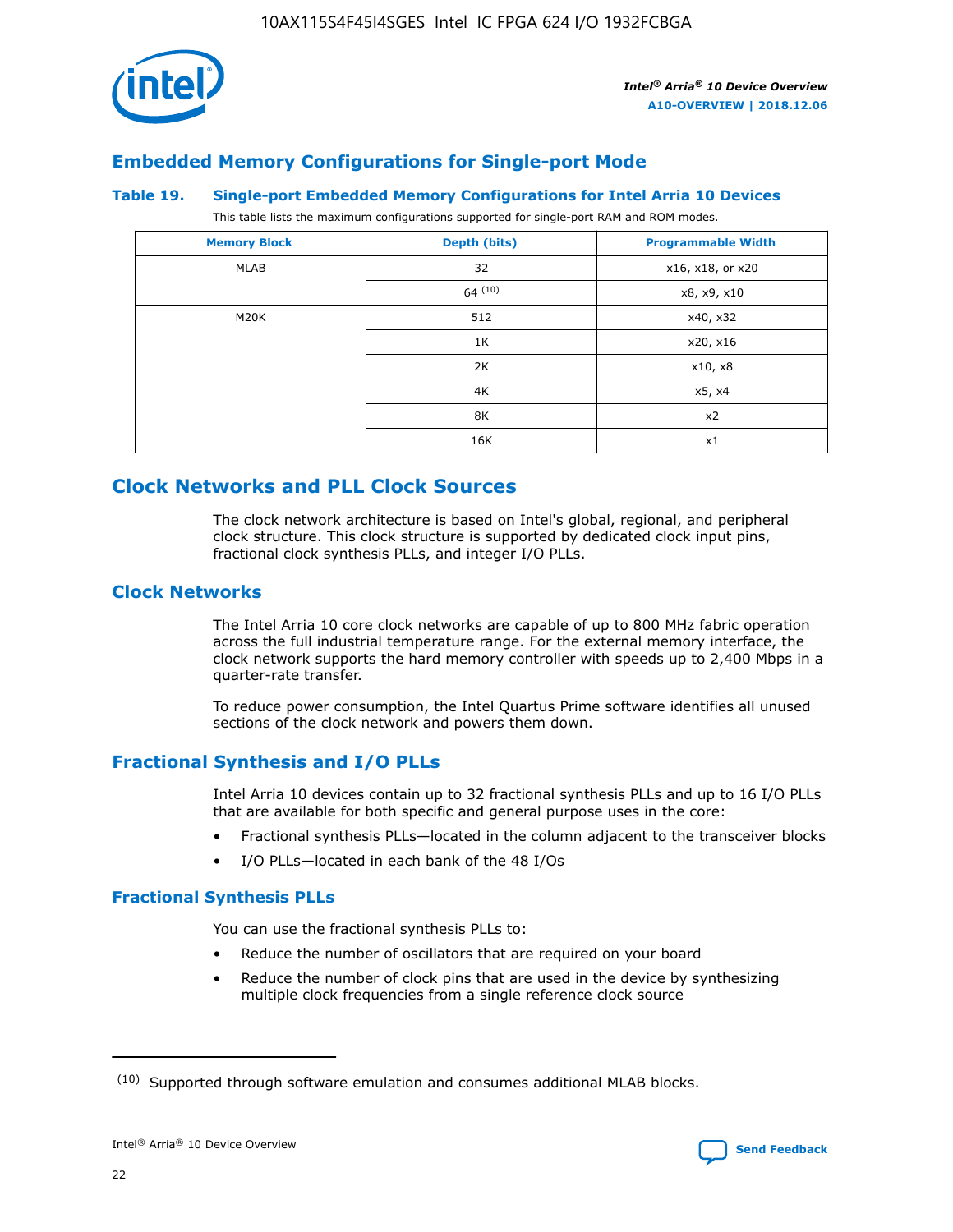## Embedded Memory Configurations for Single-port Mode

### Table 19. Single-port Embedded Memory Configurations for Intel Arria 10 Devices

This table lists the maximum configurations supported for single-port RAM and ROM modes.

| Memory Block | Depth (bits) | Programmable Width |
|---|---|---|
| MLAB | 32 | x16, x18, or x20 |
| | 64 [10] | x8, x9, x10 |
| M20K | 512 | x40, x32 |
| | 1K | x20, x16 |
| | 2K | x10, x8 |
| | 4K | x5, x4 |
| | 8K | x2 |
| | 16K | x1 |

## Clock Networks and PLL Clock Sources

The clock network architecture is based on Intel's global, regional, and peripheral clock structure. This clock structure is supported by dedicated clock input pins, fractional clock synthesis PLLs, and integer I/O PLLs.

## Clock Networks

The Intel Arria 10 core clock networks are capable of up to 800 MHz fabric operation across the full industrial temperature range. For the external memory interface, the clock network supports the hard memory controller with speeds up to 2,400 Mbps in a quarter-rate transfer.

To reduce power consumption, the Intel Quartus Prime software identifies all unused sections of the clock network and powers them down.

## Fractional Synthesis and I/O PLLs

Intel Arria 10 devices contain up to 32 fractional synthesis PLLs and up to 16 I/O PLLs that are available for both specific and general purpose uses in the core:

- Fractional synthesis PLLs—located in the column adjacent to the transceiver blocks
- I/O PLLs—located in each bank of the 48 I/Os

### Fractional Synthesis PLLs

You can use the fractional synthesis PLLs to:

- Reduce the number of oscillators that are required on your board
- Reduce the number of clock pins that are used in the device by synthesizing multiple clock frequencies from a single reference clock source

(10) Supported through software emulation and consumes additional MLAB blocks.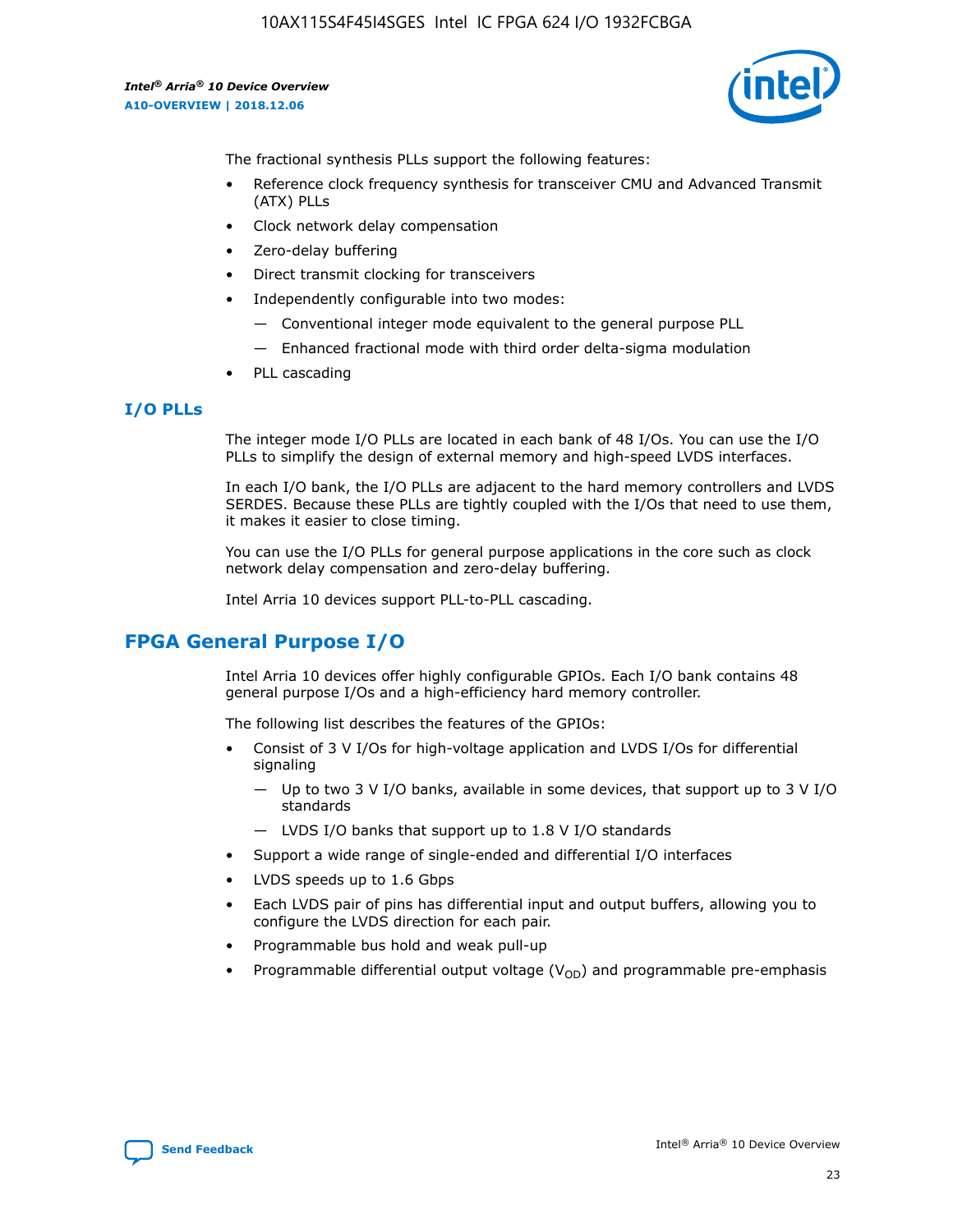The fractional synthesis PLLs support the following features:

- Reference clock frequency synthesis for transceiver CMU and Advanced Transmit (ATX) PLLs
- Clock network delay compensation
- Zero-delay buffering
- Direct transmit clocking for transceivers
- Independently configurable into two modes:
  - — Conventional integer mode equivalent to the general purpose PLL
  - — Enhanced fractional mode with third order delta-sigma modulation
- PLL cascading

### I/O PLLs

The integer mode I/O PLLs are located in each bank of 48 I/Os. You can use the I/O PLLs to simplify the design of external memory and high-speed LVDS interfaces.

In each I/O bank, the I/O PLLs are adjacent to the hard memory controllers and LVDS SERDES. Because these PLLs are tightly coupled with the I/Os that need to use them, it makes it easier to close timing.

You can use the I/O PLLs for general purpose applications in the core such as clock network delay compensation and zero-delay buffering.

Intel Arria 10 devices support PLL-to-PLL cascading.

## FPGA General Purpose I/O

Intel Arria 10 devices offer highly configurable GPIOs. Each I/O bank contains 48 general purpose I/Os and a high-efficiency hard memory controller.

The following list describes the features of the GPIOs:

- Consist of 3 V I/Os for high-voltage application and LVDS I/Os for differential signaling
  - — Up to two 3 V I/O banks, available in some devices, that support up to 3 V I/O standards
  - — LVDS I/O banks that support up to 1.8 V I/O standards
- Support a wide range of single-ended and differential I/O interfaces
- LVDS speeds up to 1.6 Gbps
- Each LVDS pair of pins has differential input and output buffers, allowing you to configure the LVDS direction for each pair.
- Programmable bus hold and weak pull-up
- Programmable differential output voltage ($V_{OD}$) and programmable pre-emphasis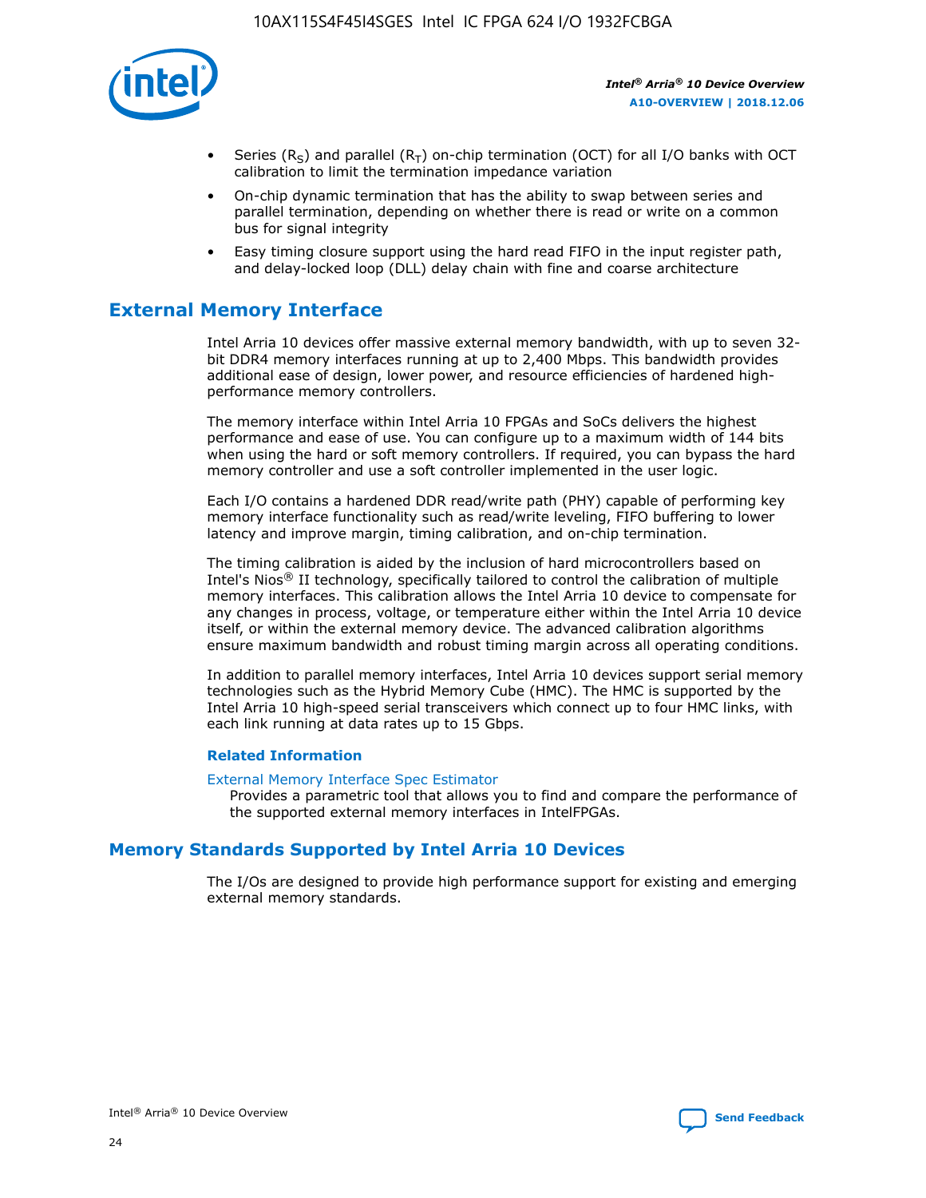- Series ($R_S$) and parallel ($R_T$) on-chip termination (OCT) for all I/O banks with OCT calibration to limit the termination impedance variation
- On-chip dynamic termination that has the ability to swap between series and parallel termination, depending on whether there is read or write on a common bus for signal integrity
- Easy timing closure support using the hard read FIFO in the input register path, and delay-locked loop (DLL) delay chain with fine and coarse architecture

## External Memory Interface

Intel Arria 10 devices offer massive external memory bandwidth, with up to seven 32-bit DDR4 memory interfaces running at up to 2,400 Mbps. This bandwidth provides additional ease of design, lower power, and resource efficiencies of hardened high-performance memory controllers.

The memory interface within Intel Arria 10 FPGAs and SoCs delivers the highest performance and ease of use. You can configure up to a maximum width of 144 bits when using the hard or soft memory controllers. If required, you can bypass the hard memory controller and use a soft controller implemented in the user logic.

Each I/O contains a hardened DDR read/write path (PHY) capable of performing key memory interface functionality such as read/write leveling, FIFO buffering to lower latency and improve margin, timing calibration, and on-chip termination.

The timing calibration is aided by the inclusion of hard microcontrollers based on Intel's Nios® II technology, specifically tailored to control the calibration of multiple memory interfaces. This calibration allows the Intel Arria 10 device to compensate for any changes in process, voltage, or temperature either within the Intel Arria 10 device itself, or within the external memory device. The advanced calibration algorithms ensure maximum bandwidth and robust timing margin across all operating conditions.

In addition to parallel memory interfaces, Intel Arria 10 devices support serial memory technologies such as the Hybrid Memory Cube (HMC). The HMC is supported by the Intel Arria 10 high-speed serial transceivers which connect up to four HMC links, with each link running at data rates up to 15 Gbps.

### Related Information

External Memory Interface Spec Estimator
Provides a parametric tool that allows you to find and compare the performance of the supported external memory interfaces in IntelFPGAs.

## Memory Standards Supported by Intel Arria 10 Devices

The I/Os are designed to provide high performance support for existing and emerging external memory standards.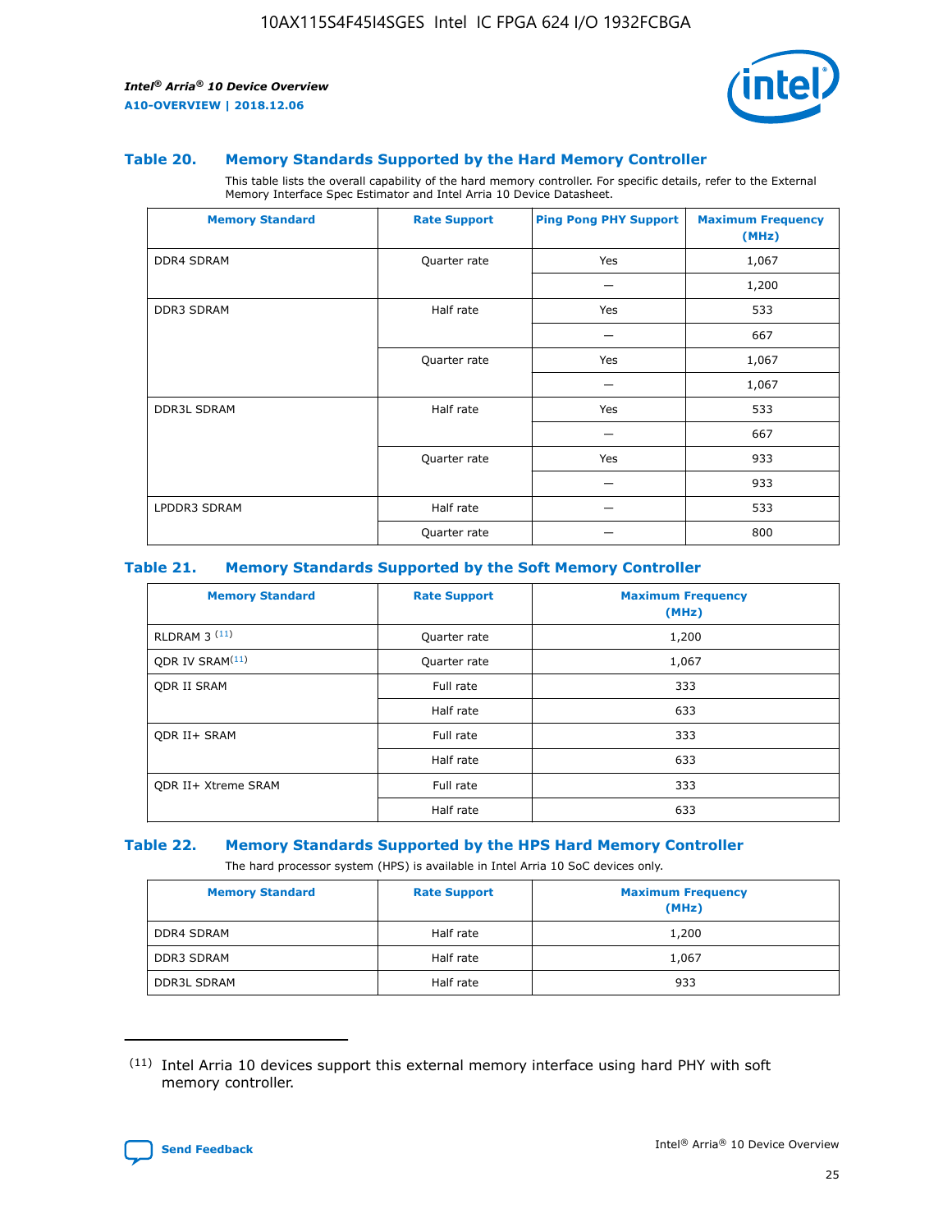### Table 20. Memory Standards Supported by the Hard Memory Controller

This table lists the overall capability of the hard memory controller. For specific details, refer to the External Memory Interface Spec Estimator and Intel Arria 10 Device Datasheet.

| Memory Standard | Rate Support | Ping Pong PHY Support | Maximum Frequency (MHz) |
|---|---|---|---|
| DDR4 SDRAM | Quarter rate | Yes | 1,067 |
| | | — | 1,200 |
| DDR3 SDRAM | Half rate | Yes | 533 |
| | | — | 667 |
| | Quarter rate | Yes | 1,067 |
| | | — | 1,067 |
| DDR3L SDRAM | Half rate | Yes | 533 |
| | | — | 667 |
| | Quarter rate | Yes | 933 |
| | | — | 933 |
| LPDDR3 SDRAM | Half rate | — | 533 |
| | Quarter rate | — | 800 |

### Table 21. Memory Standards Supported by the Soft Memory Controller

| Memory Standard | Rate Support | Maximum Frequency (MHz) |
|---|---|---|
| RLDRAM 3 [11] | Quarter rate | 1,200 |
| QDR IV SRAM[11] | Quarter rate | 1,067 |
| QDR II SRAM | Full rate | 333 |
| | Half rate | 633 |
| QDR II+ SRAM | Full rate | 333 |
| | Half rate | 633 |
| QDR II+ Xtreme SRAM | Full rate | 333 |
| | Half rate | 633 |

### Table 22. Memory Standards Supported by the HPS Hard Memory Controller

The hard processor system (HPS) is available in Intel Arria 10 SoC devices only.

| Memory Standard | Rate Support | Maximum Frequency (MHz) |
|---|---|---|
| DDR4 SDRAM | Half rate | 1,200 |
| DDR3 SDRAM | Half rate | 1,067 |
| DDR3L SDRAM | Half rate | 933 |

(11) Intel Arria 10 devices support this external memory interface using hard PHY with soft memory controller.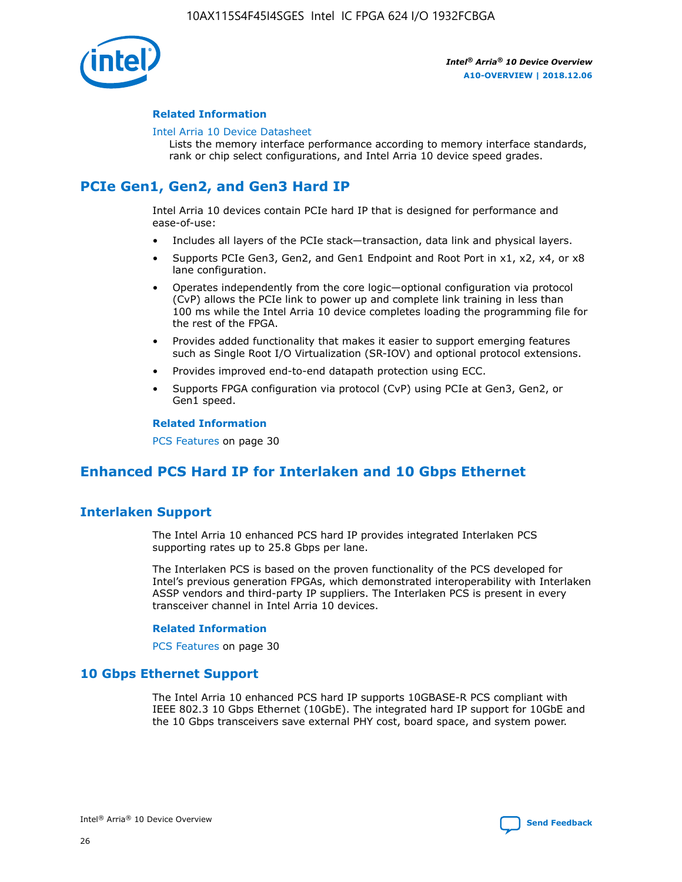### Related Information

Intel Arria 10 Device Datasheet

Lists the memory interface performance according to memory interface standards, rank or chip select configurations, and Intel Arria 10 device speed grades.

## PCIe Gen1, Gen2, and Gen3 Hard IP

Intel Arria 10 devices contain PCIe hard IP that is designed for performance and ease-of-use:

- Includes all layers of the PCIe stack—transaction, data link and physical layers.
- Supports PCIe Gen3, Gen2, and Gen1 Endpoint and Root Port in x1, x2, x4, or x8 lane configuration.
- Operates independently from the core logic—optional configuration via protocol (CvP) allows the PCIe link to power up and complete link training in less than 100 ms while the Intel Arria 10 device completes loading the programming file for the rest of the FPGA.
- Provides added functionality that makes it easier to support emerging features such as Single Root I/O Virtualization (SR-IOV) and optional protocol extensions.
- Provides improved end-to-end datapath protection using ECC.
- Supports FPGA configuration via protocol (CvP) using PCIe at Gen3, Gen2, or Gen1 speed.

### Related Information

PCS Features on page 30

## Enhanced PCS Hard IP for Interlaken and 10 Gbps Ethernet

### Interlaken Support

The Intel Arria 10 enhanced PCS hard IP provides integrated Interlaken PCS supporting rates up to 25.8 Gbps per lane.

The Interlaken PCS is based on the proven functionality of the PCS developed for Intel's previous generation FPGAs, which demonstrated interoperability with Interlaken ASSP vendors and third-party IP suppliers. The Interlaken PCS is present in every transceiver channel in Intel Arria 10 devices.

### Related Information

PCS Features on page 30

### 10 Gbps Ethernet Support

The Intel Arria 10 enhanced PCS hard IP supports 10GBASE-R PCS compliant with IEEE 802.3 10 Gbps Ethernet (10GbE). The integrated hard IP support for 10GbE and the 10 Gbps transceivers save external PHY cost, board space, and system power.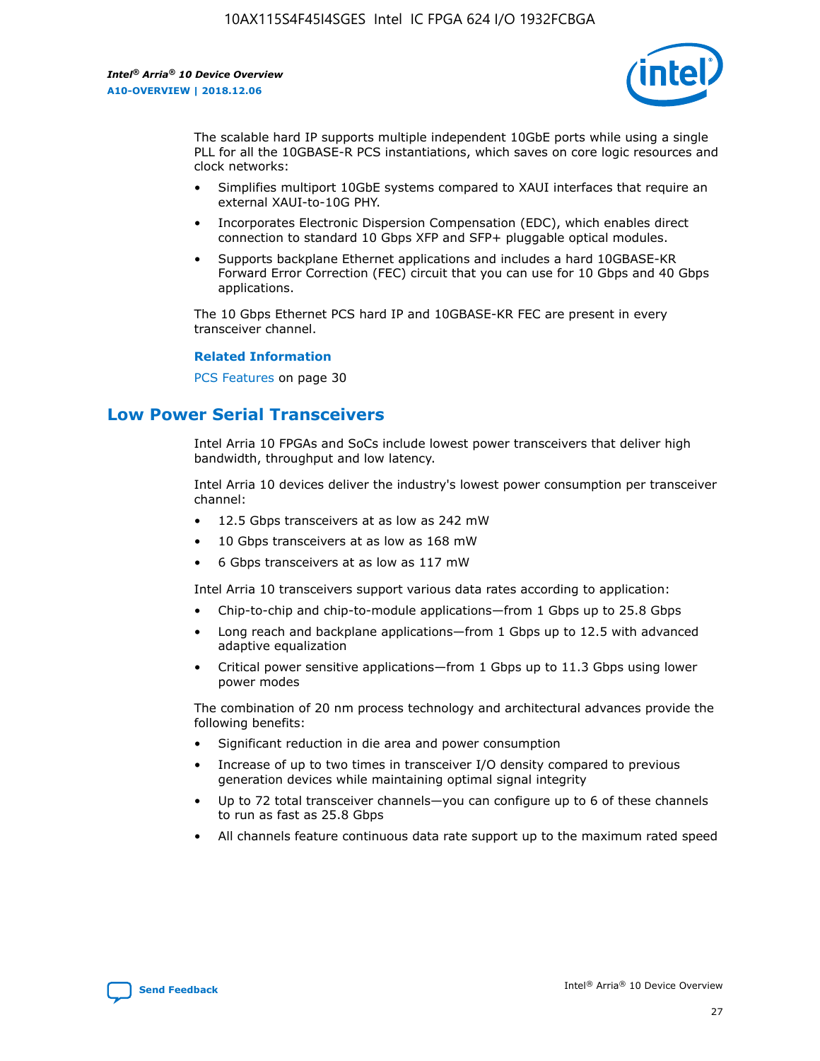The scalable hard IP supports multiple independent 10GbE ports while using a single PLL for all the 10GBASE-R PCS instantiations, which saves on core logic resources and clock networks:

- Simplifies multiport 10GbE systems compared to XAUI interfaces that require an external XAUI-to-10G PHY.
- Incorporates Electronic Dispersion Compensation (EDC), which enables direct connection to standard 10 Gbps XFP and SFP+ pluggable optical modules.
- Supports backplane Ethernet applications and includes a hard 10GBASE-KR Forward Error Correction (FEC) circuit that you can use for 10 Gbps and 40 Gbps applications.

The 10 Gbps Ethernet PCS hard IP and 10GBASE-KR FEC are present in every transceiver channel.

**Related Information**

PCS Features on page 30

## Low Power Serial Transceivers

Intel Arria 10 FPGAs and SoCs include lowest power transceivers that deliver high bandwidth, throughput and low latency.

Intel Arria 10 devices deliver the industry's lowest power consumption per transceiver channel:

- 12.5 Gbps transceivers at as low as 242 mW
- 10 Gbps transceivers at as low as 168 mW
- 6 Gbps transceivers at as low as 117 mW

Intel Arria 10 transceivers support various data rates according to application:

- Chip-to-chip and chip-to-module applications—from 1 Gbps up to 25.8 Gbps
- Long reach and backplane applications—from 1 Gbps up to 12.5 with advanced adaptive equalization
- Critical power sensitive applications—from 1 Gbps up to 11.3 Gbps using lower power modes

The combination of 20 nm process technology and architectural advances provide the following benefits:

- Significant reduction in die area and power consumption
- Increase of up to two times in transceiver I/O density compared to previous generation devices while maintaining optimal signal integrity
- Up to 72 total transceiver channels—you can configure up to 6 of these channels to run as fast as 25.8 Gbps
- All channels feature continuous data rate support up to the maximum rated speed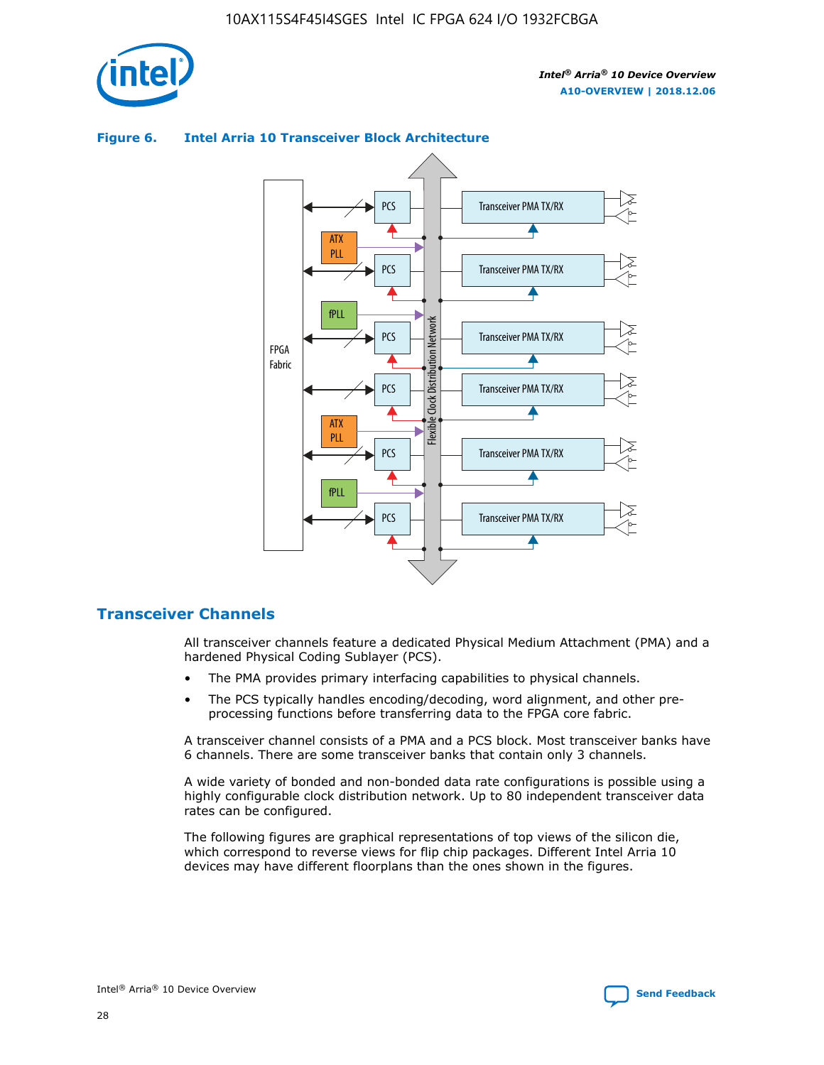**Figure 6. Intel Arria 10 Transceiver Block Architecture**

## Transceiver Channels

All transceiver channels feature a dedicated Physical Medium Attachment (PMA) and a hardened Physical Coding Sublayer (PCS).

- The PMA provides primary interfacing capabilities to physical channels.
- The PCS typically handles encoding/decoding, word alignment, and other pre-processing functions before transferring data to the FPGA core fabric.

A transceiver channel consists of a PMA and a PCS block. Most transceiver banks have 6 channels. There are some transceiver banks that contain only 3 channels.

A wide variety of bonded and non-bonded data rate configurations is possible using a highly configurable clock distribution network. Up to 80 independent transceiver data rates can be configured.

The following figures are graphical representations of top views of the silicon die, which correspond to reverse views for flip chip packages. Different Intel Arria 10 devices may have different floorplans than the ones shown in the figures.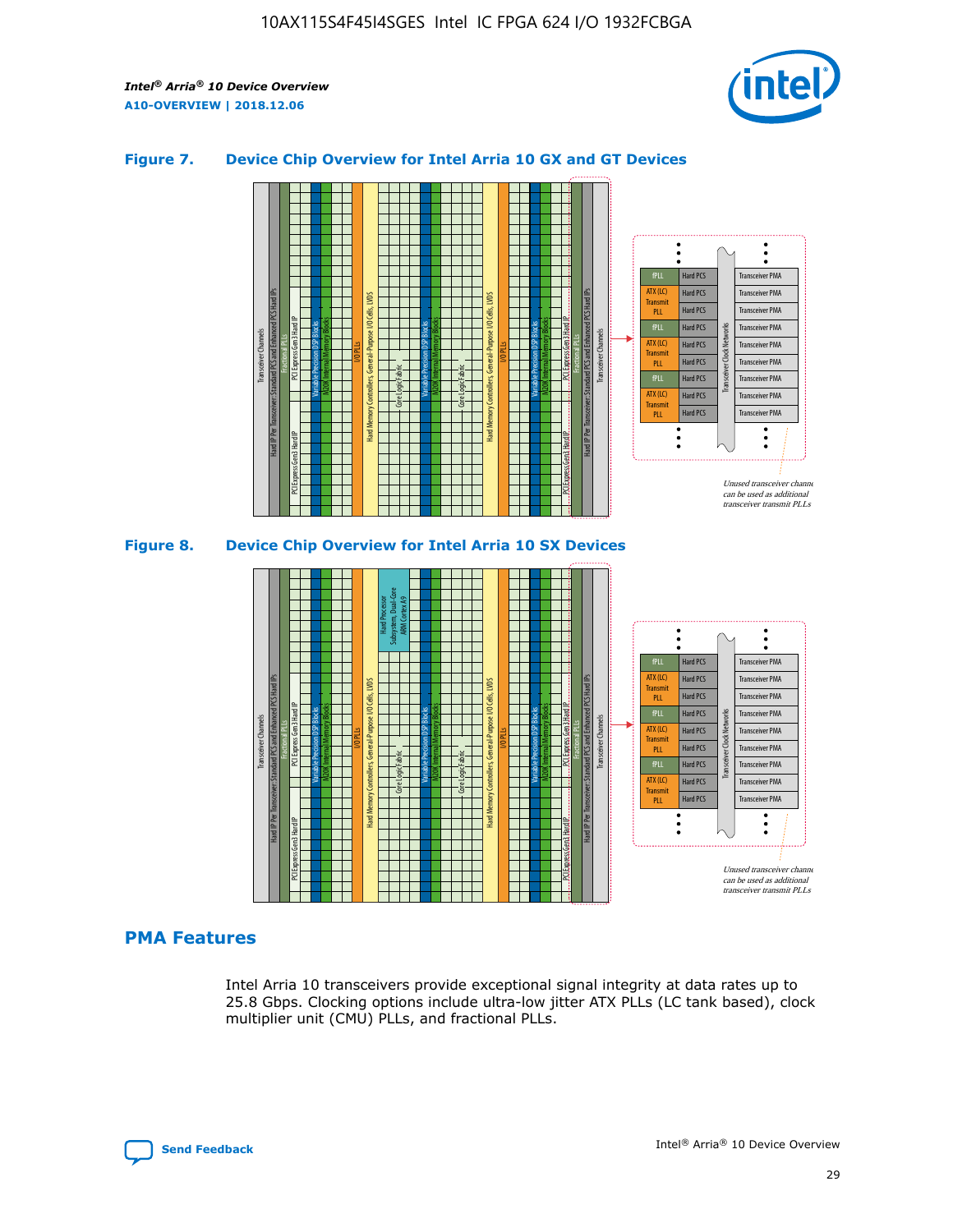### Figure 7. Device Chip Overview for Intel Arria 10 GX and GT Devices

### Figure 8. Device Chip Overview for Intel Arria 10 SX Devices

## PMA Features

Intel Arria 10 transceivers provide exceptional signal integrity at data rates up to 25.8 Gbps. Clocking options include ultra-low jitter ATX PLLs (LC tank based), clock multiplier unit (CMU) PLLs, and fractional PLLs.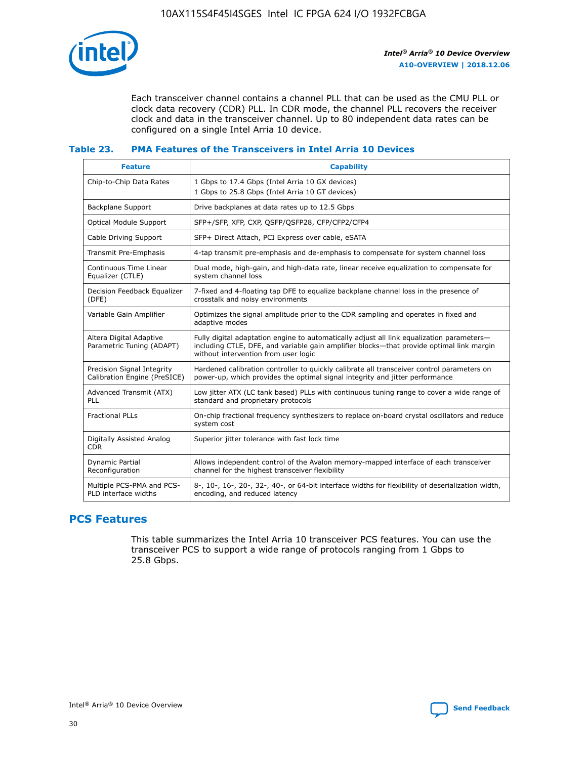Each transceiver channel contains a channel PLL that can be used as the CMU PLL or clock data recovery (CDR) PLL. In CDR mode, the channel PLL recovers the receiver clock and data in the transceiver channel. Up to 80 independent data rates can be configured on a single Intel Arria 10 device.

### Table 23. PMA Features of the Transceivers in Intel Arria 10 Devices

| Feature | Capability |
|---|---|
| Chip-to-Chip Data Rates | 1 Gbps to 17.4 Gbps (Intel Arria 10 GX devices)<br>1 Gbps to 25.8 Gbps (Intel Arria 10 GT devices) |
| Backplane Support | Drive backplanes at data rates up to 12.5 Gbps |
| Optical Module Support | SFP+/SFP, XFP, CXP, QSFP/QSFP28, CFP/CFP2/CFP4 |
| Cable Driving Support | SFP+ Direct Attach, PCI Express over cable, eSATA |
| Transmit Pre-Emphasis | 4-tap transmit pre-emphasis and de-emphasis to compensate for system channel loss |
| Continuous Time Linear Equalizer (CTLE) | Dual mode, high-gain, and high-data rate, linear receive equalization to compensate for system channel loss |
| Decision Feedback Equalizer (DFE) | 7-fixed and 4-floating tap DFE to equalize backplane channel loss in the presence of crosstalk and noisy environments |
| Variable Gain Amplifier | Optimizes the signal amplitude prior to the CDR sampling and operates in fixed and adaptive modes |
| Altera Digital Adaptive Parametric Tuning (ADAPT) | Fully digital adaptation engine to automatically adjust all link equalization parameters—including CTLE, DFE, and variable gain amplifier blocks—that provide optimal link margin without intervention from user logic |
| Precision Signal Integrity Calibration Engine (PreSICE) | Hardened calibration controller to quickly calibrate all transceiver control parameters on power-up, which provides the optimal signal integrity and jitter performance |
| Advanced Transmit (ATX) PLL | Low jitter ATX (LC tank based) PLLs with continuous tuning range to cover a wide range of standard and proprietary protocols |
| Fractional PLLs | On-chip fractional frequency synthesizers to replace on-board crystal oscillators and reduce system cost |
| Digitally Assisted Analog CDR | Superior jitter tolerance with fast lock time |
| Dynamic Partial Reconfiguration | Allows independent control of the Avalon memory-mapped interface of each transceiver channel for the highest transceiver flexibility |
| Multiple PCS-PMA and PCS-PLD interface widths | 8-, 10-, 16-, 20-, 32-, 40-, or 64-bit interface widths for flexibility of deserialization width, encoding, and reduced latency |

## PCS Features

This table summarizes the Intel Arria 10 transceiver PCS features. You can use the transceiver PCS to support a wide range of protocols ranging from 1 Gbps to 25.8 Gbps.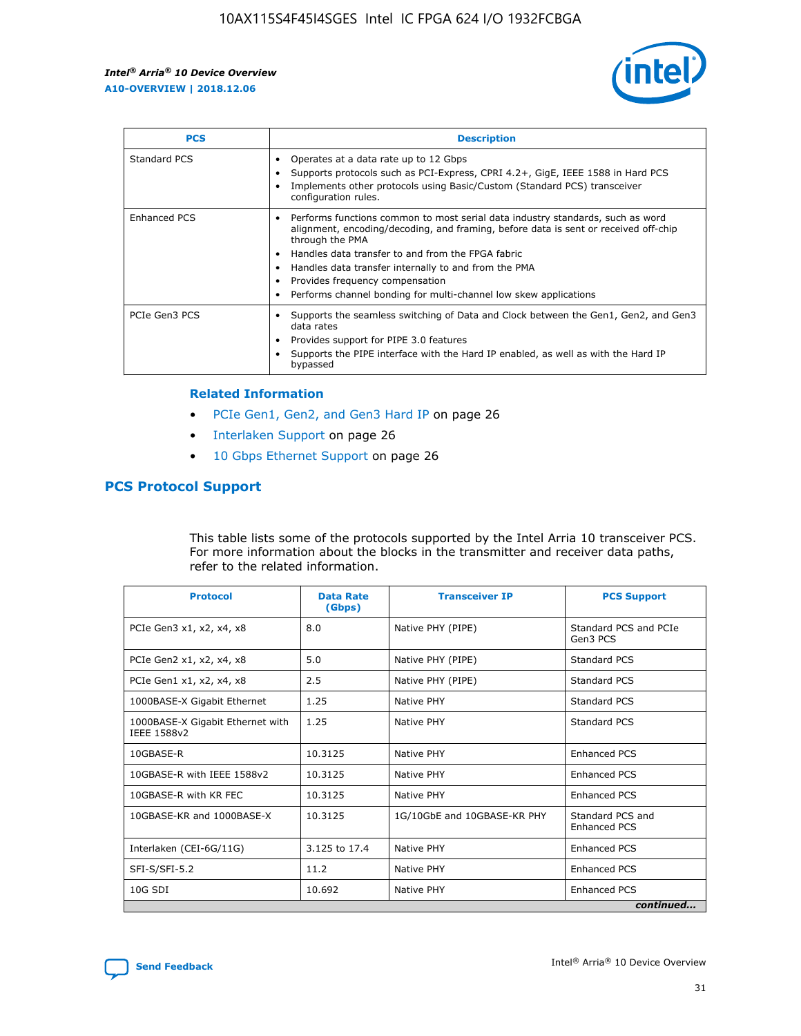| PCS | Description |
| --- | --- |
| Standard PCS | • Operates at a data rate up to 12 Gbps<br>• Supports protocols such as PCI-Express, CPRI 4.2+, GigE, IEEE 1588 in Hard PCS<br>• Implements other protocols using Basic/Custom (Standard PCS) transceiver configuration rules. |
| Enhanced PCS | • Performs functions common to most serial data industry standards, such as word alignment, encoding/decoding, and framing, before data is sent or received off-chip through the PMA<br>• Handles data transfer to and from the FPGA fabric<br>• Handles data transfer internally to and from the PMA<br>• Provides frequency compensation<br>• Performs channel bonding for multi-channel low skew applications |
| PCIe Gen3 PCS | • Supports the seamless switching of Data and Clock between the Gen1, Gen2, and Gen3 data rates<br>• Provides support for PIPE 3.0 features<br>• Supports the PIPE interface with the Hard IP enabled, as well as with the Hard IP bypassed |

### Related Information

- PCIe Gen1, Gen2, and Gen3 Hard IP on page 26
- Interlaken Support on page 26
- 10 Gbps Ethernet Support on page 26

## PCS Protocol Support

This table lists some of the protocols supported by the Intel Arria 10 transceiver PCS. For more information about the blocks in the transmitter and receiver data paths, refer to the related information.

| Protocol | Data Rate (Gbps) | Transceiver IP | PCS Support |
| --- | --- | --- | --- |
| PCIe Gen3 x1, x2, x4, x8 | 8.0 | Native PHY (PIPE) | Standard PCS and PCIe Gen3 PCS |
| PCIe Gen2 x1, x2, x4, x8 | 5.0 | Native PHY (PIPE) | Standard PCS |
| PCIe Gen1 x1, x2, x4, x8 | 2.5 | Native PHY (PIPE) | Standard PCS |
| 1000BASE-X Gigabit Ethernet | 1.25 | Native PHY | Standard PCS |
| 1000BASE-X Gigabit Ethernet with IEEE 1588v2 | 1.25 | Native PHY | Standard PCS |
| 10GBASE-R | 10.3125 | Native PHY | Enhanced PCS |
| 10GBASE-R with IEEE 1588v2 | 10.3125 | Native PHY | Enhanced PCS |
| 10GBASE-R with KR FEC | 10.3125 | Native PHY | Enhanced PCS |
| 10GBASE-KR and 1000BASE-X | 10.3125 | 1G/10GbE and 10GBASE-KR PHY | Standard PCS and Enhanced PCS |
| Interlaken (CEI-6G/11G) | 3.125 to 17.4 | Native PHY | Enhanced PCS |
| SFI-S/SFI-5.2 | 11.2 | Native PHY | Enhanced PCS |
| 10G SDI | 10.692 | Native PHY | Enhanced PCS |

*continued...*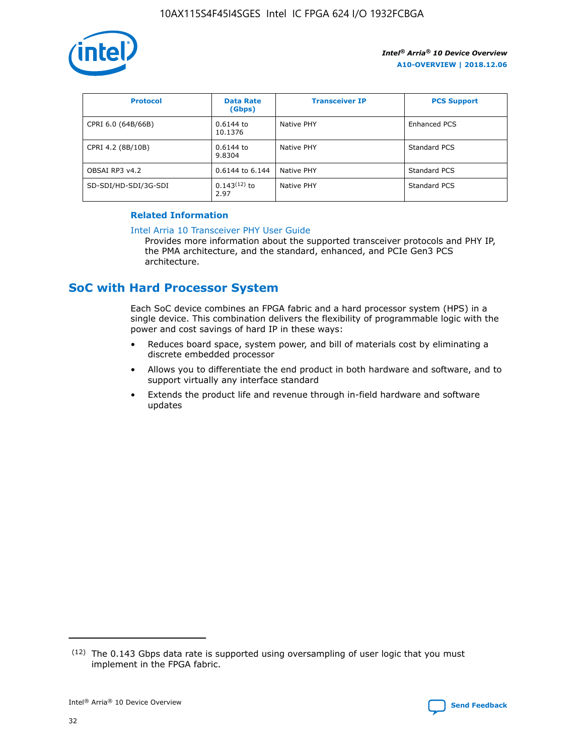| Protocol | Data Rate (Gbps) | Transceiver IP | PCS Support |
| --- | --- | --- | --- |
| CPRI 6.0 (64B/66B) | 0.6144 to 10.1376 | Native PHY | Enhanced PCS |
| CPRI 4.2 (8B/10B) | 0.6144 to 9.8304 | Native PHY | Standard PCS |
| OBSAI RP3 v4.2 | 0.6144 to 6.144 | Native PHY | Standard PCS |
| SD-SDI/HD-SDI/3G-SDI | 0.143[12] to 2.97 | Native PHY | Standard PCS |

### Related Information

Intel Arria 10 Transceiver PHY User Guide
Provides more information about the supported transceiver protocols and PHY IP, the PMA architecture, and the standard, enhanced, and PCIe Gen3 PCS architecture.

## SoC with Hard Processor System

Each SoC device combines an FPGA fabric and a hard processor system (HPS) in a single device. This combination delivers the flexibility of programmable logic with the power and cost savings of hard IP in these ways:

- Reduces board space, system power, and bill of materials cost by eliminating a discrete embedded processor
- Allows you to differentiate the end product in both hardware and software, and to support virtually any interface standard
- Extends the product life and revenue through in-field hardware and software updates

[12] The 0.143 Gbps data rate is supported using oversampling of user logic that you must implement in the FPGA fabric.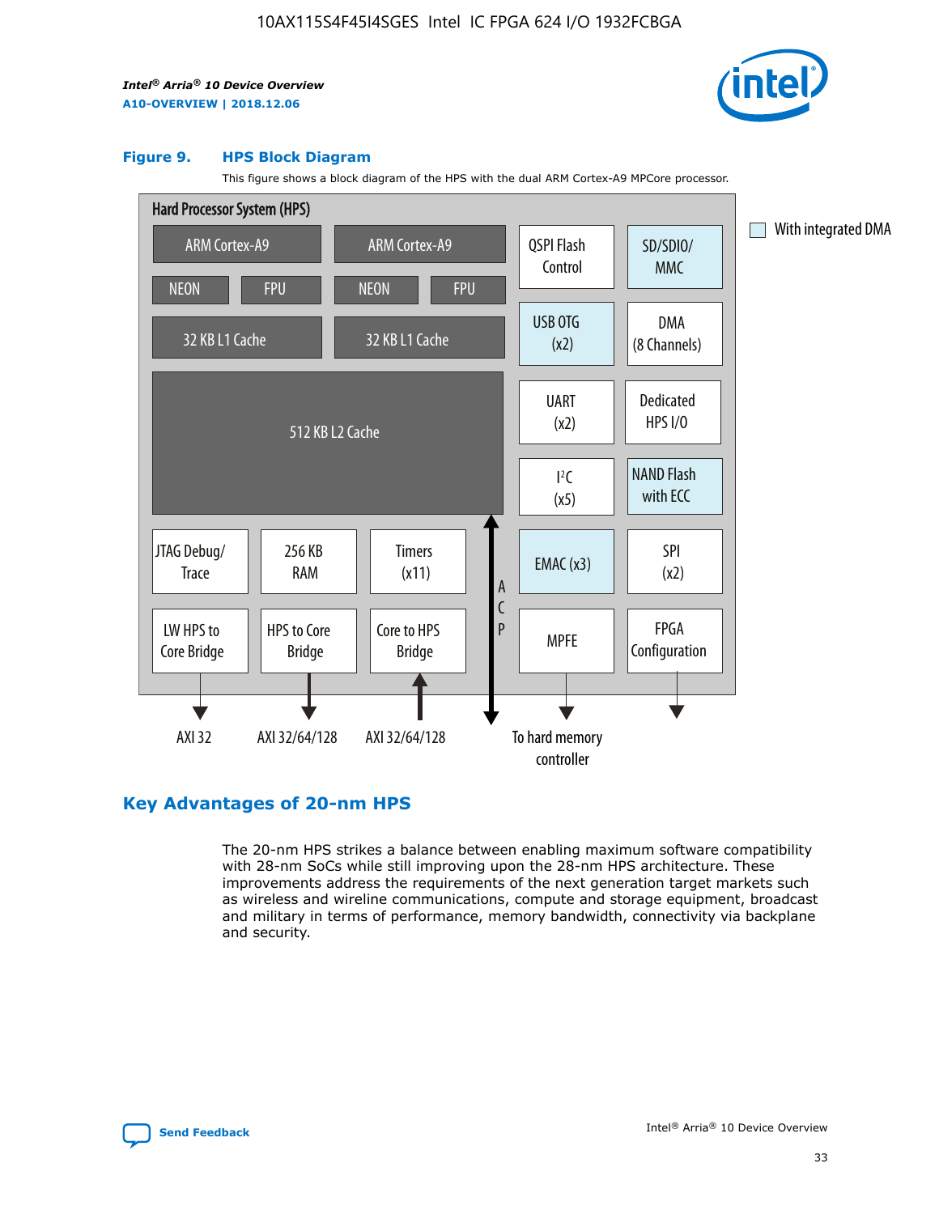**Figure 9. HPS Block Diagram**

This figure shows a block diagram of the HPS with the dual ARM Cortex-A9 MPCore processor.

Hard Processor System (HPS)

- ARM Cortex-A9 (NEON, FPU, 32 KB L1 Cache)
- ARM Cortex-A9 (NEON, FPU, 32 KB L1 Cache)
- 512 KB L2 Cache
- QSPI Flash Control
- SD/SDIO/MMC
- USB OTG (x2)
- DMA (8 Channels)
- UART (x2)
- Dedicated HPS I/O
- I²C (x5)
- NAND Flash with ECC
- JTAG Debug/Trace
- 256 KB RAM
- Timers (x11)
- EMAC (x3)
- SPI (x2)
- LW HPS to Core Bridge — AXI 32
- HPS to Core Bridge — AXI 32/64/128
- Core to HPS Bridge — AXI 32/64/128
- ACP
- MPFE — To hard memory controller
- FPGA Configuration

With integrated DMA: SD/SDIO/MMC, USB OTG (x2), NAND Flash with ECC, EMAC (x3)

## Key Advantages of 20-nm HPS

The 20-nm HPS strikes a balance between enabling maximum software compatibility with 28-nm SoCs while still improving upon the 28-nm HPS architecture. These improvements address the requirements of the next generation target markets such as wireless and wireline communications, compute and storage equipment, broadcast and military in terms of performance, memory bandwidth, connectivity via backplane and security.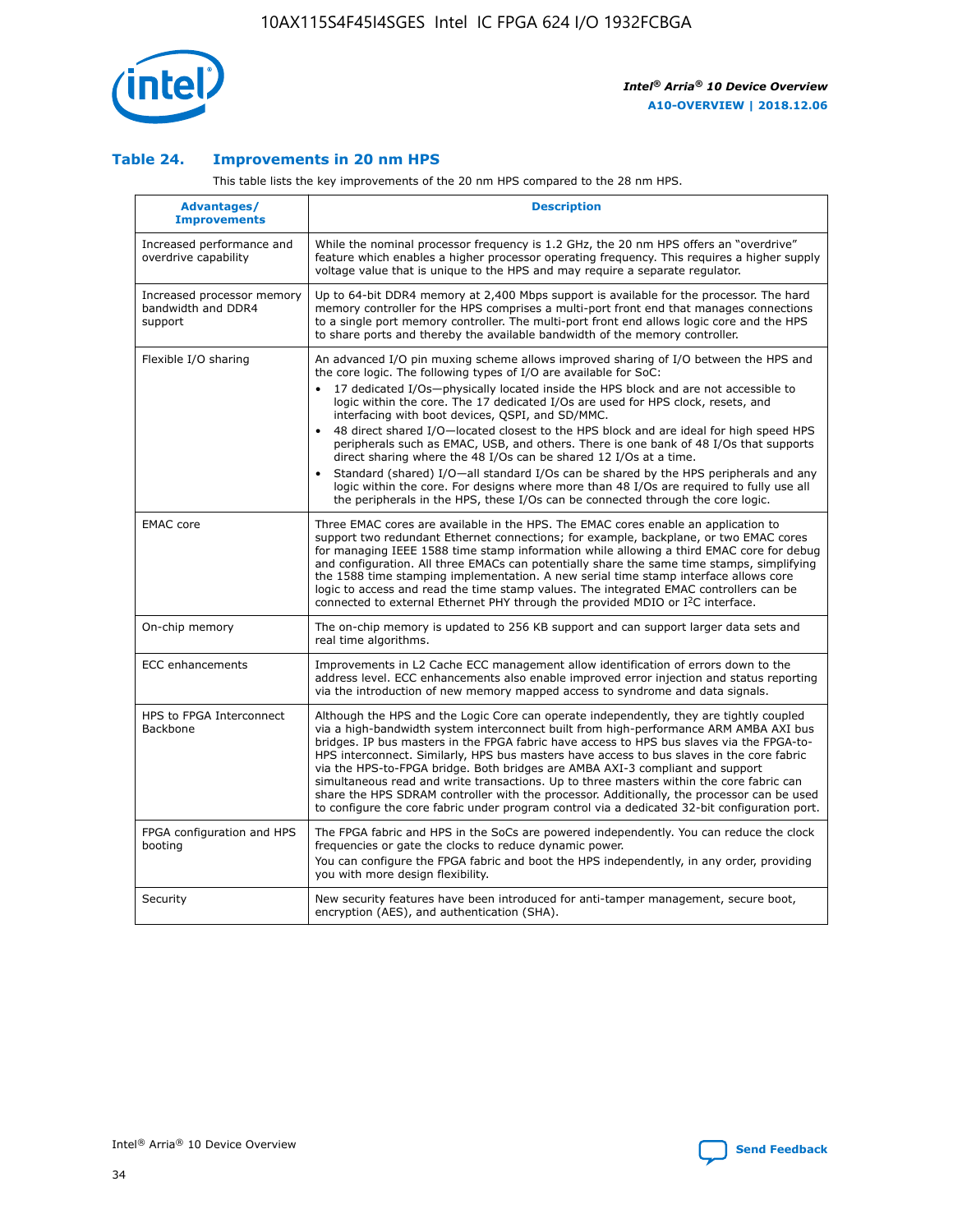## Table 24. Improvements in 20 nm HPS

This table lists the key improvements of the 20 nm HPS compared to the 28 nm HPS.

| Advantages/ Improvements | Description |
|---|---|
| Increased performance and overdrive capability | While the nominal processor frequency is 1.2 GHz, the 20 nm HPS offers an "overdrive" feature which enables a higher processor operating frequency. This requires a higher supply voltage value that is unique to the HPS and may require a separate regulator. |
| Increased processor memory bandwidth and DDR4 support | Up to 64-bit DDR4 memory at 2,400 Mbps support is available for the processor. The hard memory controller for the HPS comprises a multi-port front end that manages connections to a single port memory controller. The multi-port front end allows logic core and the HPS to share ports and thereby the available bandwidth of the memory controller. |
| Flexible I/O sharing | An advanced I/O pin muxing scheme allows improved sharing of I/O between the HPS and the core logic. The following types of I/O are available for SoC:<br>• 17 dedicated I/Os—physically located inside the HPS block and are not accessible to logic within the core. The 17 dedicated I/Os are used for HPS clock, resets, and interfacing with boot devices, QSPI, and SD/MMC.<br>• 48 direct shared I/O—located closest to the HPS block and are ideal for high speed HPS peripherals such as EMAC, USB, and others. There is one bank of 48 I/Os that supports direct sharing where the 48 I/Os can be shared 12 I/Os at a time.<br>• Standard (shared) I/O—all standard I/Os can be shared by the HPS peripherals and any logic within the core. For designs where more than 48 I/Os are required to fully use all the peripherals in the HPS, these I/Os can be connected through the core logic. |
| EMAC core | Three EMAC cores are available in the HPS. The EMAC cores enable an application to support two redundant Ethernet connections; for example, backplane, or two EMAC cores for managing IEEE 1588 time stamp information while allowing a third EMAC core for debug and configuration. All three EMACs can potentially share the same time stamps, simplifying the 1588 time stamping implementation. A new serial time stamp interface allows core logic to access and read the time stamp values. The integrated EMAC controllers can be connected to external Ethernet PHY through the provided MDIO or I²C interface. |
| On-chip memory | The on-chip memory is updated to 256 KB support and can support larger data sets and real time algorithms. |
| ECC enhancements | Improvements in L2 Cache ECC management allow identification of errors down to the address level. ECC enhancements also enable improved error injection and status reporting via the introduction of new memory mapped access to syndrome and data signals. |
| HPS to FPGA Interconnect Backbone | Although the HPS and the Logic Core can operate independently, they are tightly coupled via a high-bandwidth system interconnect built from high-performance ARM AMBA AXI bus bridges. IP bus masters in the FPGA fabric have access to HPS bus slaves via the FPGA-to-HPS interconnect. Similarly, HPS bus masters have access to bus slaves in the core fabric via the HPS-to-FPGA bridge. Both bridges are AMBA AXI-3 compliant and support simultaneous read and write transactions. Up to three masters within the core fabric can share the HPS SDRAM controller with the processor. Additionally, the processor can be used to configure the core fabric under program control via a dedicated 32-bit configuration port. |
| FPGA configuration and HPS booting | The FPGA fabric and HPS in the SoCs are powered independently. You can reduce the clock frequencies or gate the clocks to reduce dynamic power.<br>You can configure the FPGA fabric and boot the HPS independently, in any order, providing you with more design flexibility. |
| Security | New security features have been introduced for anti-tamper management, secure boot, encryption (AES), and authentication (SHA). |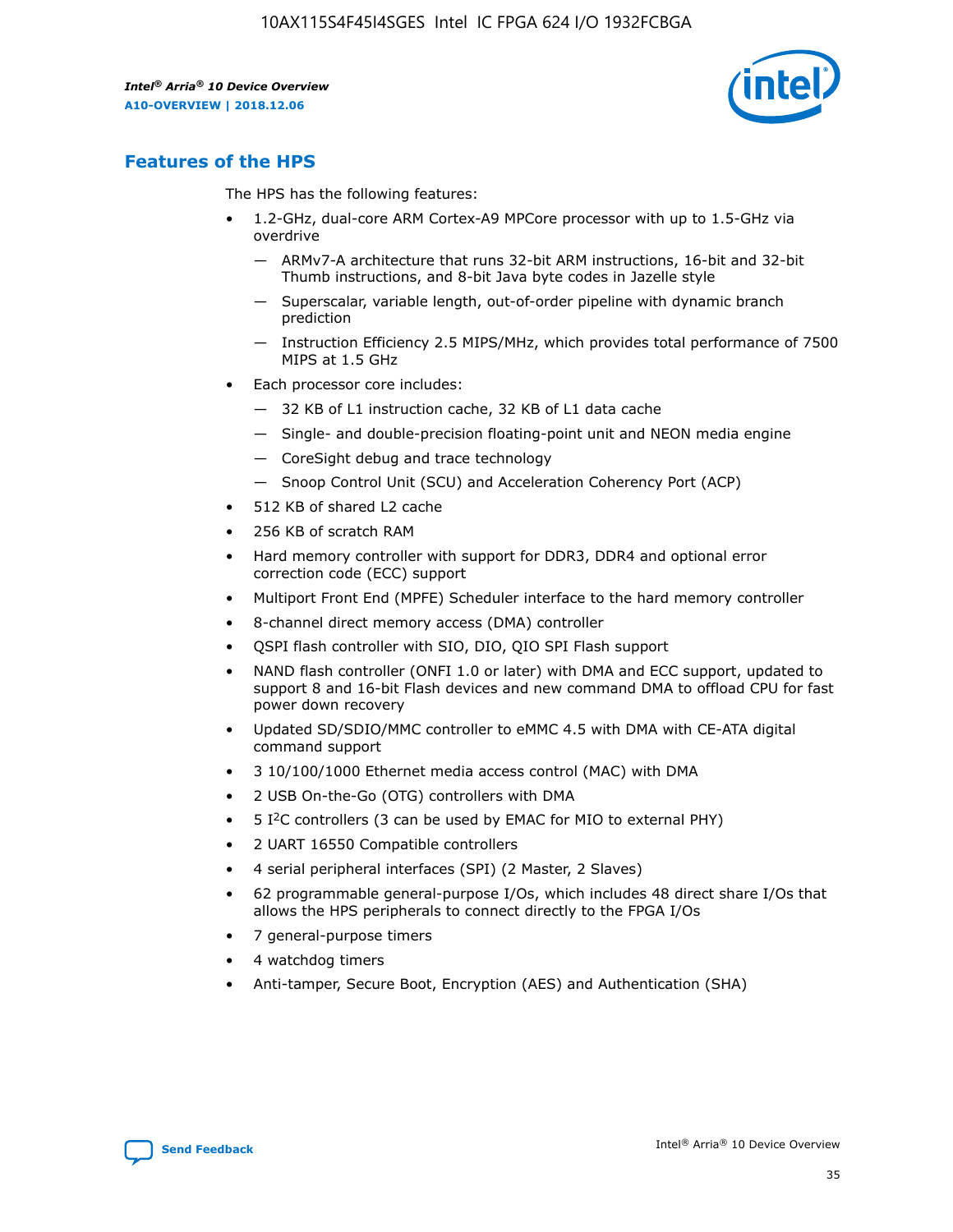## Features of the HPS

The HPS has the following features:

- 1.2-GHz, dual-core ARM Cortex-A9 MPCore processor with up to 1.5-GHz via overdrive
  - — ARMv7-A architecture that runs 32-bit ARM instructions, 16-bit and 32-bit Thumb instructions, and 8-bit Java byte codes in Jazelle style
  - — Superscalar, variable length, out-of-order pipeline with dynamic branch prediction
  - — Instruction Efficiency 2.5 MIPS/MHz, which provides total performance of 7500 MIPS at 1.5 GHz
- Each processor core includes:
  - — 32 KB of L1 instruction cache, 32 KB of L1 data cache
  - — Single- and double-precision floating-point unit and NEON media engine
  - — CoreSight debug and trace technology
  - — Snoop Control Unit (SCU) and Acceleration Coherency Port (ACP)
- 512 KB of shared L2 cache
- 256 KB of scratch RAM
- Hard memory controller with support for DDR3, DDR4 and optional error correction code (ECC) support
- Multiport Front End (MPFE) Scheduler interface to the hard memory controller
- 8-channel direct memory access (DMA) controller
- QSPI flash controller with SIO, DIO, QIO SPI Flash support
- NAND flash controller (ONFI 1.0 or later) with DMA and ECC support, updated to support 8 and 16-bit Flash devices and new command DMA to offload CPU for fast power down recovery
- Updated SD/SDIO/MMC controller to eMMC 4.5 with DMA with CE-ATA digital command support
- 3 10/100/1000 Ethernet media access control (MAC) with DMA
- 2 USB On-the-Go (OTG) controllers with DMA
- 5 I2C controllers (3 can be used by EMAC for MIO to external PHY)
- 2 UART 16550 Compatible controllers
- 4 serial peripheral interfaces (SPI) (2 Master, 2 Slaves)
- 62 programmable general-purpose I/Os, which includes 48 direct share I/Os that allows the HPS peripherals to connect directly to the FPGA I/Os
- 7 general-purpose timers
- 4 watchdog timers
- Anti-tamper, Secure Boot, Encryption (AES) and Authentication (SHA)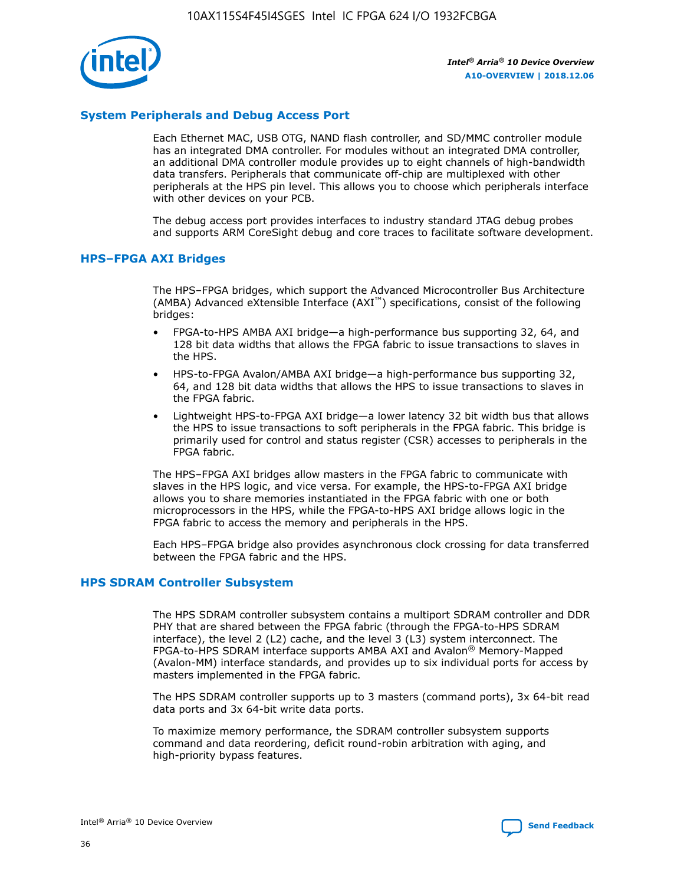## System Peripherals and Debug Access Port

Each Ethernet MAC, USB OTG, NAND flash controller, and SD/MMC controller module has an integrated DMA controller. For modules without an integrated DMA controller, an additional DMA controller module provides up to eight channels of high-bandwidth data transfers. Peripherals that communicate off-chip are multiplexed with other peripherals at the HPS pin level. This allows you to choose which peripherals interface with other devices on your PCB.

The debug access port provides interfaces to industry standard JTAG debug probes and supports ARM CoreSight debug and core traces to facilitate software development.

## HPS–FPGA AXI Bridges

The HPS–FPGA bridges, which support the Advanced Microcontroller Bus Architecture (AMBA) Advanced eXtensible Interface (AXI™) specifications, consist of the following bridges:

- FPGA-to-HPS AMBA AXI bridge—a high-performance bus supporting 32, 64, and 128 bit data widths that allows the FPGA fabric to issue transactions to slaves in the HPS.
- HPS-to-FPGA Avalon/AMBA AXI bridge—a high-performance bus supporting 32, 64, and 128 bit data widths that allows the HPS to issue transactions to slaves in the FPGA fabric.
- Lightweight HPS-to-FPGA AXI bridge—a lower latency 32 bit width bus that allows the HPS to issue transactions to soft peripherals in the FPGA fabric. This bridge is primarily used for control and status register (CSR) accesses to peripherals in the FPGA fabric.

The HPS–FPGA AXI bridges allow masters in the FPGA fabric to communicate with slaves in the HPS logic, and vice versa. For example, the HPS-to-FPGA AXI bridge allows you to share memories instantiated in the FPGA fabric with one or both microprocessors in the HPS, while the FPGA-to-HPS AXI bridge allows logic in the FPGA fabric to access the memory and peripherals in the HPS.

Each HPS–FPGA bridge also provides asynchronous clock crossing for data transferred between the FPGA fabric and the HPS.

## HPS SDRAM Controller Subsystem

The HPS SDRAM controller subsystem contains a multiport SDRAM controller and DDR PHY that are shared between the FPGA fabric (through the FPGA-to-HPS SDRAM interface), the level 2 (L2) cache, and the level 3 (L3) system interconnect. The FPGA-to-HPS SDRAM interface supports AMBA AXI and Avalon® Memory-Mapped (Avalon-MM) interface standards, and provides up to six individual ports for access by masters implemented in the FPGA fabric.

The HPS SDRAM controller supports up to 3 masters (command ports), 3x 64-bit read data ports and 3x 64-bit write data ports.

To maximize memory performance, the SDRAM controller subsystem supports command and data reordering, deficit round-robin arbitration with aging, and high-priority bypass features.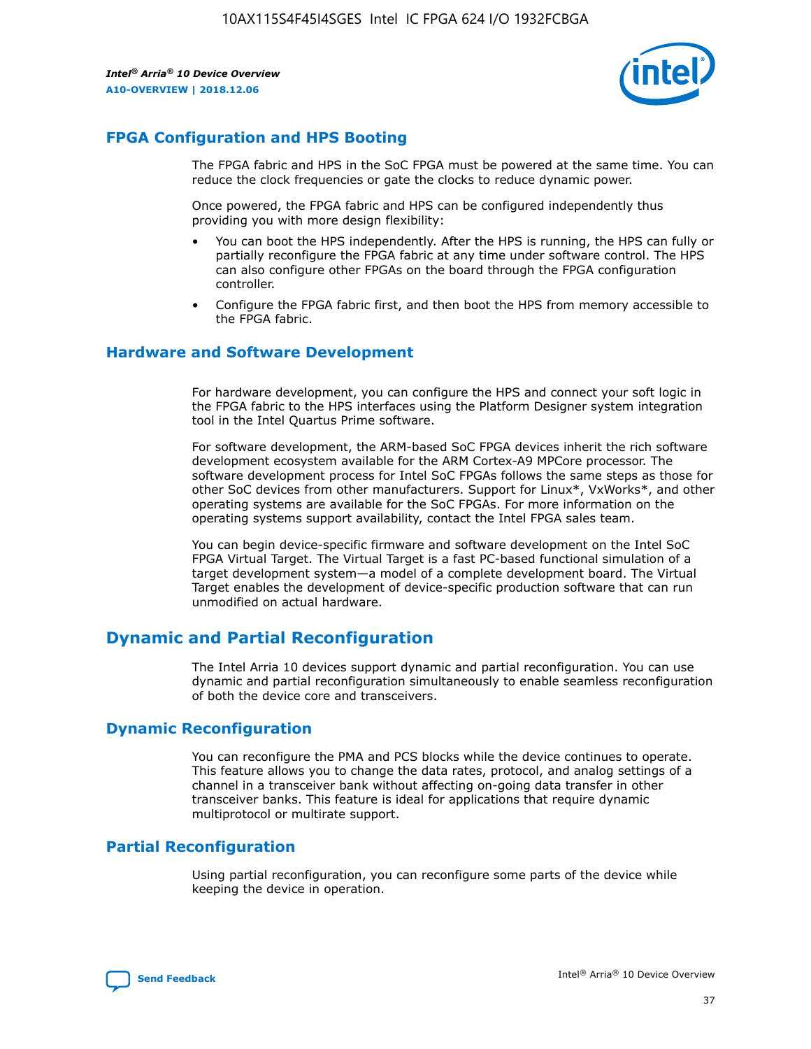## FPGA Configuration and HPS Booting

The FPGA fabric and HPS in the SoC FPGA must be powered at the same time. You can reduce the clock frequencies or gate the clocks to reduce dynamic power.

Once powered, the FPGA fabric and HPS can be configured independently thus providing you with more design flexibility:

- You can boot the HPS independently. After the HPS is running, the HPS can fully or partially reconfigure the FPGA fabric at any time under software control. The HPS can also configure other FPGAs on the board through the FPGA configuration controller.
- Configure the FPGA fabric first, and then boot the HPS from memory accessible to the FPGA fabric.

## Hardware and Software Development

For hardware development, you can configure the HPS and connect your soft logic in the FPGA fabric to the HPS interfaces using the Platform Designer system integration tool in the Intel Quartus Prime software.

For software development, the ARM-based SoC FPGA devices inherit the rich software development ecosystem available for the ARM Cortex-A9 MPCore processor. The software development process for Intel SoC FPGAs follows the same steps as those for other SoC devices from other manufacturers. Support for Linux*, VxWorks*, and other operating systems are available for the SoC FPGAs. For more information on the operating systems support availability, contact the Intel FPGA sales team.

You can begin device-specific firmware and software development on the Intel SoC FPGA Virtual Target. The Virtual Target is a fast PC-based functional simulation of a target development system—a model of a complete development board. The Virtual Target enables the development of device-specific production software that can run unmodified on actual hardware.

# Dynamic and Partial Reconfiguration

The Intel Arria 10 devices support dynamic and partial reconfiguration. You can use dynamic and partial reconfiguration simultaneously to enable seamless reconfiguration of both the device core and transceivers.

## Dynamic Reconfiguration

You can reconfigure the PMA and PCS blocks while the device continues to operate. This feature allows you to change the data rates, protocol, and analog settings of a channel in a transceiver bank without affecting on-going data transfer in other transceiver banks. This feature is ideal for applications that require dynamic multiprotocol or multirate support.

## Partial Reconfiguration

Using partial reconfiguration, you can reconfigure some parts of the device while keeping the device in operation.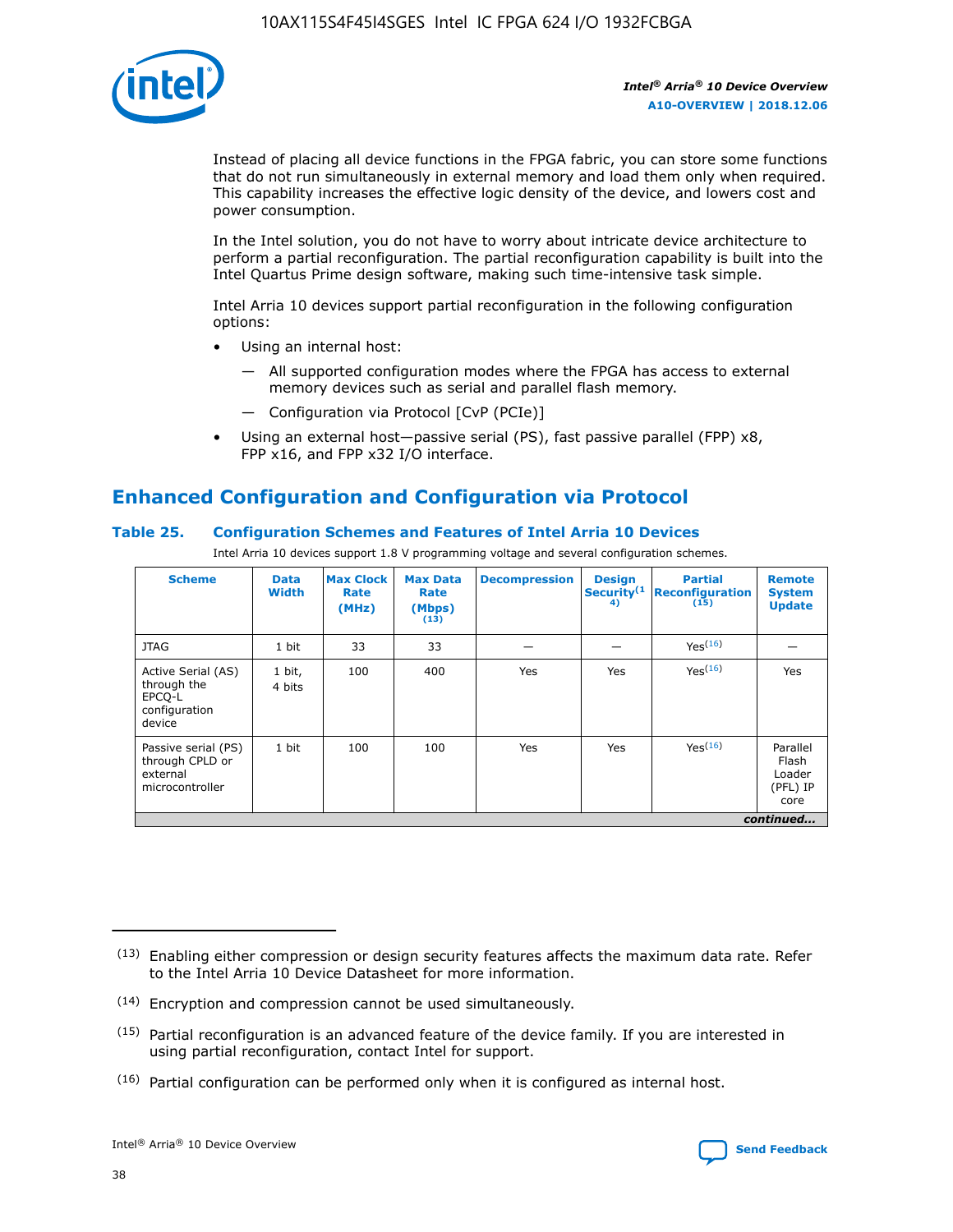Instead of placing all device functions in the FPGA fabric, you can store some functions that do not run simultaneously in external memory and load them only when required. This capability increases the effective logic density of the device, and lowers cost and power consumption.

In the Intel solution, you do not have to worry about intricate device architecture to perform a partial reconfiguration. The partial reconfiguration capability is built into the Intel Quartus Prime design software, making such time-intensive task simple.

Intel Arria 10 devices support partial reconfiguration in the following configuration options:

- Using an internal host:
  - — All supported configuration modes where the FPGA has access to external memory devices such as serial and parallel flash memory.
  - — Configuration via Protocol [CvP (PCIe)]
- Using an external host—passive serial (PS), fast passive parallel (FPP) x8, FPP x16, and FPP x32 I/O interface.

## Enhanced Configuration and Configuration via Protocol

### Table 25. Configuration Schemes and Features of Intel Arria 10 Devices

Intel Arria 10 devices support 1.8 V programming voltage and several configuration schemes.

| Scheme | Data Width | Max Clock Rate (MHz) | Max Data Rate (Mbps) (13) | Decompression | Design Security (14) | Partial Reconfiguration (15) | Remote System Update |
|---|---|---|---|---|---|---|---|
| JTAG | 1 bit | 33 | 33 | — | — | Yes (16) | — |
| Active Serial (AS) through the EPCQ-L configuration device | 1 bit, 4 bits | 100 | 400 | Yes | Yes | Yes (16) | Yes |
| Passive serial (PS) through CPLD or external microcontroller | 1 bit | 100 | 100 | Yes | Yes | Yes (16) | Parallel Flash Loader (PFL) IP core |
| *continued...* | | | | | | | |

(13) Enabling either compression or design security features affects the maximum data rate. Refer to the Intel Arria 10 Device Datasheet for more information.

(14) Encryption and compression cannot be used simultaneously.

(15) Partial reconfiguration is an advanced feature of the device family. If you are interested in using partial reconfiguration, contact Intel for support.

(16) Partial configuration can be performed only when it is configured as internal host.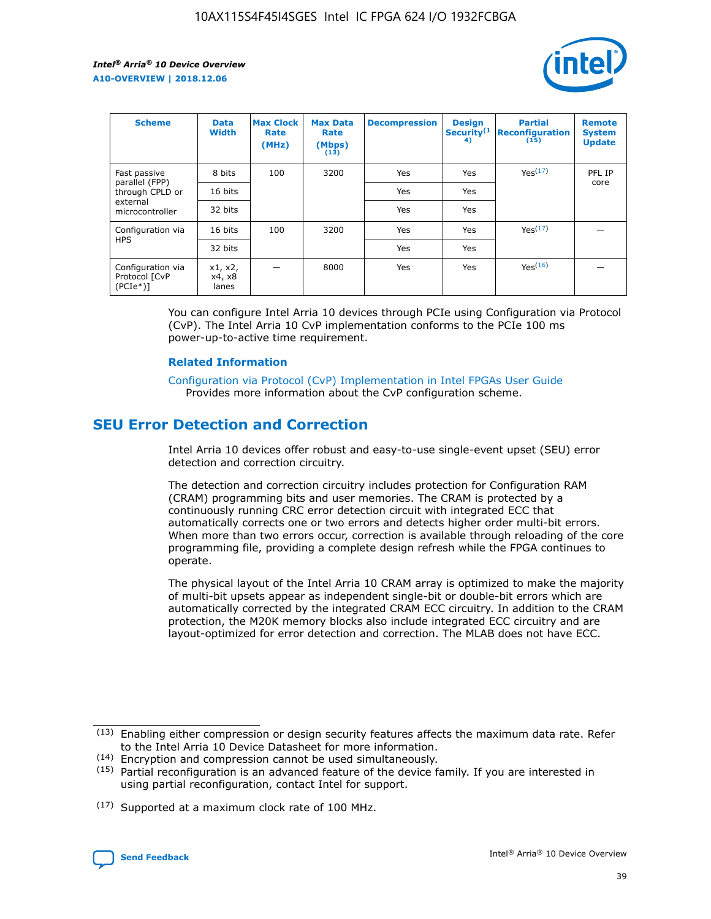| Scheme | Data Width | Max Clock Rate (MHz) | Max Data Rate (Mbps) [13] | Decompression | Design Security[14] | Partial Reconfiguration [15] | Remote System Update |
| --- | --- | --- | --- | --- | --- | --- | --- |
| Fast passive parallel (FPP) through CPLD or external microcontroller | 8 bits | 100 | 3200 | Yes | Yes | Yes[17] | PFL IP core |
| | 16 bits | | | Yes | Yes | | |
| | 32 bits | | | Yes | Yes | | |
| Configuration via HPS | 16 bits | 100 | 3200 | Yes | Yes | Yes[17] | — |
| | 32 bits | | | Yes | Yes | | |
| Configuration via Protocol [CvP (PCIe*)] | x1, x2, x4, x8 lanes | — | 8000 | Yes | Yes | Yes[16] | — |

You can configure Intel Arria 10 devices through PCIe using Configuration via Protocol (CvP). The Intel Arria 10 CvP implementation conforms to the PCIe 100 ms power-up-to-active time requirement.

### Related Information

Configuration via Protocol (CvP) Implementation in Intel FPGAs User Guide
Provides more information about the CvP configuration scheme.

## SEU Error Detection and Correction

Intel Arria 10 devices offer robust and easy-to-use single-event upset (SEU) error detection and correction circuitry.

The detection and correction circuitry includes protection for Configuration RAM (CRAM) programming bits and user memories. The CRAM is protected by a continuously running CRC error detection circuit with integrated ECC that automatically corrects one or two errors and detects higher order multi-bit errors. When more than two errors occur, correction is available through reloading of the core programming file, providing a complete design refresh while the FPGA continues to operate.

The physical layout of the Intel Arria 10 CRAM array is optimized to make the majority of multi-bit upsets appear as independent single-bit or double-bit errors which are automatically corrected by the integrated CRAM ECC circuitry. In addition to the CRAM protection, the M20K memory blocks also include integrated ECC circuitry and are layout-optimized for error detection and correction. The MLAB does not have ECC.

(13) Enabling either compression or design security features affects the maximum data rate. Refer to the Intel Arria 10 Device Datasheet for more information.

(14) Encryption and compression cannot be used simultaneously.

(15) Partial reconfiguration is an advanced feature of the device family. If you are interested in using partial reconfiguration, contact Intel for support.

(17) Supported at a maximum clock rate of 100 MHz.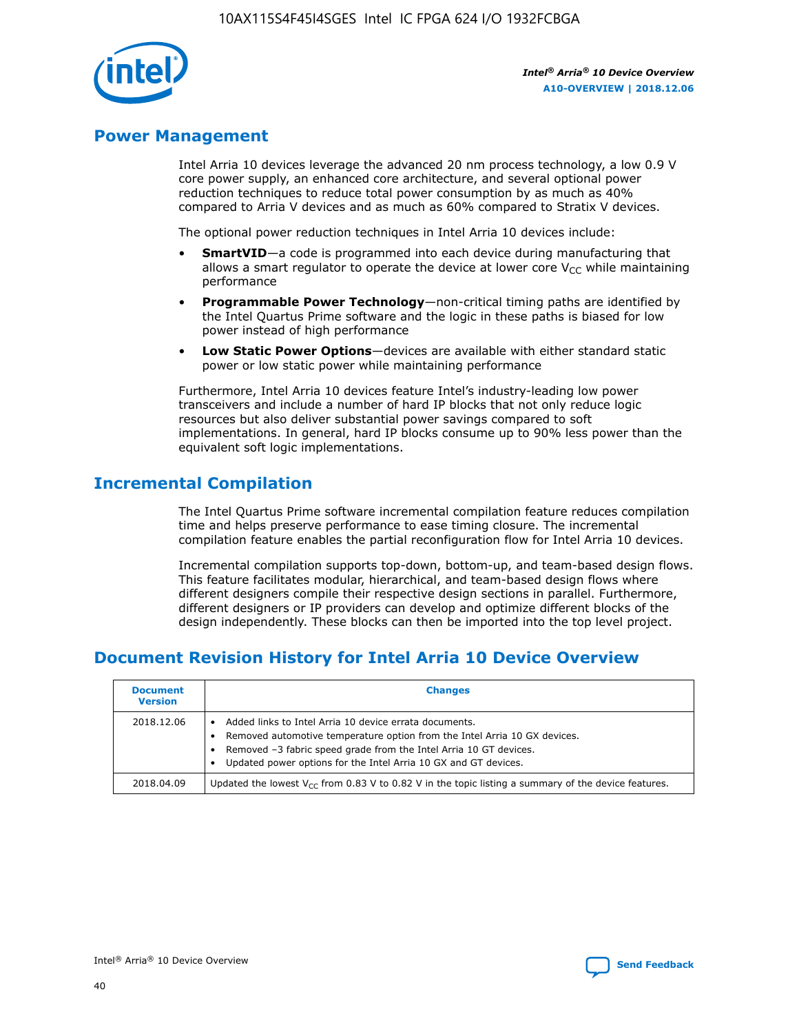## Power Management

Intel Arria 10 devices leverage the advanced 20 nm process technology, a low 0.9 V core power supply, an enhanced core architecture, and several optional power reduction techniques to reduce total power consumption by as much as 40% compared to Arria V devices and as much as 60% compared to Stratix V devices.

The optional power reduction techniques in Intel Arria 10 devices include:

- **SmartVID**—a code is programmed into each device during manufacturing that allows a smart regulator to operate the device at lower core $V_{CC}$ while maintaining performance
- **Programmable Power Technology**—non-critical timing paths are identified by the Intel Quartus Prime software and the logic in these paths is biased for low power instead of high performance
- **Low Static Power Options**—devices are available with either standard static power or low static power while maintaining performance

Furthermore, Intel Arria 10 devices feature Intel's industry-leading low power transceivers and include a number of hard IP blocks that not only reduce logic resources but also deliver substantial power savings compared to soft implementations. In general, hard IP blocks consume up to 90% less power than the equivalent soft logic implementations.

## Incremental Compilation

The Intel Quartus Prime software incremental compilation feature reduces compilation time and helps preserve performance to ease timing closure. The incremental compilation feature enables the partial reconfiguration flow for Intel Arria 10 devices.

Incremental compilation supports top-down, bottom-up, and team-based design flows. This feature facilitates modular, hierarchical, and team-based design flows where different designers compile their respective design sections in parallel. Furthermore, different designers or IP providers can develop and optimize different blocks of the design independently. These blocks can then be imported into the top level project.

## Document Revision History for Intel Arria 10 Device Overview

| Document Version | Changes |
| --- | --- |
| 2018.12.06 | • Added links to Intel Arria 10 device errata documents.<br>• Removed automotive temperature option from the Intel Arria 10 GX devices.<br>• Removed –3 fabric speed grade from the Intel Arria 10 GT devices.<br>• Updated power options for the Intel Arria 10 GX and GT devices. |
| 2018.04.09 | Updated the lowest $V_{CC}$ from 0.83 V to 0.82 V in the topic listing a summary of the device features. |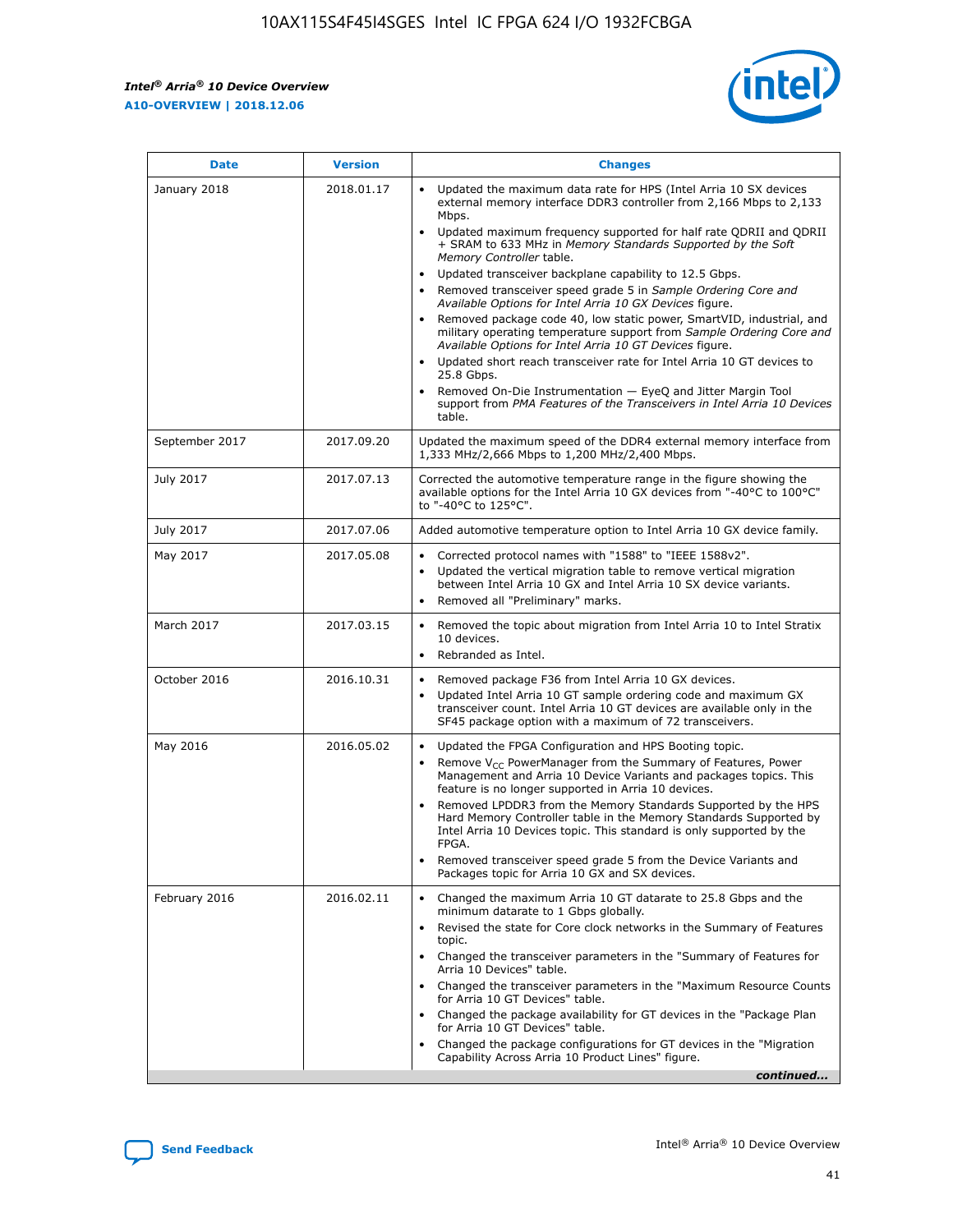| Date | Version | Changes |
| --- | --- | --- |
| January 2018 | 2018.01.17 | • Updated the maximum data rate for HPS (Intel Arria 10 SX devices external memory interface DDR3 controller from 2,166 Mbps to 2,133 Mbps.<br>• Updated maximum frequency supported for half rate QDRII and QDRII + SRAM to 633 MHz in *Memory Standards Supported by the Soft Memory Controller* table.<br>• Updated transceiver backplane capability to 12.5 Gbps.<br>• Removed transceiver speed grade 5 in *Sample Ordering Core and Available Options for Intel Arria 10 GX Devices* figure.<br>• Removed package code 40, low static power, SmartVID, industrial, and military operating temperature support from *Sample Ordering Core and Available Options for Intel Arria 10 GT Devices* figure.<br>• Updated short reach transceiver rate for Intel Arria 10 GT devices to 25.8 Gbps.<br>• Removed On-Die Instrumentation — EyeQ and Jitter Margin Tool support from *PMA Features of the Transceivers in Intel Arria 10 Devices* table. |
| September 2017 | 2017.09.20 | Updated the maximum speed of the DDR4 external memory interface from 1,333 MHz/2,666 Mbps to 1,200 MHz/2,400 Mbps. |
| July 2017 | 2017.07.13 | Corrected the automotive temperature range in the figure showing the available options for the Intel Arria 10 GX devices from "-40°C to 100°C" to "-40°C to 125°C". |
| July 2017 | 2017.07.06 | Added automotive temperature option to Intel Arria 10 GX device family. |
| May 2017 | 2017.05.08 | • Corrected protocol names with "1588" to "IEEE 1588v2".<br>• Updated the vertical migration table to remove vertical migration between Intel Arria 10 GX and Intel Arria 10 SX device variants.<br>• Removed all "Preliminary" marks. |
| March 2017 | 2017.03.15 | • Removed the topic about migration from Intel Arria 10 to Intel Stratix 10 devices.<br>• Rebranded as Intel. |
| October 2016 | 2016.10.31 | • Removed package F36 from Intel Arria 10 GX devices.<br>• Updated Intel Arria 10 GT sample ordering code and maximum GX transceiver count. Intel Arria 10 GT devices are available only in the SF45 package option with a maximum of 72 transceivers. |
| May 2016 | 2016.05.02 | • Updated the FPGA Configuration and HPS Booting topic.<br>• Remove $V_{CC}$ PowerManager from the Summary of Features, Power Management and Arria 10 Device Variants and packages topics. This feature is no longer supported in Arria 10 devices.<br>• Removed LPDDR3 from the Memory Standards Supported by the HPS Hard Memory Controller table in the Memory Standards Supported by Intel Arria 10 Devices topic. This standard is only supported by the FPGA.<br>• Removed transceiver speed grade 5 from the Device Variants and Packages topic for Arria 10 GX and SX devices. |
| February 2016 | 2016.02.11 | • Changed the maximum Arria 10 GT datarate to 25.8 Gbps and the minimum datarate to 1 Gbps globally.<br>• Revised the state for Core clock networks in the Summary of Features topic.<br>• Changed the transceiver parameters in the "Summary of Features for Arria 10 Devices" table.<br>• Changed the transceiver parameters in the "Maximum Resource Counts for Arria 10 GT Devices" table.<br>• Changed the package availability for GT devices in the "Package Plan for Arria 10 GT Devices" table.<br>• Changed the package configurations for GT devices in the "Migration Capability Across Arria 10 Product Lines" figure. |

*continued...*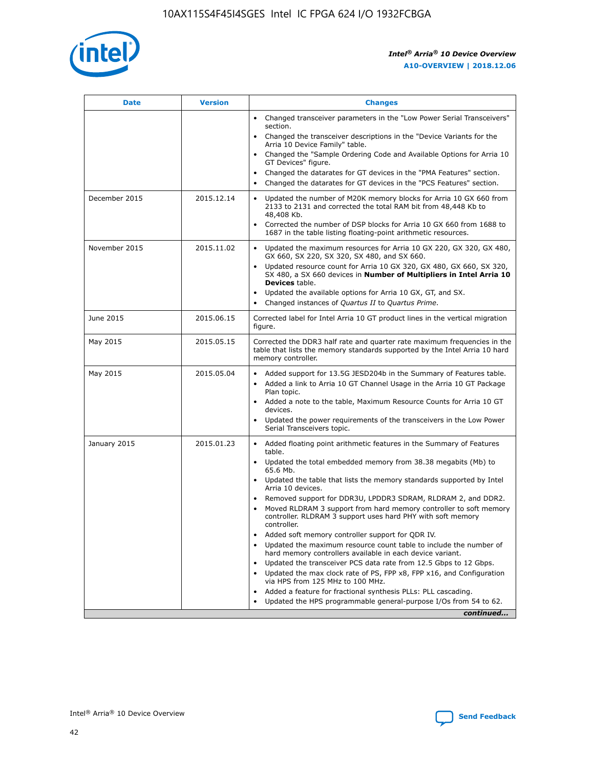| Date | Version | Changes |
| --- | --- | --- |
| | | • Changed transceiver parameters in the "Low Power Serial Transceivers" section.<br>• Changed the transceiver descriptions in the "Device Variants for the Arria 10 Device Family" table.<br>• Changed the "Sample Ordering Code and Available Options for Arria 10 GT Devices" figure.<br>• Changed the datarates for GT devices in the "PMA Features" section.<br>• Changed the datarates for GT devices in the "PCS Features" section. |
| December 2015 | 2015.12.14 | • Updated the number of M20K memory blocks for Arria 10 GX 660 from 2133 to 2131 and corrected the total RAM bit from 48,448 Kb to 48,408 Kb.<br>• Corrected the number of DSP blocks for Arria 10 GX 660 from 1688 to 1687 in the table listing floating-point arithmetic resources. |
| November 2015 | 2015.11.02 | • Updated the maximum resources for Arria 10 GX 220, GX 320, GX 480, GX 660, SX 220, SX 320, SX 480, and SX 660.<br>• Updated resource count for Arria 10 GX 320, GX 480, GX 660, SX 320, SX 480, a SX 660 devices in **Number of Multipliers in Intel Arria 10 Devices** table.<br>• Updated the available options for Arria 10 GX, GT, and SX.<br>• Changed instances of *Quartus II* to *Quartus Prime*. |
| June 2015 | 2015.06.15 | Corrected label for Intel Arria 10 GT product lines in the vertical migration figure. |
| May 2015 | 2015.05.15 | Corrected the DDR3 half rate and quarter rate maximum frequencies in the table that lists the memory standards supported by the Intel Arria 10 hard memory controller. |
| May 2015 | 2015.05.04 | • Added support for 13.5G JESD204b in the Summary of Features table.<br>• Added a link to Arria 10 GT Channel Usage in the Arria 10 GT Package Plan topic.<br>• Added a note to the table, Maximum Resource Counts for Arria 10 GT devices.<br>• Updated the power requirements of the transceivers in the Low Power Serial Transceivers topic. |
| January 2015 | 2015.01.23 | • Added floating point arithmetic features in the Summary of Features table.<br>• Updated the total embedded memory from 38.38 megabits (Mb) to 65.6 Mb.<br>• Updated the table that lists the memory standards supported by Intel Arria 10 devices.<br>• Removed support for DDR3U, LPDDR3 SDRAM, RLDRAM 2, and DDR2.<br>• Moved RLDRAM 3 support from hard memory controller to soft memory controller. RLDRAM 3 support uses hard PHY with soft memory controller.<br>• Added soft memory controller support for QDR IV.<br>• Updated the maximum resource count table to include the number of hard memory controllers available in each device variant.<br>• Updated the transceiver PCS data rate from 12.5 Gbps to 12 Gbps.<br>• Updated the max clock rate of PS, FPP x8, FPP x16, and Configuration via HPS from 125 MHz to 100 MHz.<br>• Added a feature for fractional synthesis PLLs: PLL cascading.<br>• Updated the HPS programmable general-purpose I/Os from 54 to 62. |

*continued...*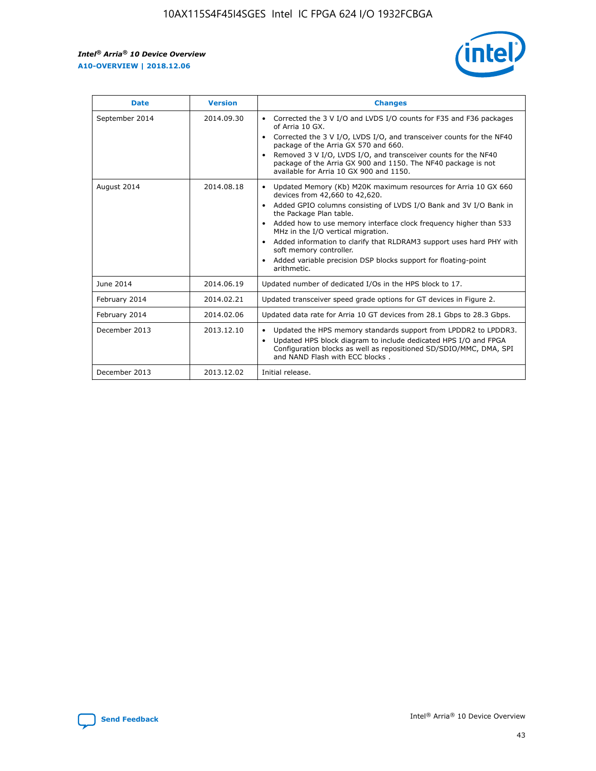| Date | Version | Changes |
| --- | --- | --- |
| September 2014 | 2014.09.30 | • Corrected the 3 V I/O and LVDS I/O counts for F35 and F36 packages of Arria 10 GX.<br>• Corrected the 3 V I/O, LVDS I/O, and transceiver counts for the NF40 package of the Arria GX 570 and 660.<br>• Removed 3 V I/O, LVDS I/O, and transceiver counts for the NF40 package of the Arria GX 900 and 1150. The NF40 package is not available for Arria 10 GX 900 and 1150. |
| August 2014 | 2014.08.18 | • Updated Memory (Kb) M20K maximum resources for Arria 10 GX 660 devices from 42,660 to 42,620.<br>• Added GPIO columns consisting of LVDS I/O Bank and 3V I/O Bank in the Package Plan table.<br>• Added how to use memory interface clock frequency higher than 533 MHz in the I/O vertical migration.<br>• Added information to clarify that RLDRAM3 support uses hard PHY with soft memory controller.<br>• Added variable precision DSP blocks support for floating-point arithmetic. |
| June 2014 | 2014.06.19 | Updated number of dedicated I/Os in the HPS block to 17. |
| February 2014 | 2014.02.21 | Updated transceiver speed grade options for GT devices in Figure 2. |
| February 2014 | 2014.02.06 | Updated data rate for Arria 10 GT devices from 28.1 Gbps to 28.3 Gbps. |
| December 2013 | 2013.12.10 | • Updated the HPS memory standards support from LPDDR2 to LPDDR3.<br>• Updated HPS block diagram to include dedicated HPS I/O and FPGA Configuration blocks as well as repositioned SD/SDIO/MMC, DMA, SPI and NAND Flash with ECC blocks . |
| December 2013 | 2013.12.02 | Initial release. |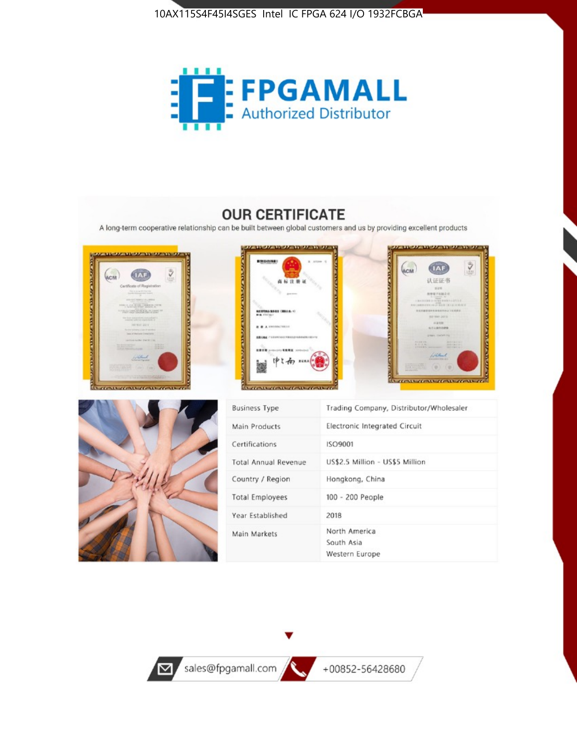FPGAMALL
Authorized Distributor

## OUR CERTIFICATE

A long-term cooperative relationship can be built between global customers and us by providing excellent products

| | |
|---|---|
| Business Type | Trading Company, Distributor/Wholesaler |
| Main Products | Electronic Integrated Circuit |
| Certifications | ISO9001 |
| Total Annual Revenue | US$2.5 Million - US$5 Million |
| Country / Region | Hongkong, China |
| Total Employees | 100 - 200 People |
| Year Established | 2018 |
| Main Markets | North America<br>South Asia<br>Western Europe |

sales@fpgamall.com

+00852-56428680